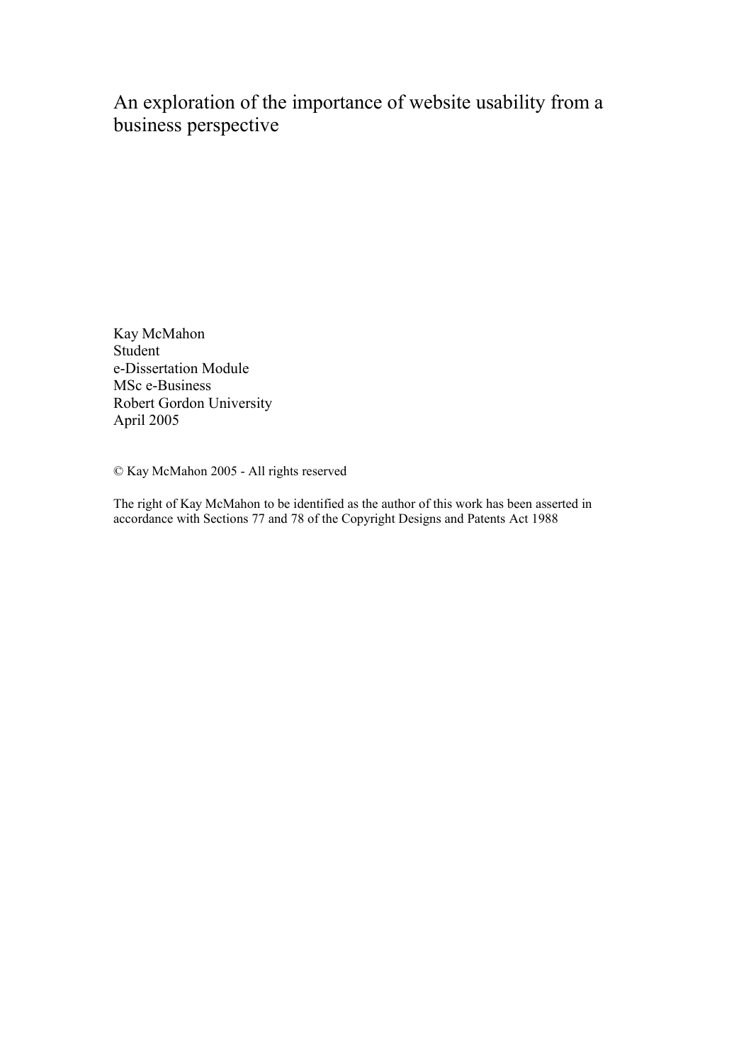# An exploration of the importance of website usability from a business perspective

Kay McMahon
Student
e-Dissertation Module
MSc e-Business
Robert Gordon University
April 2005

© Kay McMahon 2005 - All rights reserved

The right of Kay McMahon to be identified as the author of this work has been asserted in accordance with Sections 77 and 78 of the Copyright Designs and Patents Act 1988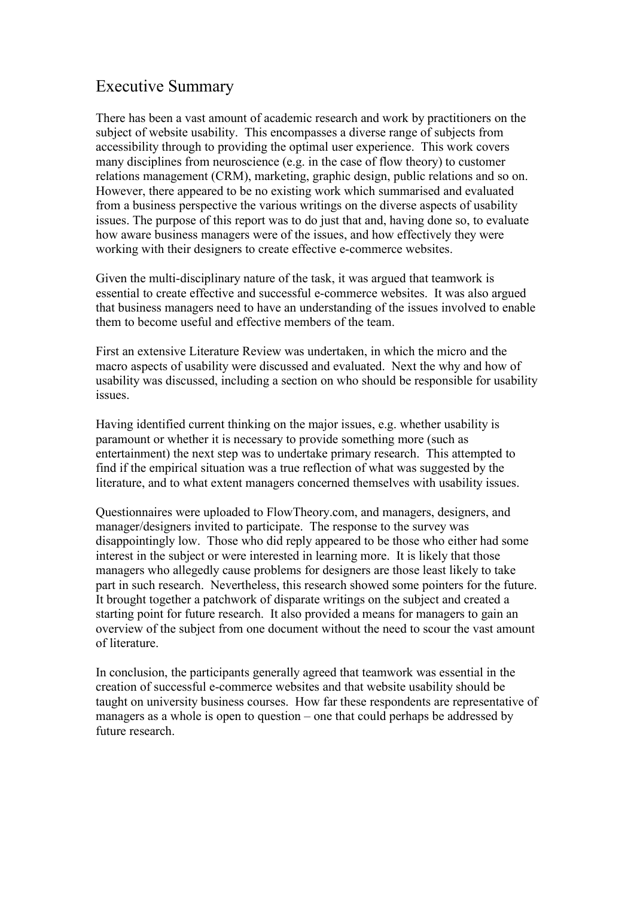# Executive Summary

There has been a vast amount of academic research and work by practitioners on the subject of website usability. This encompasses a diverse range of subjects from accessibility through to providing the optimal user experience. This work covers many disciplines from neuroscience (e.g. in the case of flow theory) to customer relations management (CRM), marketing, graphic design, public relations and so on. However, there appeared to be no existing work which summarised and evaluated from a business perspective the various writings on the diverse aspects of usability issues. The purpose of this report was to do just that and, having done so, to evaluate how aware business managers were of the issues, and how effectively they were working with their designers to create effective e-commerce websites.

Given the multi-disciplinary nature of the task, it was argued that teamwork is essential to create effective and successful e-commerce websites. It was also argued that business managers need to have an understanding of the issues involved to enable them to become useful and effective members of the team.

First an extensive Literature Review was undertaken, in which the micro and the macro aspects of usability were discussed and evaluated. Next the why and how of usability was discussed, including a section on who should be responsible for usability issues.

Having identified current thinking on the major issues, e.g. whether usability is paramount or whether it is necessary to provide something more (such as entertainment) the next step was to undertake primary research. This attempted to find if the empirical situation was a true reflection of what was suggested by the literature, and to what extent managers concerned themselves with usability issues.

Questionnaires were uploaded to FlowTheory.com, and managers, designers, and manager/designers invited to participate. The response to the survey was disappointingly low. Those who did reply appeared to be those who either had some interest in the subject or were interested in learning more. It is likely that those managers who allegedly cause problems for designers are those least likely to take part in such research. Nevertheless, this research showed some pointers for the future. It brought together a patchwork of disparate writings on the subject and created a starting point for future research. It also provided a means for managers to gain an overview of the subject from one document without the need to scour the vast amount of literature.

In conclusion, the participants generally agreed that teamwork was essential in the creation of successful e-commerce websites and that website usability should be taught on university business courses. How far these respondents are representative of managers as a whole is open to question – one that could perhaps be addressed by future research.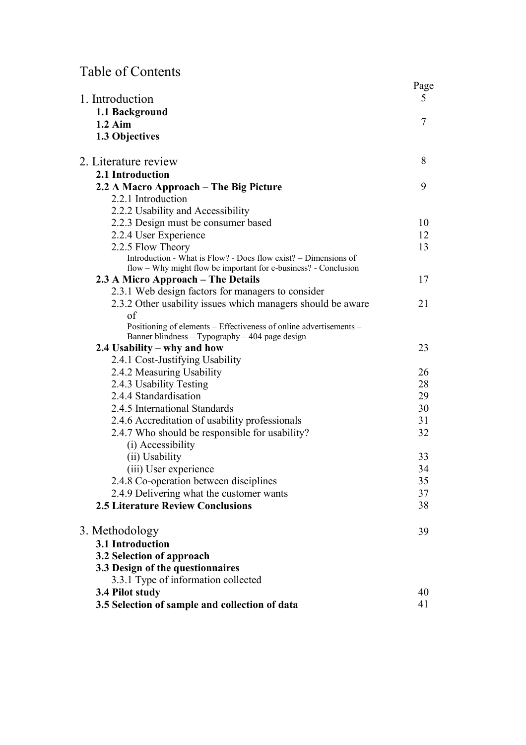# Table of Contents

| | Page |
|---|---|
| 1. Introduction | 5 |
| **1.1 Background** | |
| **1.2 Aim** | 7 |
| **1.3 Objectives** | |
| | |
| 2. Literature review | 8 |
| **2.1 Introduction** | |
| **2.2 A Macro Approach – The Big Picture** | 9 |
| 2.2.1 Introduction | |
| 2.2.2 Usability and Accessibility | |
| 2.2.3 Design must be consumer based | 10 |
| 2.2.4 User Experience | 12 |
| 2.2.5 Flow Theory | 13 |
| Introduction - What is Flow? - Does flow exist? – Dimensions of flow – Why might flow be important for e-business? - Conclusion | |
| **2.3 A Micro Approach – The Details** | 17 |
| 2.3.1 Web design factors for managers to consider | |
| 2.3.2 Other usability issues which managers should be aware of | 21 |
| Positioning of elements – Effectiveness of online advertisements – Banner blindness – Typography – 404 page design | |
| **2.4 Usability – why and how** | 23 |
| 2.4.1 Cost-Justifying Usability | |
| 2.4.2 Measuring Usability | 26 |
| 2.4.3 Usability Testing | 28 |
| 2.4.4 Standardisation | 29 |
| 2.4.5 International Standards | 30 |
| 2.4.6 Accreditation of usability professionals | 31 |
| 2.4.7 Who should be responsible for usability? | 32 |
| (i) Accessibility | |
| (ii) Usability | 33 |
| (iii) User experience | 34 |
| 2.4.8 Co-operation between disciplines | 35 |
| 2.4.9 Delivering what the customer wants | 37 |
| **2.5 Literature Review Conclusions** | 38 |
| | |
| 3. Methodology | 39 |
| **3.1 Introduction** | |
| **3.2 Selection of approach** | |
| **3.3 Design of the questionnaires** | |
| 3.3.1 Type of information collected | |
| **3.4 Pilot study** | 40 |
| **3.5 Selection of sample and collection of data** | 41 |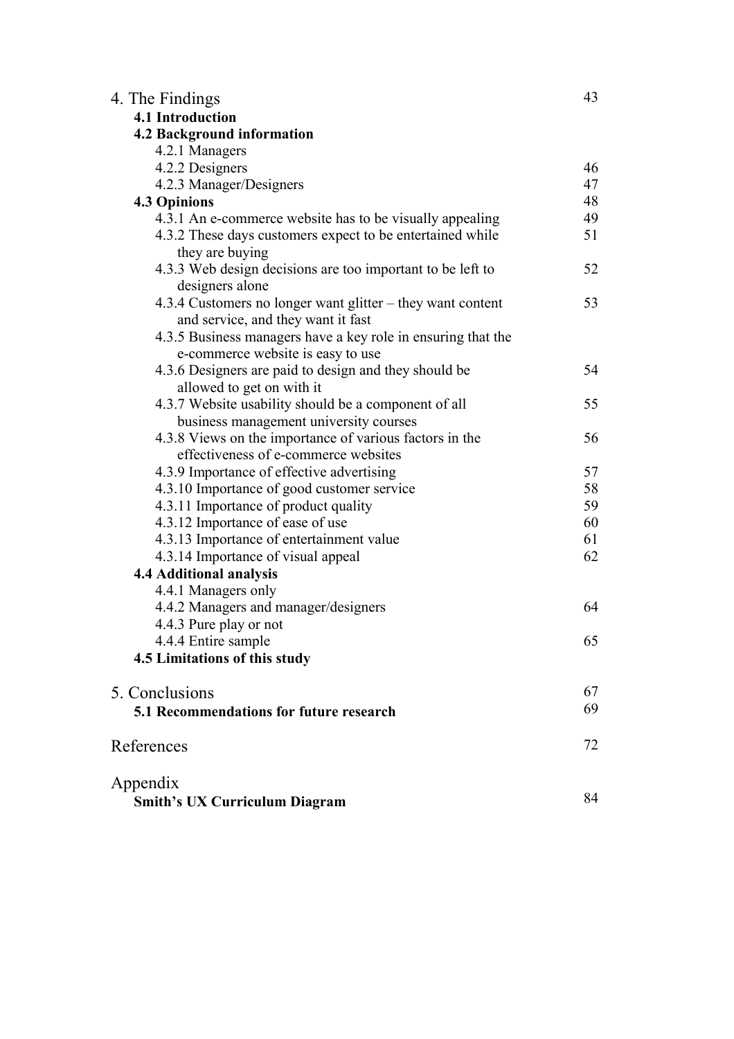4. The Findings 43

**4.1 Introduction**

**4.2 Background information**

4.2.1 Managers

4.2.2 Designers 46

4.2.3 Manager/Designers 47

**4.3 Opinions** 48

4.3.1 An e-commerce website has to be visually appealing 49

4.3.2 These days customers expect to be entertained while they are buying 51

4.3.3 Web design decisions are too important to be left to designers alone 52

4.3.4 Customers no longer want glitter – they want content and service, and they want it fast 53

4.3.5 Business managers have a key role in ensuring that the e-commerce website is easy to use

4.3.6 Designers are paid to design and they should be allowed to get on with it 54

4.3.7 Website usability should be a component of all business management university courses 55

4.3.8 Views on the importance of various factors in the effectiveness of e-commerce websites 56

4.3.9 Importance of effective advertising 57

4.3.10 Importance of good customer service 58

4.3.11 Importance of product quality 59

4.3.12 Importance of ease of use 60

4.3.13 Importance of entertainment value 61

4.3.14 Importance of visual appeal 62

**4.4 Additional analysis**

4.4.1 Managers only

4.4.2 Managers and manager/designers 64

4.4.3 Pure play or not

4.4.4 Entire sample 65

**4.5 Limitations of this study**

5. Conclusions 67

**5.1 Recommendations for future research** 69

References 72

Appendix

**Smith's UX Curriculum Diagram** 84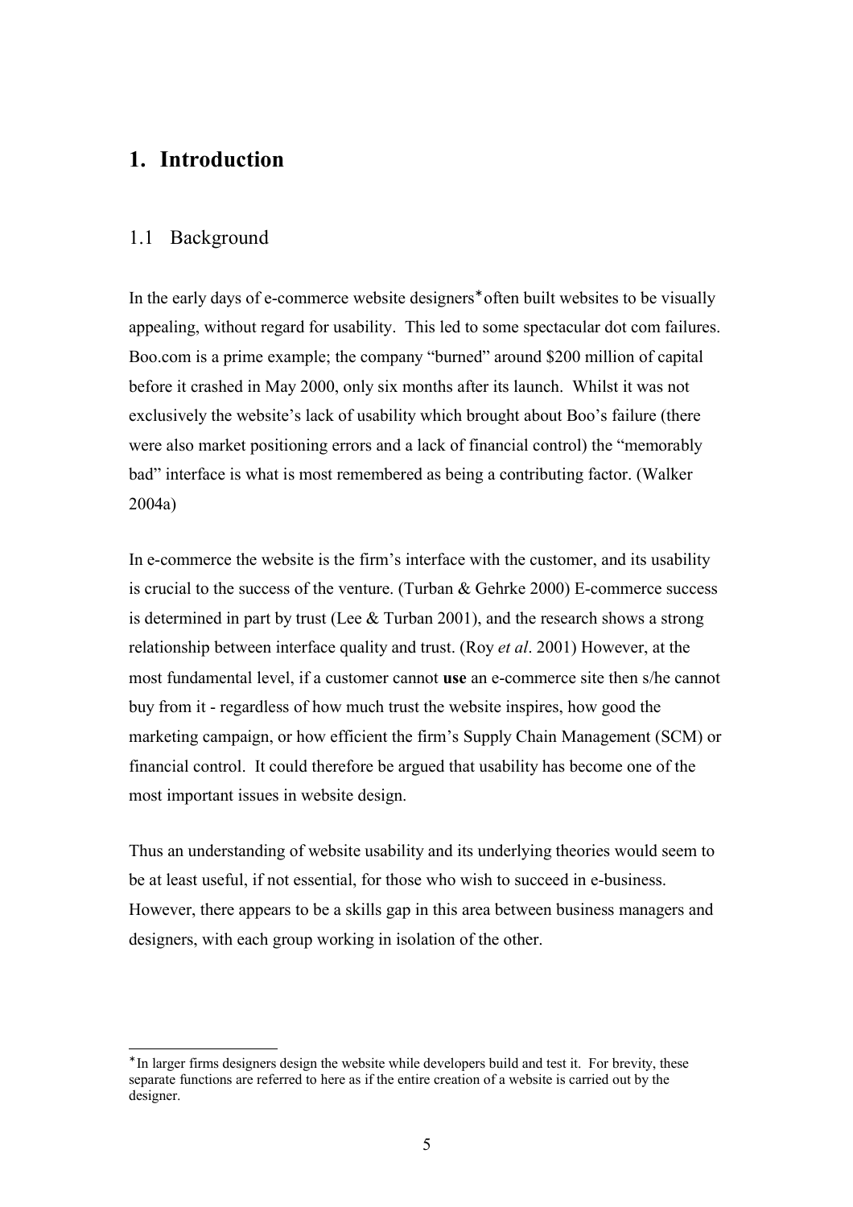# 1. Introduction

## 1.1 Background

In the early days of e-commerce website designers* often built websites to be visually appealing, without regard for usability. This led to some spectacular dot com failures. Boo.com is a prime example; the company "burned" around $200 million of capital before it crashed in May 2000, only six months after its launch. Whilst it was not exclusively the website's lack of usability which brought about Boo's failure (there were also market positioning errors and a lack of financial control) the "memorably bad" interface is what is most remembered as being a contributing factor. (Walker 2004a)

In e-commerce the website is the firm's interface with the customer, and its usability is crucial to the success of the venture. (Turban & Gehrke 2000) E-commerce success is determined in part by trust (Lee & Turban 2001), and the research shows a strong relationship between interface quality and trust. (Roy *et al*. 2001) However, at the most fundamental level, if a customer cannot **use** an e-commerce site then s/he cannot buy from it - regardless of how much trust the website inspires, how good the marketing campaign, or how efficient the firm's Supply Chain Management (SCM) or financial control. It could therefore be argued that usability has become one of the most important issues in website design.

Thus an understanding of website usability and its underlying theories would seem to be at least useful, if not essential, for those who wish to succeed in e-business. However, there appears to be a skills gap in this area between business managers and designers, with each group working in isolation of the other.

---

* In larger firms designers design the website while developers build and test it. For brevity, these separate functions are referred to here as if the entire creation of a website is carried out by the designer.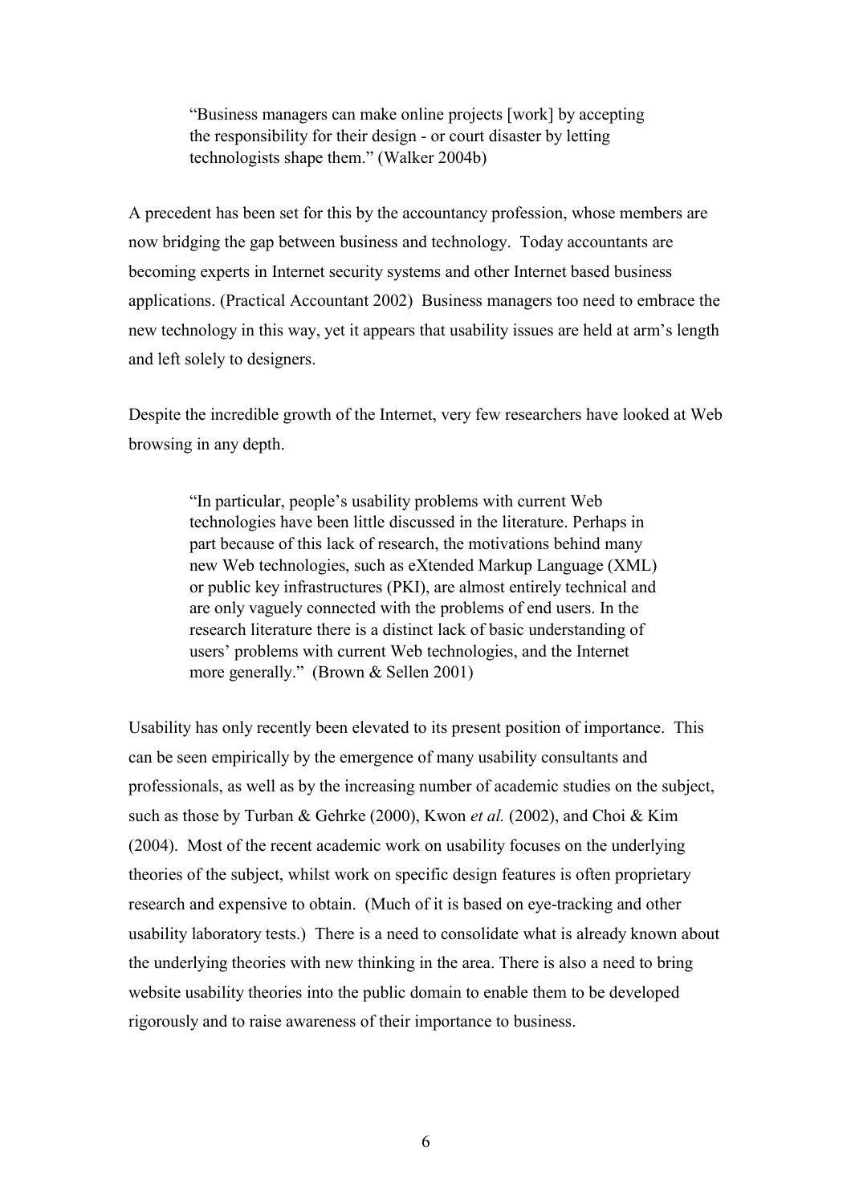> "Business managers can make online projects [work] by accepting the responsibility for their design - or court disaster by letting technologists shape them." (Walker 2004b)

A precedent has been set for this by the accountancy profession, whose members are now bridging the gap between business and technology. Today accountants are becoming experts in Internet security systems and other Internet based business applications. (Practical Accountant 2002) Business managers too need to embrace the new technology in this way, yet it appears that usability issues are held at arm's length and left solely to designers.

Despite the incredible growth of the Internet, very few researchers have looked at Web browsing in any depth.

> "In particular, people's usability problems with current Web technologies have been little discussed in the literature. Perhaps in part because of this lack of research, the motivations behind many new Web technologies, such as eXtended Markup Language (XML) or public key infrastructures (PKI), are almost entirely technical and are only vaguely connected with the problems of end users. In the research literature there is a distinct lack of basic understanding of users' problems with current Web technologies, and the Internet more generally." (Brown & Sellen 2001)

Usability has only recently been elevated to its present position of importance. This can be seen empirically by the emergence of many usability consultants and professionals, as well as by the increasing number of academic studies on the subject, such as those by Turban & Gehrke (2000), Kwon *et al.* (2002), and Choi & Kim (2004). Most of the recent academic work on usability focuses on the underlying theories of the subject, whilst work on specific design features is often proprietary research and expensive to obtain. (Much of it is based on eye-tracking and other usability laboratory tests.) There is a need to consolidate what is already known about the underlying theories with new thinking in the area. There is also a need to bring website usability theories into the public domain to enable them to be developed rigorously and to raise awareness of their importance to business.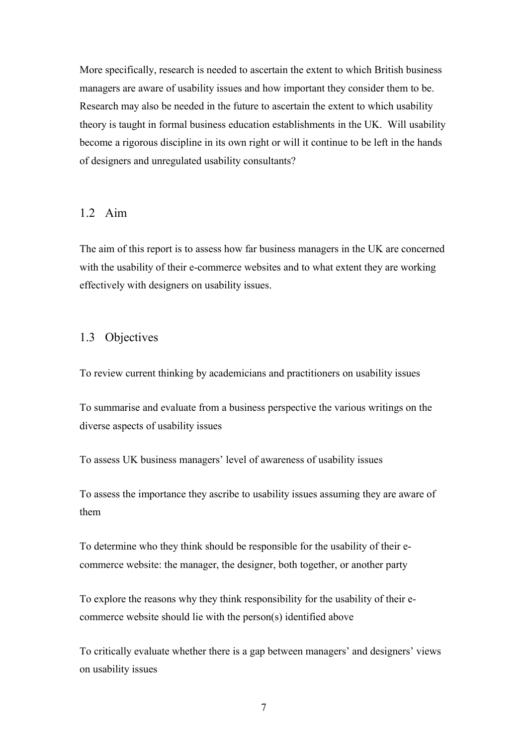More specifically, research is needed to ascertain the extent to which British business managers are aware of usability issues and how important they consider them to be. Research may also be needed in the future to ascertain the extent to which usability theory is taught in formal business education establishments in the UK. Will usability become a rigorous discipline in its own right or will it continue to be left in the hands of designers and unregulated usability consultants?

## 1.2 Aim

The aim of this report is to assess how far business managers in the UK are concerned with the usability of their e-commerce websites and to what extent they are working effectively with designers on usability issues.

## 1.3 Objectives

To review current thinking by academicians and practitioners on usability issues

To summarise and evaluate from a business perspective the various writings on the diverse aspects of usability issues

To assess UK business managers' level of awareness of usability issues

To assess the importance they ascribe to usability issues assuming they are aware of them

To determine who they think should be responsible for the usability of their e-commerce website: the manager, the designer, both together, or another party

To explore the reasons why they think responsibility for the usability of their e-commerce website should lie with the person(s) identified above

To critically evaluate whether there is a gap between managers' and designers' views on usability issues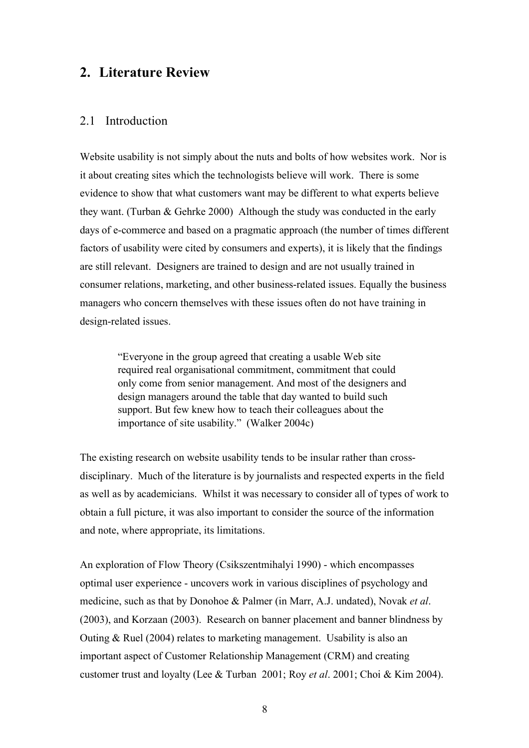## 2. Literature Review

### 2.1 Introduction

Website usability is not simply about the nuts and bolts of how websites work. Nor is it about creating sites which the technologists believe will work. There is some evidence to show that what customers want may be different to what experts believe they want. (Turban & Gehrke 2000) Although the study was conducted in the early days of e-commerce and based on a pragmatic approach (the number of times different factors of usability were cited by consumers and experts), it is likely that the findings are still relevant. Designers are trained to design and are not usually trained in consumer relations, marketing, and other business-related issues. Equally the business managers who concern themselves with these issues often do not have training in design-related issues.

> "Everyone in the group agreed that creating a usable Web site required real organisational commitment, commitment that could only come from senior management. And most of the designers and design managers around the table that day wanted to build such support. But few knew how to teach their colleagues about the importance of site usability." (Walker 2004c)

The existing research on website usability tends to be insular rather than cross-disciplinary. Much of the literature is by journalists and respected experts in the field as well as by academicians. Whilst it was necessary to consider all of types of work to obtain a full picture, it was also important to consider the source of the information and note, where appropriate, its limitations.

An exploration of Flow Theory (Csikszentmihalyi 1990) - which encompasses optimal user experience - uncovers work in various disciplines of psychology and medicine, such as that by Donohoe & Palmer (in Marr, A.J. undated), Novak *et al*. (2003), and Korzaan (2003). Research on banner placement and banner blindness by Outing & Ruel (2004) relates to marketing management. Usability is also an important aspect of Customer Relationship Management (CRM) and creating customer trust and loyalty (Lee & Turban 2001; Roy *et al*. 2001; Choi & Kim 2004).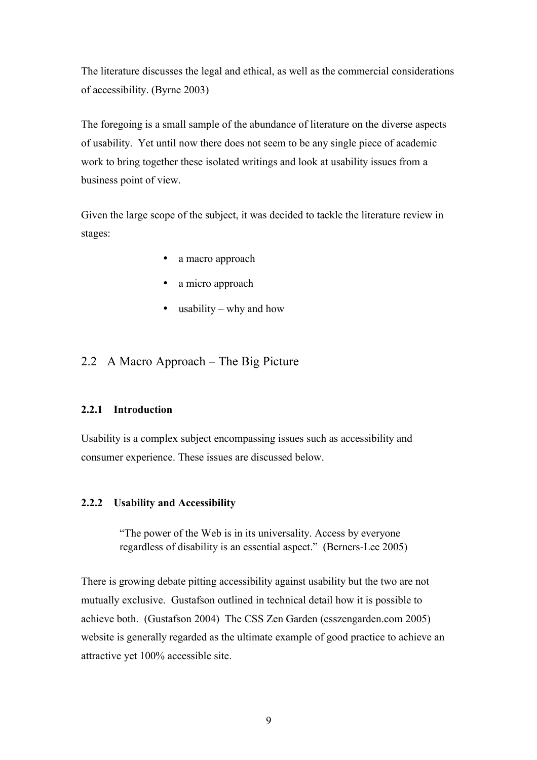The literature discusses the legal and ethical, as well as the commercial considerations of accessibility. (Byrne 2003)

The foregoing is a small sample of the abundance of literature on the diverse aspects of usability. Yet until now there does not seem to be any single piece of academic work to bring together these isolated writings and look at usability issues from a business point of view.

Given the large scope of the subject, it was decided to tackle the literature review in stages:

- a macro approach
- a micro approach
- usability – why and how

## 2.2 A Macro Approach – The Big Picture

### 2.2.1 Introduction

Usability is a complex subject encompassing issues such as accessibility and consumer experience. These issues are discussed below.

### 2.2.2 Usability and Accessibility

> "The power of the Web is in its universality. Access by everyone regardless of disability is an essential aspect." (Berners-Lee 2005)

There is growing debate pitting accessibility against usability but the two are not mutually exclusive. Gustafson outlined in technical detail how it is possible to achieve both. (Gustafson 2004) The CSS Zen Garden (csszengarden.com 2005) website is generally regarded as the ultimate example of good practice to achieve an attractive yet 100% accessible site.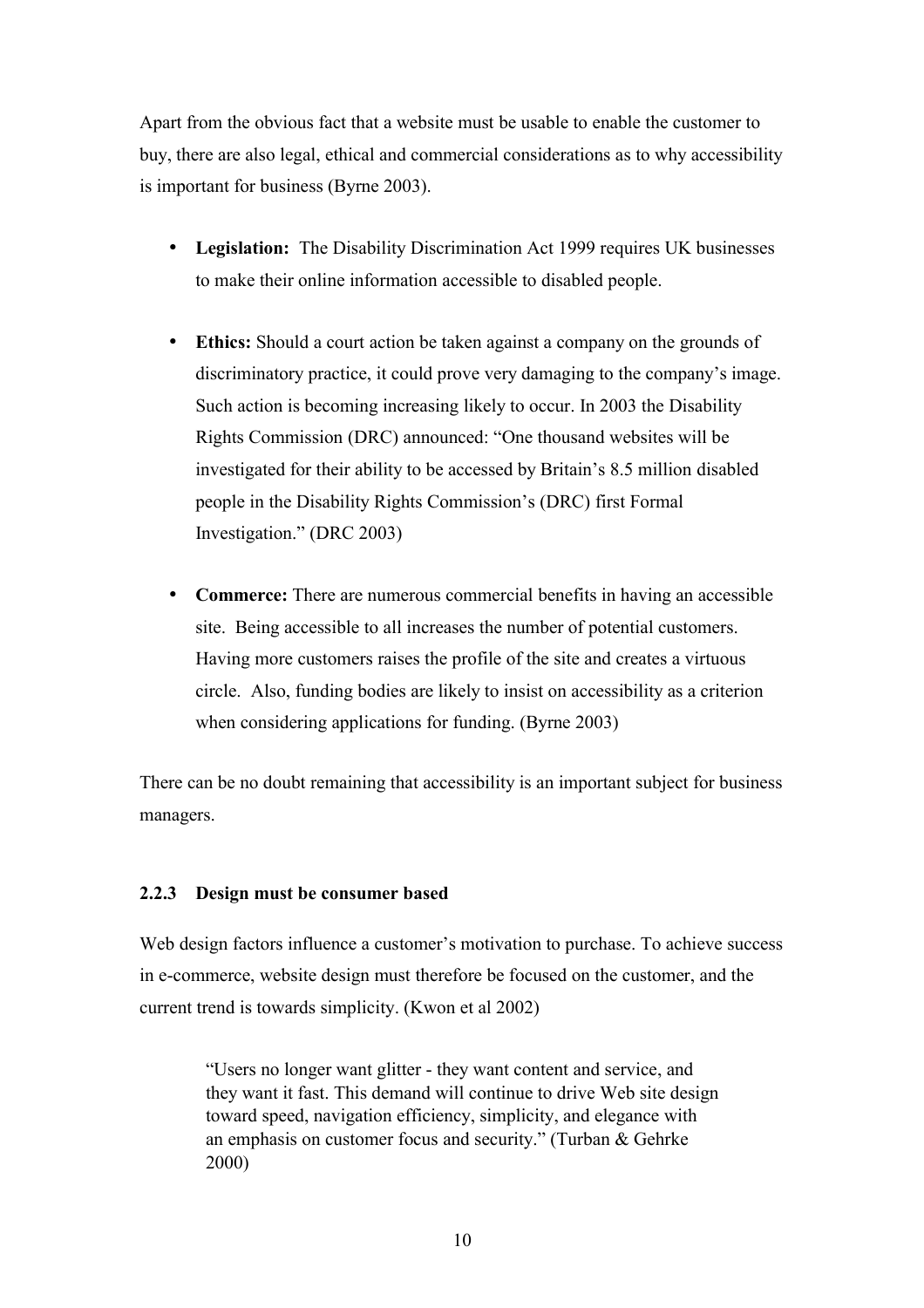Apart from the obvious fact that a website must be usable to enable the customer to buy, there are also legal, ethical and commercial considerations as to why accessibility is important for business (Byrne 2003).

- **Legislation:** The Disability Discrimination Act 1999 requires UK businesses to make their online information accessible to disabled people.

- **Ethics:** Should a court action be taken against a company on the grounds of discriminatory practice, it could prove very damaging to the company's image. Such action is becoming increasing likely to occur. In 2003 the Disability Rights Commission (DRC) announced: "One thousand websites will be investigated for their ability to be accessed by Britain's 8.5 million disabled people in the Disability Rights Commission's (DRC) first Formal Investigation." (DRC 2003)

- **Commerce:** There are numerous commercial benefits in having an accessible site. Being accessible to all increases the number of potential customers. Having more customers raises the profile of the site and creates a virtuous circle. Also, funding bodies are likely to insist on accessibility as a criterion when considering applications for funding. (Byrne 2003)

There can be no doubt remaining that accessibility is an important subject for business managers.

### 2.2.3 Design must be consumer based

Web design factors influence a customer's motivation to purchase. To achieve success in e-commerce, website design must therefore be focused on the customer, and the current trend is towards simplicity. (Kwon et al 2002)

> "Users no longer want glitter - they want content and service, and they want it fast. This demand will continue to drive Web site design toward speed, navigation efficiency, simplicity, and elegance with an emphasis on customer focus and security." (Turban & Gehrke 2000)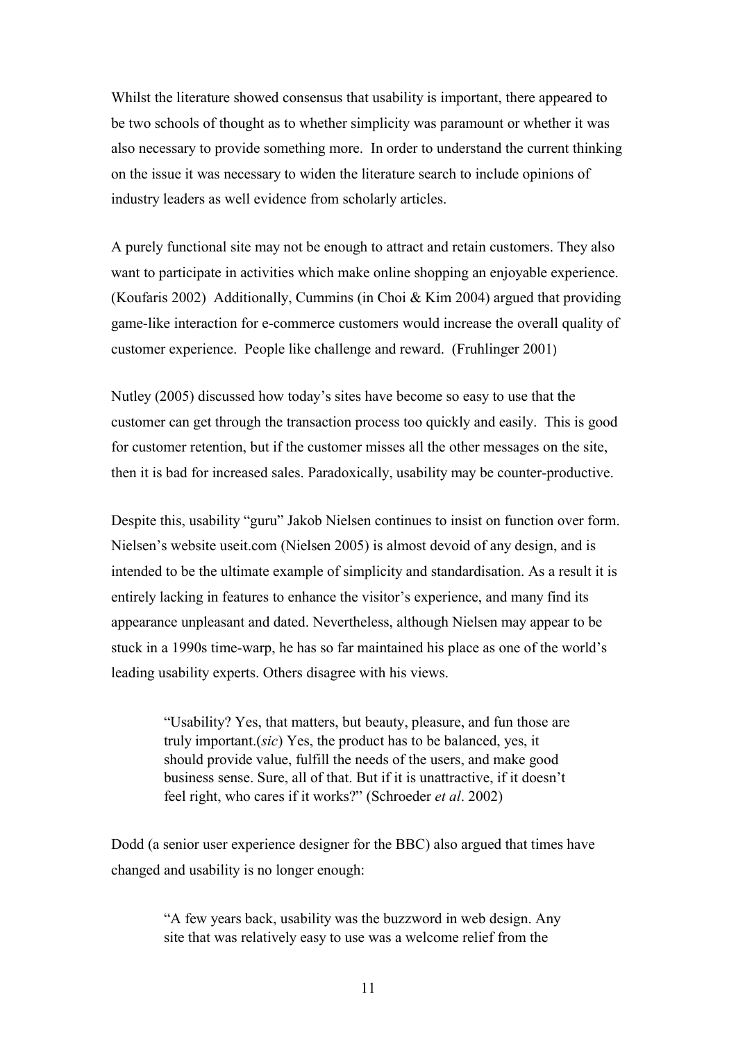Whilst the literature showed consensus that usability is important, there appeared to be two schools of thought as to whether simplicity was paramount or whether it was also necessary to provide something more.  In order to understand the current thinking on the issue it was necessary to widen the literature search to include opinions of industry leaders as well evidence from scholarly articles.

A purely functional site may not be enough to attract and retain customers. They also want to participate in activities which make online shopping an enjoyable experience. (Koufaris 2002)  Additionally, Cummins (in Choi & Kim 2004) argued that providing game-like interaction for e-commerce customers would increase the overall quality of customer experience.  People like challenge and reward.  (Fruhlinger 2001)

Nutley (2005) discussed how today's sites have become so easy to use that the customer can get through the transaction process too quickly and easily.  This is good for customer retention, but if the customer misses all the other messages on the site, then it is bad for increased sales. Paradoxically, usability may be counter-productive.

Despite this, usability "guru" Jakob Nielsen continues to insist on function over form. Nielsen's website useit.com (Nielsen 2005) is almost devoid of any design, and is intended to be the ultimate example of simplicity and standardisation. As a result it is entirely lacking in features to enhance the visitor's experience, and many find its appearance unpleasant and dated. Nevertheless, although Nielsen may appear to be stuck in a 1990s time-warp, he has so far maintained his place as one of the world's leading usability experts. Others disagree with his views.

> "Usability? Yes, that matters, but beauty, pleasure, and fun those are truly important.(*sic*) Yes, the product has to be balanced, yes, it should provide value, fulfill the needs of the users, and make good business sense. Sure, all of that. But if it is unattractive, if it doesn't feel right, who cares if it works?" (Schroeder *et al*. 2002)

Dodd (a senior user experience designer for the BBC) also argued that times have changed and usability is no longer enough:

> "A few years back, usability was the buzzword in web design. Any site that was relatively easy to use was a welcome relief from the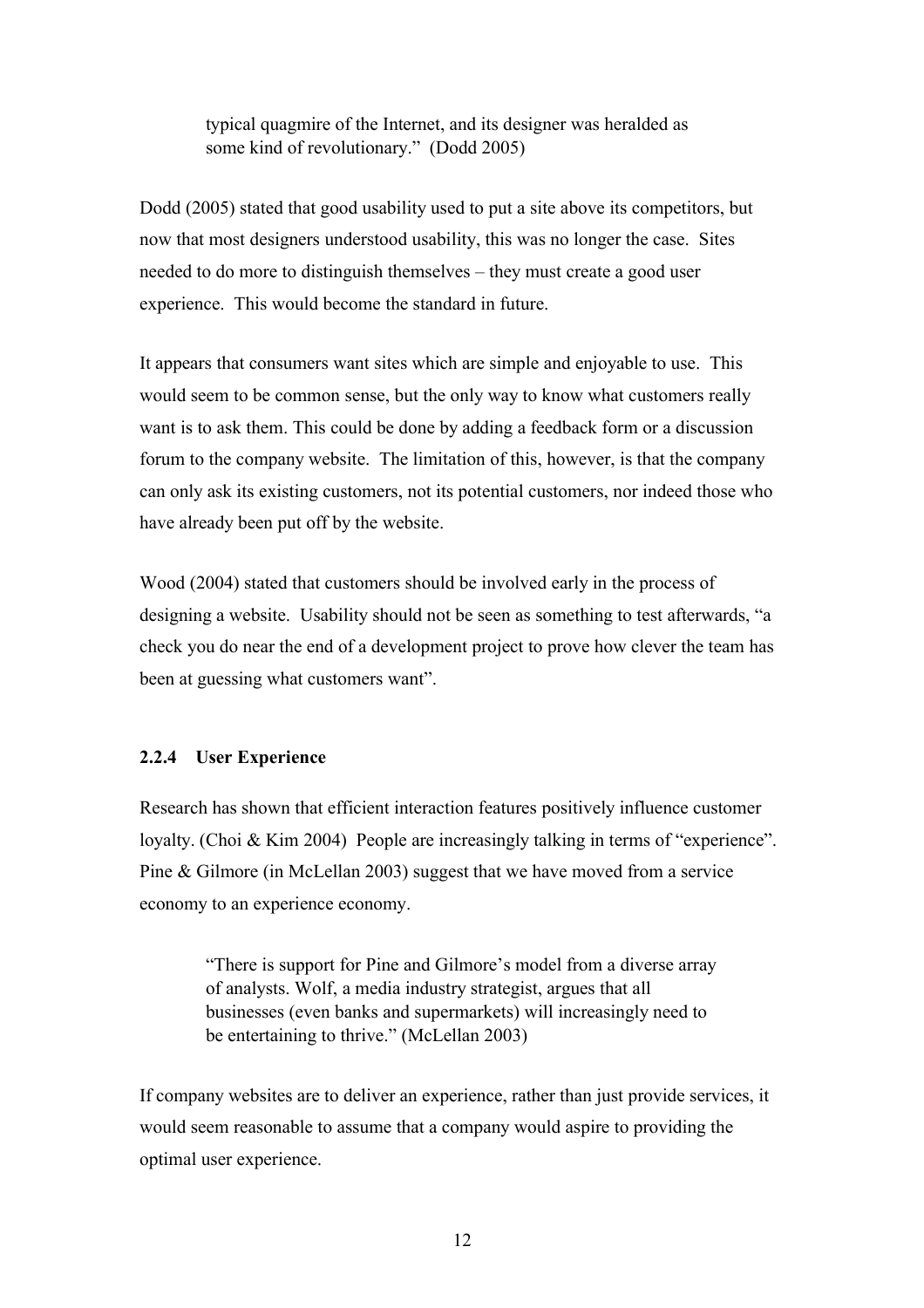> typical quagmire of the Internet, and its designer was heralded as some kind of revolutionary." (Dodd 2005)

Dodd (2005) stated that good usability used to put a site above its competitors, but now that most designers understood usability, this was no longer the case. Sites needed to do more to distinguish themselves – they must create a good user experience. This would become the standard in future.

It appears that consumers want sites which are simple and enjoyable to use. This would seem to be common sense, but the only way to know what customers really want is to ask them. This could be done by adding a feedback form or a discussion forum to the company website. The limitation of this, however, is that the company can only ask its existing customers, not its potential customers, nor indeed those who have already been put off by the website.

Wood (2004) stated that customers should be involved early in the process of designing a website. Usability should not be seen as something to test afterwards, "a check you do near the end of a development project to prove how clever the team has been at guessing what customers want".

### 2.2.4 User Experience

Research has shown that efficient interaction features positively influence customer loyalty. (Choi & Kim 2004) People are increasingly talking in terms of "experience". Pine & Gilmore (in McLellan 2003) suggest that we have moved from a service economy to an experience economy.

> "There is support for Pine and Gilmore's model from a diverse array of analysts. Wolf, a media industry strategist, argues that all businesses (even banks and supermarkets) will increasingly need to be entertaining to thrive." (McLellan 2003)

If company websites are to deliver an experience, rather than just provide services, it would seem reasonable to assume that a company would aspire to providing the optimal user experience.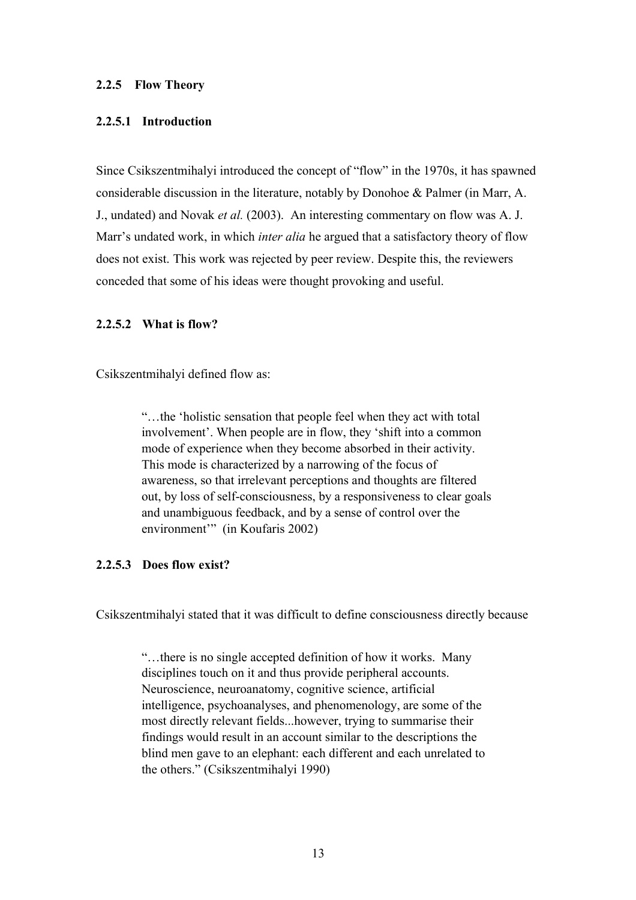### 2.2.5 Flow Theory

#### 2.2.5.1 Introduction

Since Csikszentmihalyi introduced the concept of "flow" in the 1970s, it has spawned considerable discussion in the literature, notably by Donohoe & Palmer (in Marr, A. J., undated) and Novak *et al.* (2003). An interesting commentary on flow was A. J. Marr's undated work, in which *inter alia* he argued that a satisfactory theory of flow does not exist. This work was rejected by peer review. Despite this, the reviewers conceded that some of his ideas were thought provoking and useful.

#### 2.2.5.2 What is flow?

Csikszentmihalyi defined flow as:

> "…the 'holistic sensation that people feel when they act with total involvement'. When people are in flow, they 'shift into a common mode of experience when they become absorbed in their activity. This mode is characterized by a narrowing of the focus of awareness, so that irrelevant perceptions and thoughts are filtered out, by loss of self-consciousness, by a responsiveness to clear goals and unambiguous feedback, and by a sense of control over the environment'" (in Koufaris 2002)

#### 2.2.5.3 Does flow exist?

Csikszentmihalyi stated that it was difficult to define consciousness directly because

> "…there is no single accepted definition of how it works. Many disciplines touch on it and thus provide peripheral accounts. Neuroscience, neuroanatomy, cognitive science, artificial intelligence, psychoanalyses, and phenomenology, are some of the most directly relevant fields...however, trying to summarise their findings would result in an account similar to the descriptions the blind men gave to an elephant: each different and each unrelated to the others." (Csikszentmihalyi 1990)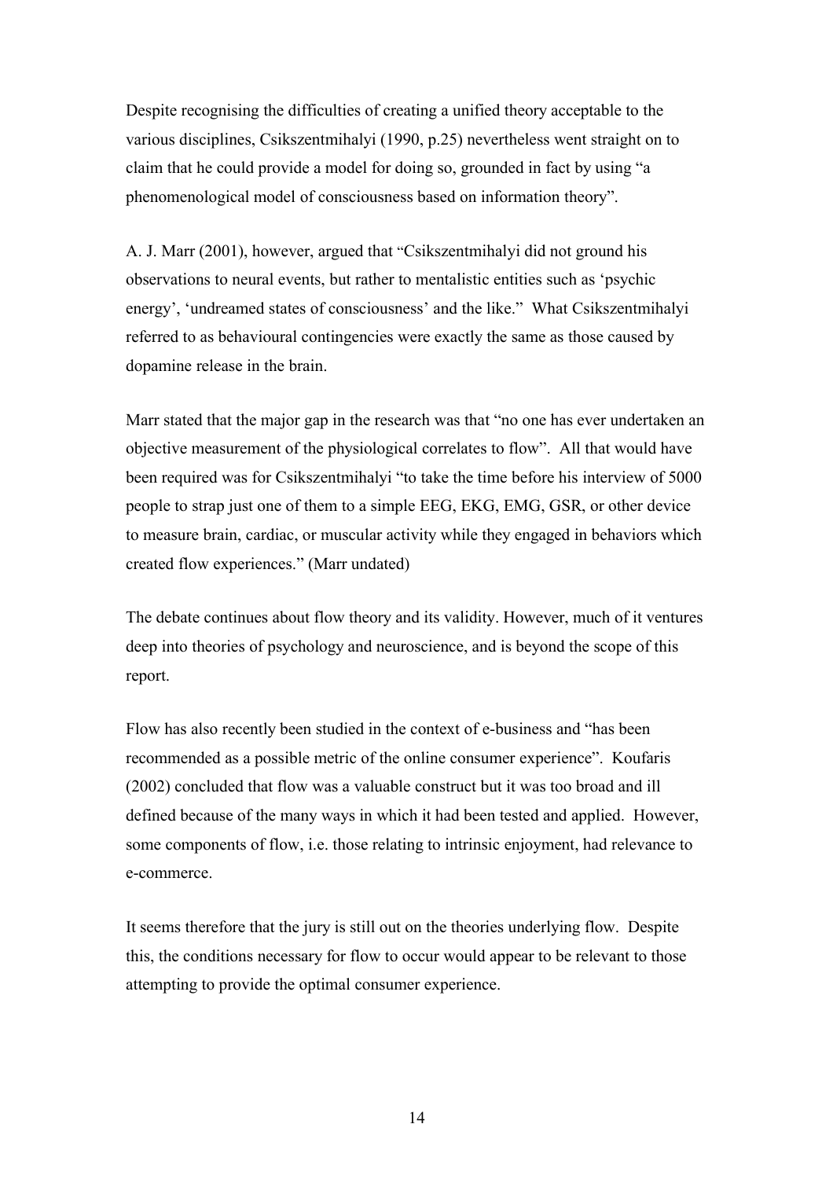Despite recognising the difficulties of creating a unified theory acceptable to the various disciplines, Csikszentmihalyi (1990, p.25) nevertheless went straight on to claim that he could provide a model for doing so, grounded in fact by using "a phenomenological model of consciousness based on information theory".

A. J. Marr (2001), however, argued that "Csikszentmihalyi did not ground his observations to neural events, but rather to mentalistic entities such as 'psychic energy', 'undreamed states of consciousness' and the like." What Csikszentmihalyi referred to as behavioural contingencies were exactly the same as those caused by dopamine release in the brain.

Marr stated that the major gap in the research was that "no one has ever undertaken an objective measurement of the physiological correlates to flow". All that would have been required was for Csikszentmihalyi "to take the time before his interview of 5000 people to strap just one of them to a simple EEG, EKG, EMG, GSR, or other device to measure brain, cardiac, or muscular activity while they engaged in behaviors which created flow experiences." (Marr undated)

The debate continues about flow theory and its validity. However, much of it ventures deep into theories of psychology and neuroscience, and is beyond the scope of this report.

Flow has also recently been studied in the context of e-business and "has been recommended as a possible metric of the online consumer experience". Koufaris (2002) concluded that flow was a valuable construct but it was too broad and ill defined because of the many ways in which it had been tested and applied. However, some components of flow, i.e. those relating to intrinsic enjoyment, had relevance to e-commerce.

It seems therefore that the jury is still out on the theories underlying flow. Despite this, the conditions necessary for flow to occur would appear to be relevant to those attempting to provide the optimal consumer experience.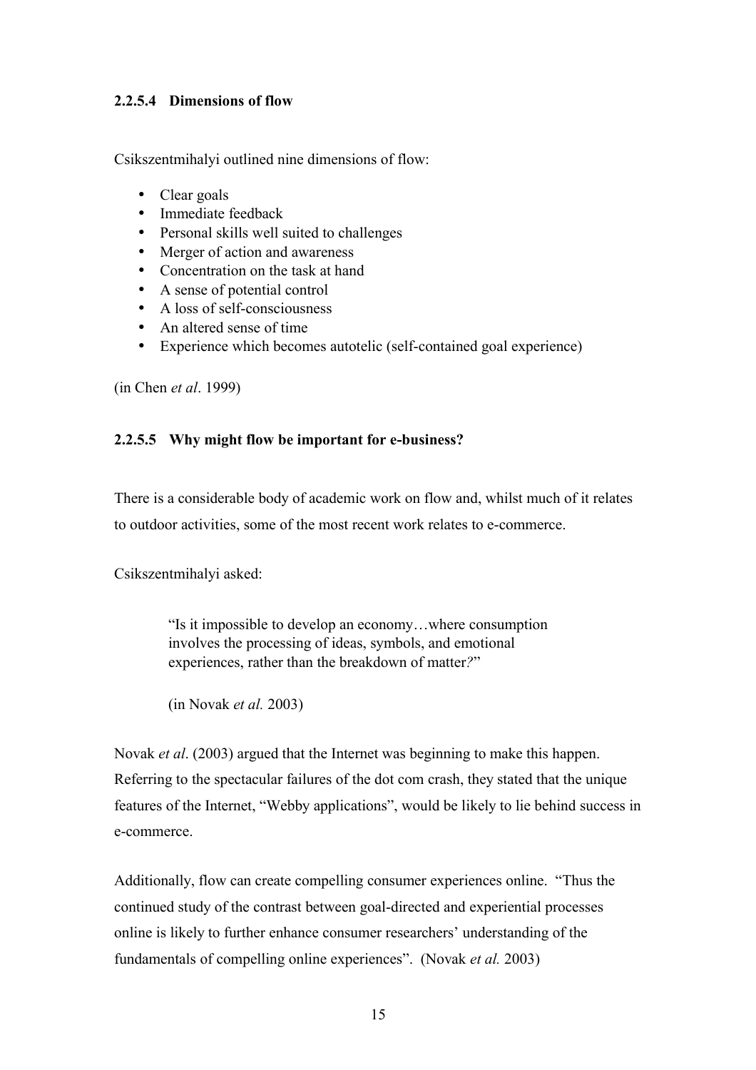#### 2.2.5.4 Dimensions of flow

Csikszentmihalyi outlined nine dimensions of flow:

- Clear goals
- Immediate feedback
- Personal skills well suited to challenges
- Merger of action and awareness
- Concentration on the task at hand
- A sense of potential control
- A loss of self-consciousness
- An altered sense of time
- Experience which becomes autotelic (self-contained goal experience)

(in Chen *et al*. 1999)

#### 2.2.5.5 Why might flow be important for e-business?

There is a considerable body of academic work on flow and, whilst much of it relates to outdoor activities, some of the most recent work relates to e-commerce.

Csikszentmihalyi asked:

> "Is it impossible to develop an economy…where consumption involves the processing of ideas, symbols, and emotional experiences, rather than the breakdown of matter?"
>
> (in Novak *et al.* 2003)

Novak *et al*. (2003) argued that the Internet was beginning to make this happen. Referring to the spectacular failures of the dot com crash, they stated that the unique features of the Internet, "Webby applications", would be likely to lie behind success in e-commerce.

Additionally, flow can create compelling consumer experiences online. "Thus the continued study of the contrast between goal-directed and experiential processes online is likely to further enhance consumer researchers' understanding of the fundamentals of compelling online experiences". (Novak *et al.* 2003)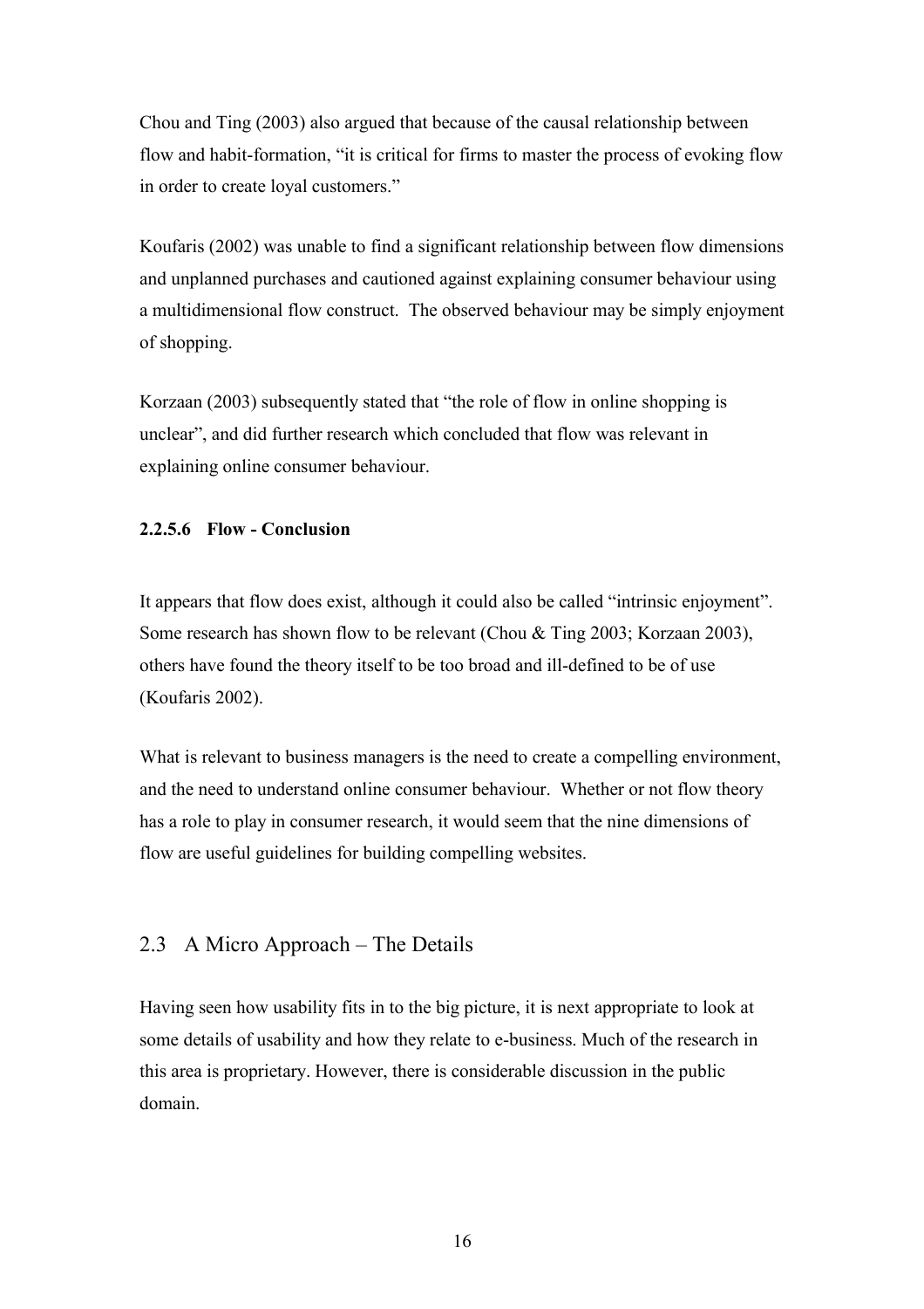Chou and Ting (2003) also argued that because of the causal relationship between flow and habit-formation, "it is critical for firms to master the process of evoking flow in order to create loyal customers."

Koufaris (2002) was unable to find a significant relationship between flow dimensions and unplanned purchases and cautioned against explaining consumer behaviour using a multidimensional flow construct. The observed behaviour may be simply enjoyment of shopping.

Korzaan (2003) subsequently stated that "the role of flow in online shopping is unclear", and did further research which concluded that flow was relevant in explaining online consumer behaviour.

#### 2.2.5.6 Flow - Conclusion

It appears that flow does exist, although it could also be called "intrinsic enjoyment". Some research has shown flow to be relevant (Chou & Ting 2003; Korzaan 2003), others have found the theory itself to be too broad and ill-defined to be of use (Koufaris 2002).

What is relevant to business managers is the need to create a compelling environment, and the need to understand online consumer behaviour. Whether or not flow theory has a role to play in consumer research, it would seem that the nine dimensions of flow are useful guidelines for building compelling websites.

## 2.3 A Micro Approach – The Details

Having seen how usability fits in to the big picture, it is next appropriate to look at some details of usability and how they relate to e-business. Much of the research in this area is proprietary. However, there is considerable discussion in the public domain.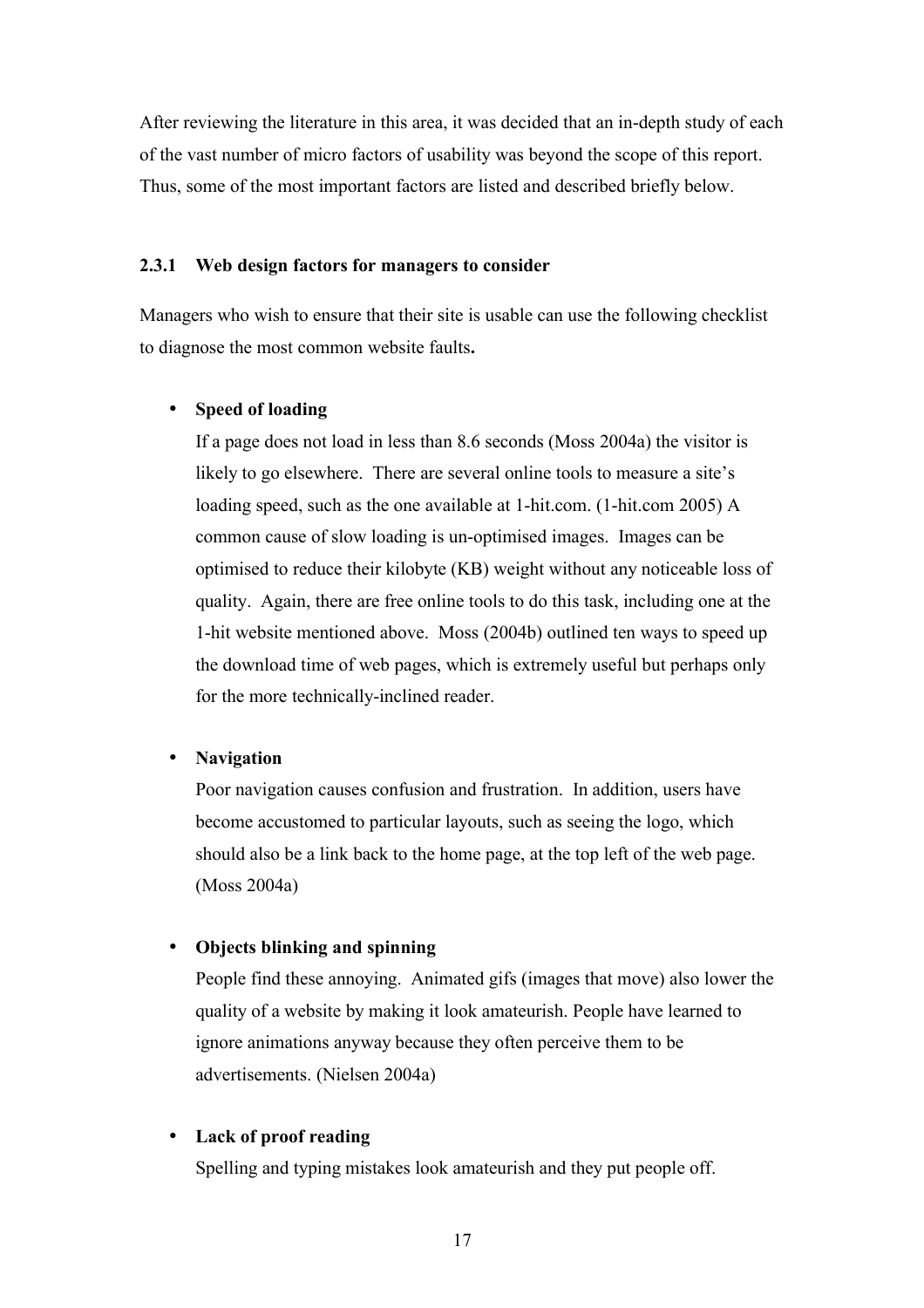After reviewing the literature in this area, it was decided that an in-depth study of each of the vast number of micro factors of usability was beyond the scope of this report. Thus, some of the most important factors are listed and described briefly below.

### 2.3.1 Web design factors for managers to consider

Managers who wish to ensure that their site is usable can use the following checklist to diagnose the most common website faults**.**

- **Speed of loading**
  If a page does not load in less than 8.6 seconds (Moss 2004a) the visitor is likely to go elsewhere. There are several online tools to measure a site's loading speed, such as the one available at 1-hit.com. (1-hit.com 2005) A common cause of slow loading is un-optimised images. Images can be optimised to reduce their kilobyte (KB) weight without any noticeable loss of quality. Again, there are free online tools to do this task, including one at the 1-hit website mentioned above. Moss (2004b) outlined ten ways to speed up the download time of web pages, which is extremely useful but perhaps only for the more technically-inclined reader.

- **Navigation**
  Poor navigation causes confusion and frustration. In addition, users have become accustomed to particular layouts, such as seeing the logo, which should also be a link back to the home page, at the top left of the web page. (Moss 2004a)

- **Objects blinking and spinning**
  People find these annoying. Animated gifs (images that move) also lower the quality of a website by making it look amateurish. People have learned to ignore animations anyway because they often perceive them to be advertisements. (Nielsen 2004a)

- **Lack of proof reading**
  Spelling and typing mistakes look amateurish and they put people off.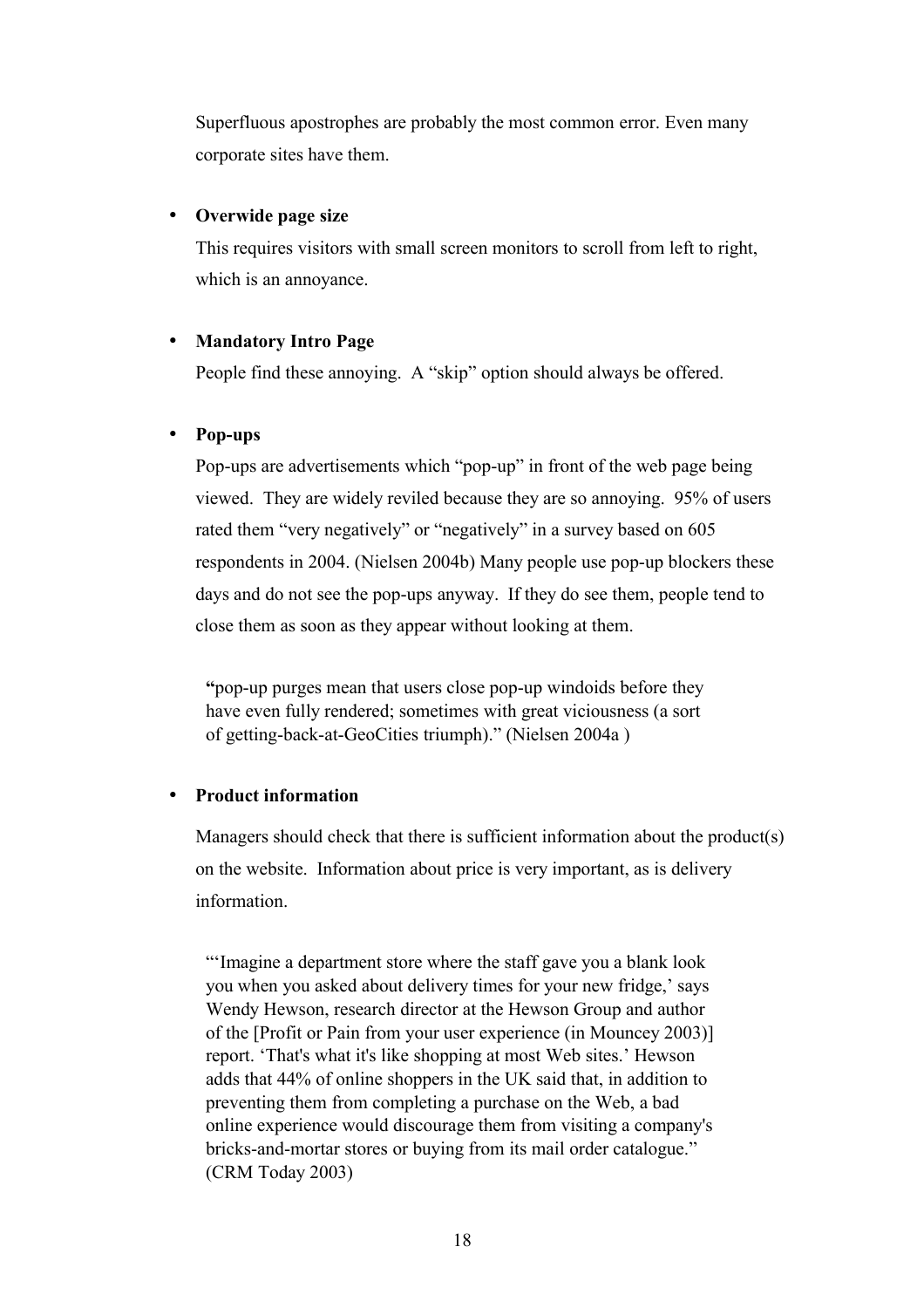Superfluous apostrophes are probably the most common error. Even many corporate sites have them.

- **Overwide page size**

  This requires visitors with small screen monitors to scroll from left to right, which is an annoyance.

- **Mandatory Intro Page**

  People find these annoying. A "skip" option should always be offered.

- **Pop-ups**

  Pop-ups are advertisements which "pop-up" in front of the web page being viewed. They are widely reviled because they are so annoying. 95% of users rated them "very negatively" or "negatively" in a survey based on 605 respondents in 2004. (Nielsen 2004b) Many people use pop-up blockers these days and do not see the pop-ups anyway. If they do see them, people tend to close them as soon as they appear without looking at them.

  > "pop-up purges mean that users close pop-up windoids before they have even fully rendered; sometimes with great viciousness (a sort of getting-back-at-GeoCities triumph)." (Nielsen 2004a )

- **Product information**

  Managers should check that there is sufficient information about the product(s) on the website. Information about price is very important, as is delivery information.

  > "'Imagine a department store where the staff gave you a blank look you when you asked about delivery times for your new fridge,' says Wendy Hewson, research director at the Hewson Group and author of the [Profit or Pain from your user experience (in Mouncey 2003)] report. 'That's what it's like shopping at most Web sites.' Hewson adds that 44% of online shoppers in the UK said that, in addition to preventing them from completing a purchase on the Web, a bad online experience would discourage them from visiting a company's bricks-and-mortar stores or buying from its mail order catalogue." (CRM Today 2003)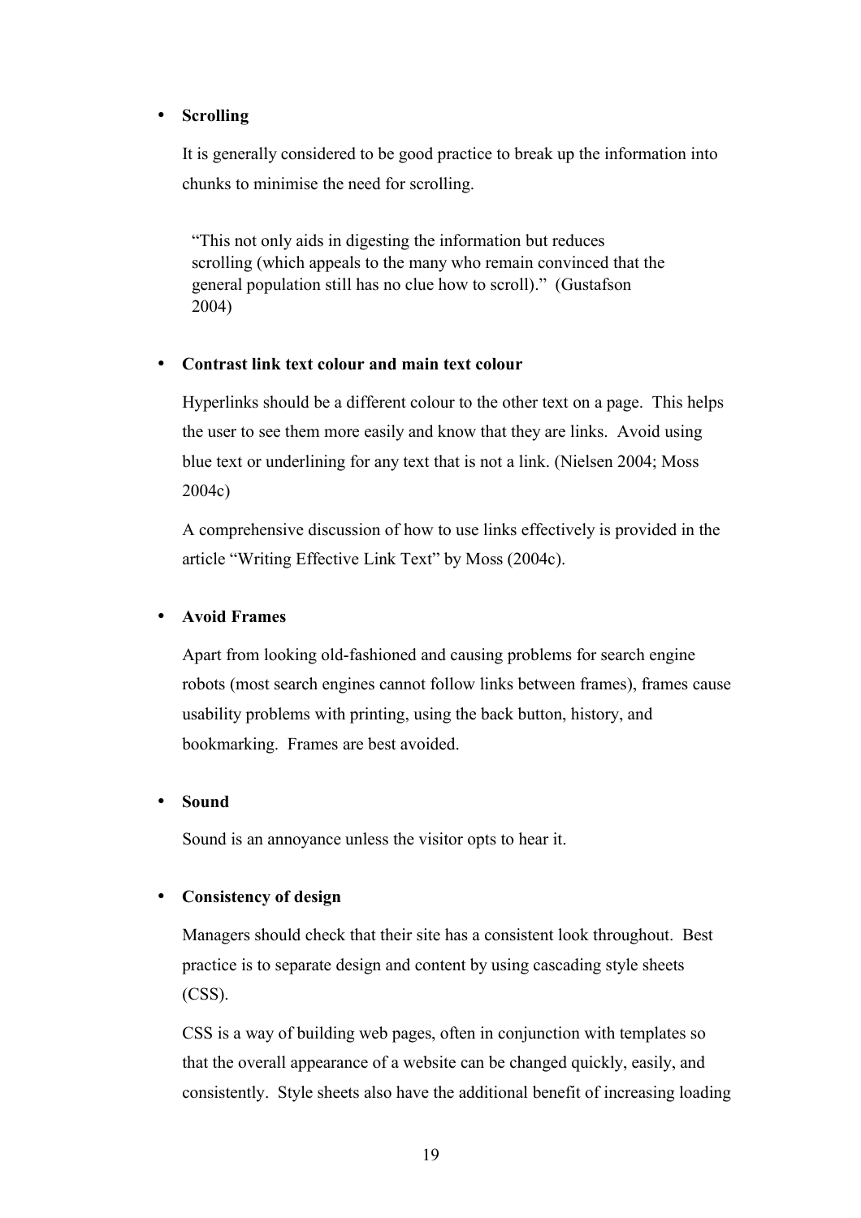- **Scrolling**

  It is generally considered to be good practice to break up the information into chunks to minimise the need for scrolling.

  > "This not only aids in digesting the information but reduces scrolling (which appeals to the many who remain convinced that the general population still has no clue how to scroll)." (Gustafson 2004)

- **Contrast link text colour and main text colour**

  Hyperlinks should be a different colour to the other text on a page. This helps the user to see them more easily and know that they are links. Avoid using blue text or underlining for any text that is not a link. (Nielsen 2004; Moss 2004c)

  A comprehensive discussion of how to use links effectively is provided in the article "Writing Effective Link Text" by Moss (2004c).

- **Avoid Frames**

  Apart from looking old-fashioned and causing problems for search engine robots (most search engines cannot follow links between frames), frames cause usability problems with printing, using the back button, history, and bookmarking. Frames are best avoided.

- **Sound**

  Sound is an annoyance unless the visitor opts to hear it.

- **Consistency of design**

  Managers should check that their site has a consistent look throughout. Best practice is to separate design and content by using cascading style sheets (CSS).

  CSS is a way of building web pages, often in conjunction with templates so that the overall appearance of a website can be changed quickly, easily, and consistently. Style sheets also have the additional benefit of increasing loading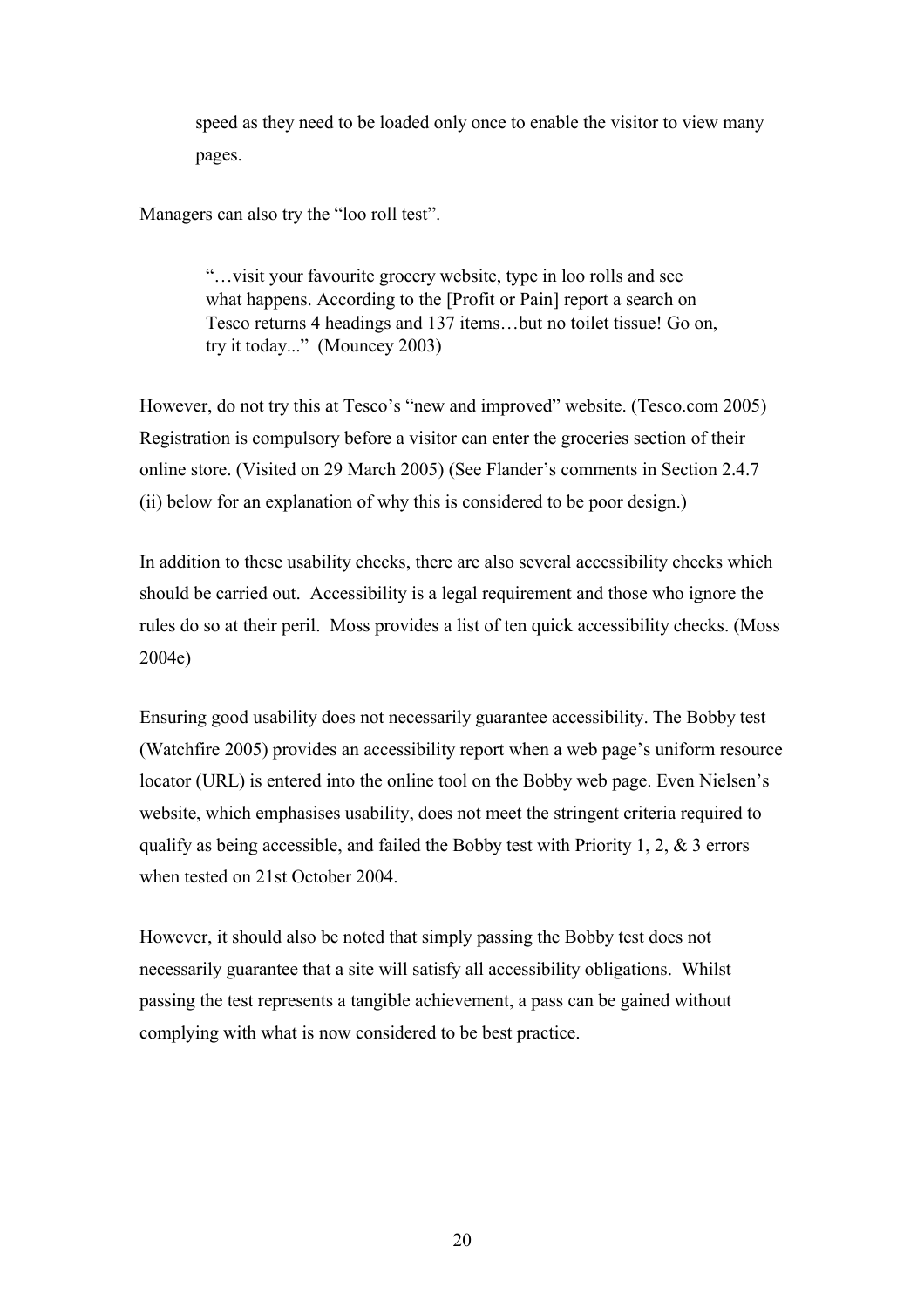speed as they need to be loaded only once to enable the visitor to view many pages.

Managers can also try the "loo roll test".

> "…visit your favourite grocery website, type in loo rolls and see what happens. According to the [Profit or Pain] report a search on Tesco returns 4 headings and 137 items…but no toilet tissue! Go on, try it today..." (Mouncey 2003)

However, do not try this at Tesco's "new and improved" website. (Tesco.com 2005) Registration is compulsory before a visitor can enter the groceries section of their online store. (Visited on 29 March 2005) (See Flander's comments in Section 2.4.7 (ii) below for an explanation of why this is considered to be poor design.)

In addition to these usability checks, there are also several accessibility checks which should be carried out. Accessibility is a legal requirement and those who ignore the rules do so at their peril. Moss provides a list of ten quick accessibility checks. (Moss 2004e)

Ensuring good usability does not necessarily guarantee accessibility. The Bobby test (Watchfire 2005) provides an accessibility report when a web page's uniform resource locator (URL) is entered into the online tool on the Bobby web page. Even Nielsen's website, which emphasises usability, does not meet the stringent criteria required to qualify as being accessible, and failed the Bobby test with Priority 1, 2, & 3 errors when tested on 21st October 2004.

However, it should also be noted that simply passing the Bobby test does not necessarily guarantee that a site will satisfy all accessibility obligations. Whilst passing the test represents a tangible achievement, a pass can be gained without complying with what is now considered to be best practice.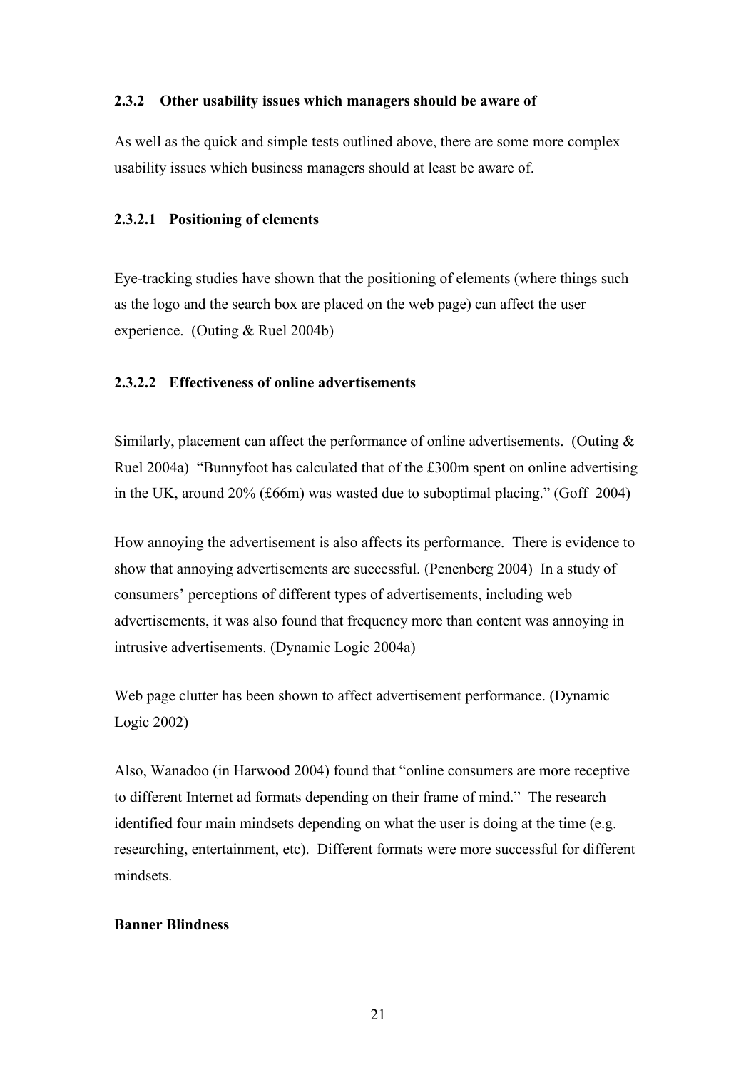### 2.3.2 Other usability issues which managers should be aware of

As well as the quick and simple tests outlined above, there are some more complex usability issues which business managers should at least be aware of.

#### 2.3.2.1 Positioning of elements

Eye-tracking studies have shown that the positioning of elements (where things such as the logo and the search box are placed on the web page) can affect the user experience. (Outing & Ruel 2004b)

#### 2.3.2.2 Effectiveness of online advertisements

Similarly, placement can affect the performance of online advertisements. (Outing & Ruel 2004a) "Bunnyfoot has calculated that of the £300m spent on online advertising in the UK, around 20% (£66m) was wasted due to suboptimal placing." (Goff 2004)

How annoying the advertisement is also affects its performance. There is evidence to show that annoying advertisements are successful. (Penenberg 2004) In a study of consumers' perceptions of different types of advertisements, including web advertisements, it was also found that frequency more than content was annoying in intrusive advertisements. (Dynamic Logic 2004a)

Web page clutter has been shown to affect advertisement performance. (Dynamic Logic 2002)

Also, Wanadoo (in Harwood 2004) found that "online consumers are more receptive to different Internet ad formats depending on their frame of mind." The research identified four main mindsets depending on what the user is doing at the time (e.g. researching, entertainment, etc). Different formats were more successful for different mindsets.

**Banner Blindness**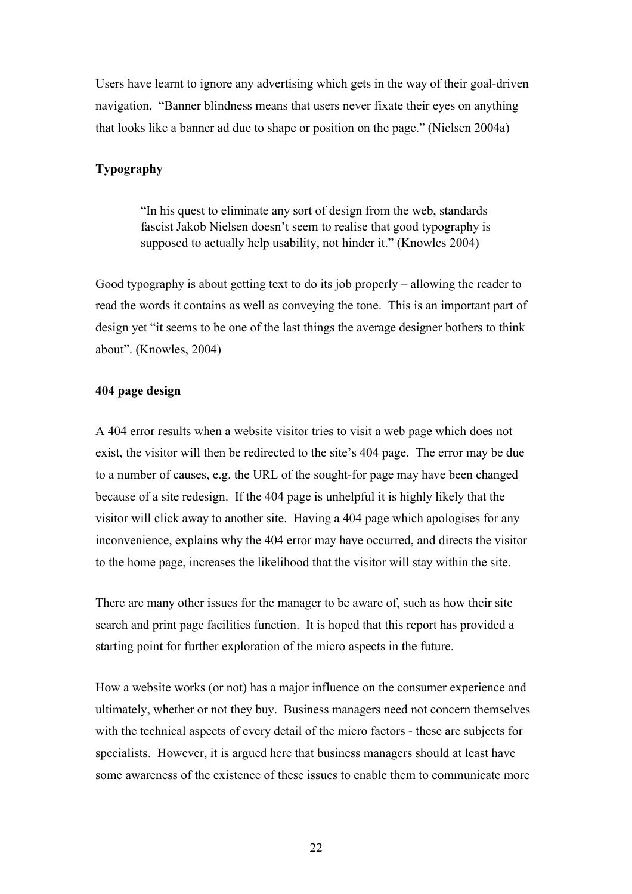Users have learnt to ignore any advertising which gets in the way of their goal-driven navigation. "Banner blindness means that users never fixate their eyes on anything that looks like a banner ad due to shape or position on the page." (Nielsen 2004a)

**Typography**

> "In his quest to eliminate any sort of design from the web, standards fascist Jakob Nielsen doesn't seem to realise that good typography is supposed to actually help usability, not hinder it." (Knowles 2004)

Good typography is about getting text to do its job properly – allowing the reader to read the words it contains as well as conveying the tone. This is an important part of design yet "it seems to be one of the last things the average designer bothers to think about". (Knowles, 2004)

**404 page design**

A 404 error results when a website visitor tries to visit a web page which does not exist, the visitor will then be redirected to the site's 404 page. The error may be due to a number of causes, e.g. the URL of the sought-for page may have been changed because of a site redesign. If the 404 page is unhelpful it is highly likely that the visitor will click away to another site. Having a 404 page which apologises for any inconvenience, explains why the 404 error may have occurred, and directs the visitor to the home page, increases the likelihood that the visitor will stay within the site.

There are many other issues for the manager to be aware of, such as how their site search and print page facilities function. It is hoped that this report has provided a starting point for further exploration of the micro aspects in the future.

How a website works (or not) has a major influence on the consumer experience and ultimately, whether or not they buy. Business managers need not concern themselves with the technical aspects of every detail of the micro factors - these are subjects for specialists. However, it is argued here that business managers should at least have some awareness of the existence of these issues to enable them to communicate more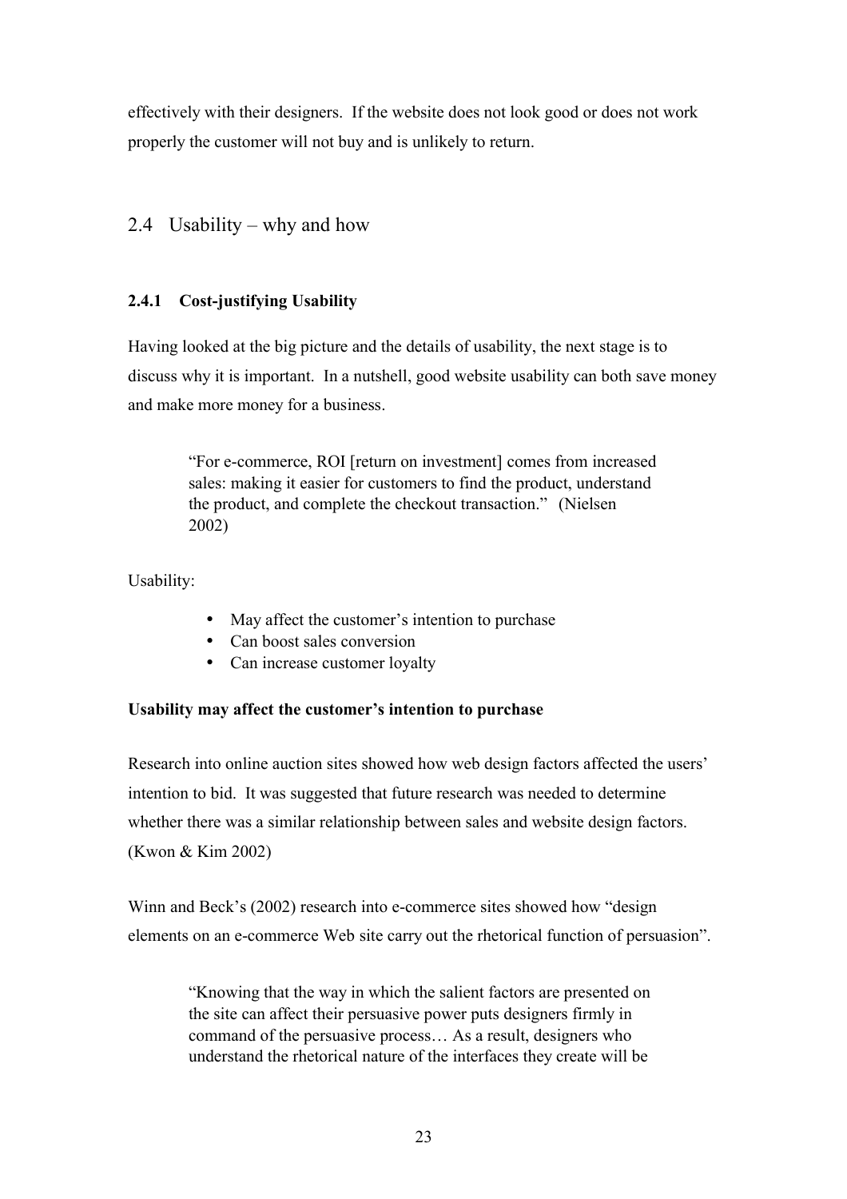effectively with their designers. If the website does not look good or does not work properly the customer will not buy and is unlikely to return.

## 2.4 Usability – why and how

### 2.4.1 Cost-justifying Usability

Having looked at the big picture and the details of usability, the next stage is to discuss why it is important. In a nutshell, good website usability can both save money and make more money for a business.

> "For e-commerce, ROI [return on investment] comes from increased sales: making it easier for customers to find the product, understand the product, and complete the checkout transaction." (Nielsen 2002)

Usability:

- May affect the customer's intention to purchase
- Can boost sales conversion
- Can increase customer loyalty

**Usability may affect the customer's intention to purchase**

Research into online auction sites showed how web design factors affected the users' intention to bid. It was suggested that future research was needed to determine whether there was a similar relationship between sales and website design factors. (Kwon & Kim 2002)

Winn and Beck's (2002) research into e-commerce sites showed how "design elements on an e-commerce Web site carry out the rhetorical function of persuasion".

> "Knowing that the way in which the salient factors are presented on the site can affect their persuasive power puts designers firmly in command of the persuasive process… As a result, designers who understand the rhetorical nature of the interfaces they create will be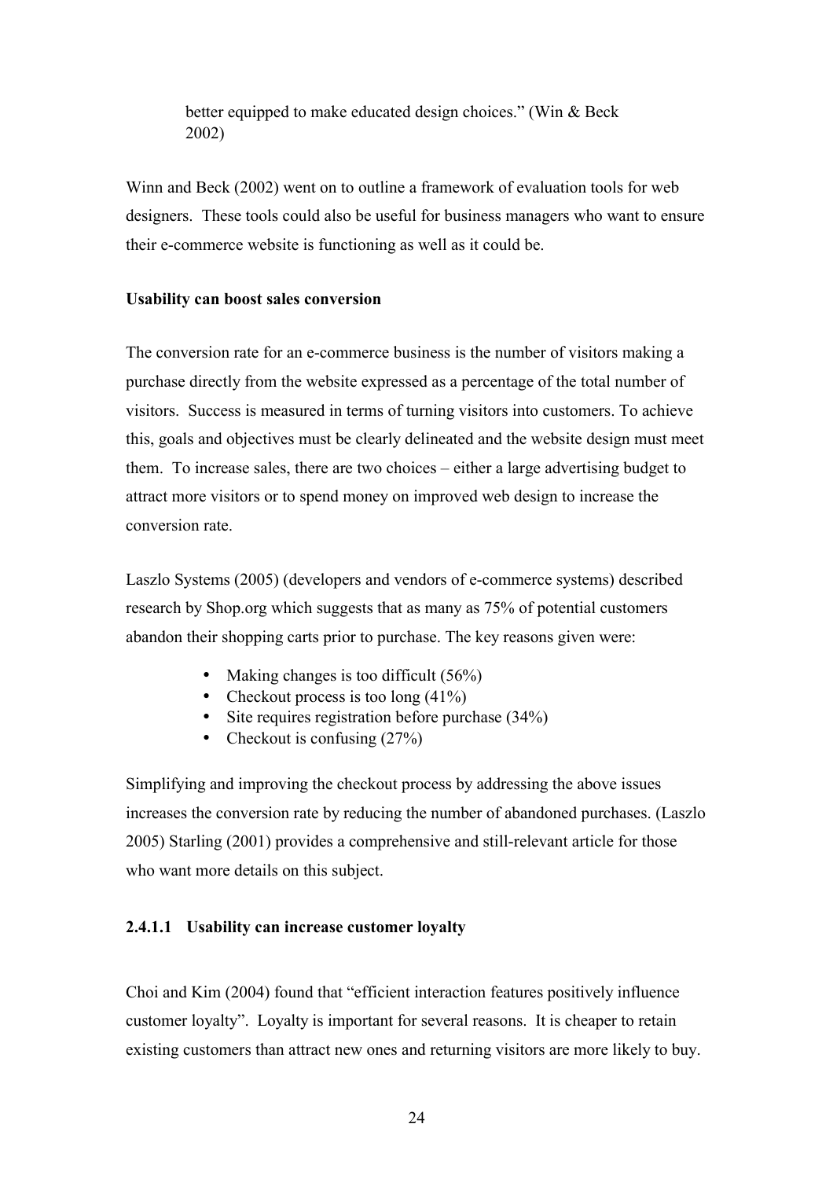> better equipped to make educated design choices." (Win & Beck 2002)

Winn and Beck (2002) went on to outline a framework of evaluation tools for web designers. These tools could also be useful for business managers who want to ensure their e-commerce website is functioning as well as it could be.

**Usability can boost sales conversion**

The conversion rate for an e-commerce business is the number of visitors making a purchase directly from the website expressed as a percentage of the total number of visitors. Success is measured in terms of turning visitors into customers. To achieve this, goals and objectives must be clearly delineated and the website design must meet them. To increase sales, there are two choices – either a large advertising budget to attract more visitors or to spend money on improved web design to increase the conversion rate.

Laszlo Systems (2005) (developers and vendors of e-commerce systems) described research by Shop.org which suggests that as many as 75% of potential customers abandon their shopping carts prior to purchase. The key reasons given were:

- Making changes is too difficult (56%)
- Checkout process is too long (41%)
- Site requires registration before purchase (34%)
- Checkout is confusing (27%)

Simplifying and improving the checkout process by addressing the above issues increases the conversion rate by reducing the number of abandoned purchases. (Laszlo 2005) Starling (2001) provides a comprehensive and still-relevant article for those who want more details on this subject.

#### 2.4.1.1 Usability can increase customer loyalty

Choi and Kim (2004) found that "efficient interaction features positively influence customer loyalty". Loyalty is important for several reasons. It is cheaper to retain existing customers than attract new ones and returning visitors are more likely to buy.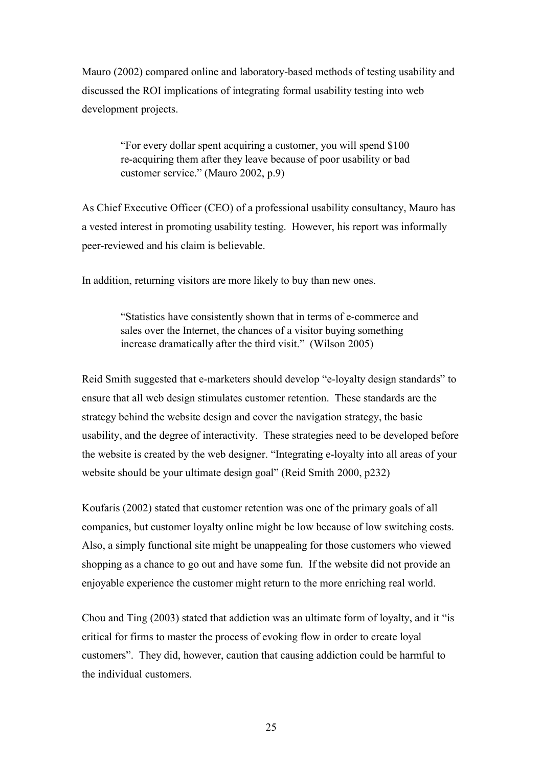Mauro (2002) compared online and laboratory-based methods of testing usability and discussed the ROI implications of integrating formal usability testing into web development projects.

> "For every dollar spent acquiring a customer, you will spend $100 re-acquiring them after they leave because of poor usability or bad customer service." (Mauro 2002, p.9)

As Chief Executive Officer (CEO) of a professional usability consultancy, Mauro has a vested interest in promoting usability testing. However, his report was informally peer-reviewed and his claim is believable.

In addition, returning visitors are more likely to buy than new ones.

> "Statistics have consistently shown that in terms of e-commerce and sales over the Internet, the chances of a visitor buying something increase dramatically after the third visit." (Wilson 2005)

Reid Smith suggested that e-marketers should develop "e-loyalty design standards" to ensure that all web design stimulates customer retention. These standards are the strategy behind the website design and cover the navigation strategy, the basic usability, and the degree of interactivity. These strategies need to be developed before the website is created by the web designer. "Integrating e-loyalty into all areas of your website should be your ultimate design goal" (Reid Smith 2000, p232)

Koufaris (2002) stated that customer retention was one of the primary goals of all companies, but customer loyalty online might be low because of low switching costs. Also, a simply functional site might be unappealing for those customers who viewed shopping as a chance to go out and have some fun. If the website did not provide an enjoyable experience the customer might return to the more enriching real world.

Chou and Ting (2003) stated that addiction was an ultimate form of loyalty, and it "is critical for firms to master the process of evoking flow in order to create loyal customers". They did, however, caution that causing addiction could be harmful to the individual customers.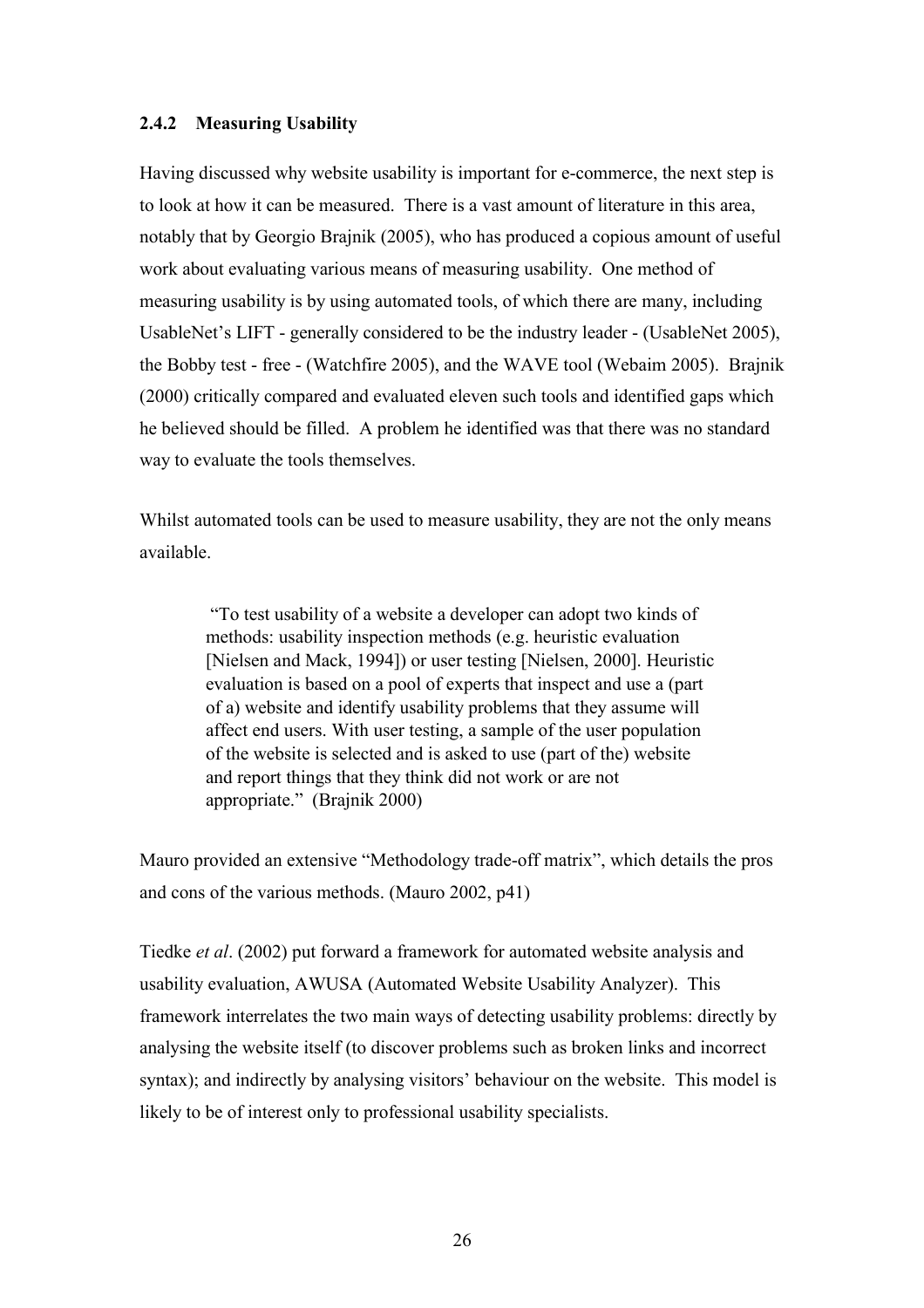### 2.4.2 Measuring Usability

Having discussed why website usability is important for e-commerce, the next step is to look at how it can be measured. There is a vast amount of literature in this area, notably that by Georgio Brajnik (2005), who has produced a copious amount of useful work about evaluating various means of measuring usability. One method of measuring usability is by using automated tools, of which there are many, including UsableNet's LIFT - generally considered to be the industry leader - (UsableNet 2005), the Bobby test - free - (Watchfire 2005), and the WAVE tool (Webaim 2005). Brajnik (2000) critically compared and evaluated eleven such tools and identified gaps which he believed should be filled. A problem he identified was that there was no standard way to evaluate the tools themselves.

Whilst automated tools can be used to measure usability, they are not the only means available.

> "To test usability of a website a developer can adopt two kinds of methods: usability inspection methods (e.g. heuristic evaluation [Nielsen and Mack, 1994]) or user testing [Nielsen, 2000]. Heuristic evaluation is based on a pool of experts that inspect and use a (part of a) website and identify usability problems that they assume will affect end users. With user testing, a sample of the user population of the website is selected and is asked to use (part of the) website and report things that they think did not work or are not appropriate." (Brajnik 2000)

Mauro provided an extensive "Methodology trade-off matrix", which details the pros and cons of the various methods. (Mauro 2002, p41)

Tiedke *et al*. (2002) put forward a framework for automated website analysis and usability evaluation, AWUSA (Automated Website Usability Analyzer). This framework interrelates the two main ways of detecting usability problems: directly by analysing the website itself (to discover problems such as broken links and incorrect syntax); and indirectly by analysing visitors' behaviour on the website. This model is likely to be of interest only to professional usability specialists.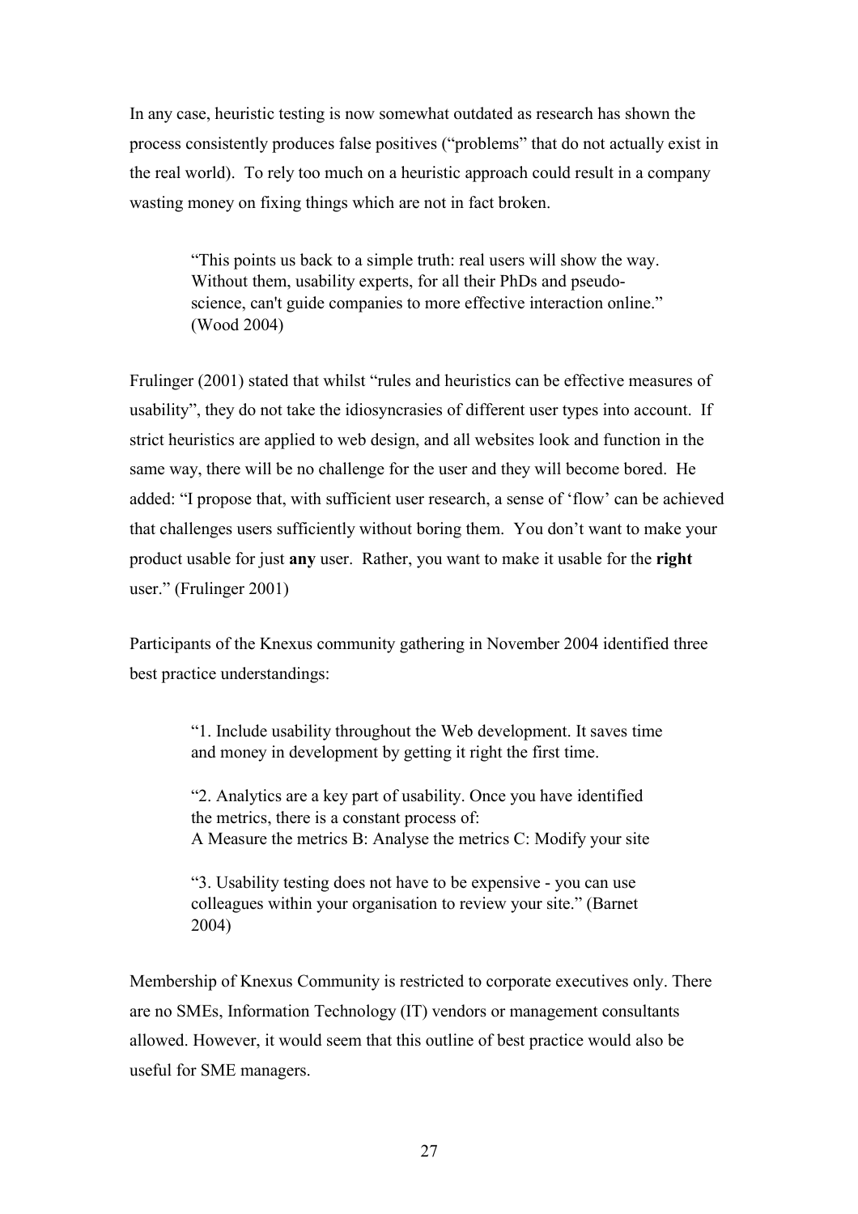In any case, heuristic testing is now somewhat outdated as research has shown the process consistently produces false positives ("problems" that do not actually exist in the real world). To rely too much on a heuristic approach could result in a company wasting money on fixing things which are not in fact broken.

> "This points us back to a simple truth: real users will show the way. Without them, usability experts, for all their PhDs and pseudo-science, can't guide companies to more effective interaction online." (Wood 2004)

Frulinger (2001) stated that whilst "rules and heuristics can be effective measures of usability", they do not take the idiosyncrasies of different user types into account. If strict heuristics are applied to web design, and all websites look and function in the same way, there will be no challenge for the user and they will become bored. He added: "I propose that, with sufficient user research, a sense of 'flow' can be achieved that challenges users sufficiently without boring them. You don't want to make your product usable for just **any** user. Rather, you want to make it usable for the **right** user." (Frulinger 2001)

Participants of the Knexus community gathering in November 2004 identified three best practice understandings:

> "1. Include usability throughout the Web development. It saves time and money in development by getting it right the first time.
>
> "2. Analytics are a key part of usability. Once you have identified the metrics, there is a constant process of:
> A Measure the metrics B: Analyse the metrics C: Modify your site
>
> "3. Usability testing does not have to be expensive - you can use colleagues within your organisation to review your site." (Barnet 2004)

Membership of Knexus Community is restricted to corporate executives only. There are no SMEs, Information Technology (IT) vendors or management consultants allowed. However, it would seem that this outline of best practice would also be useful for SME managers.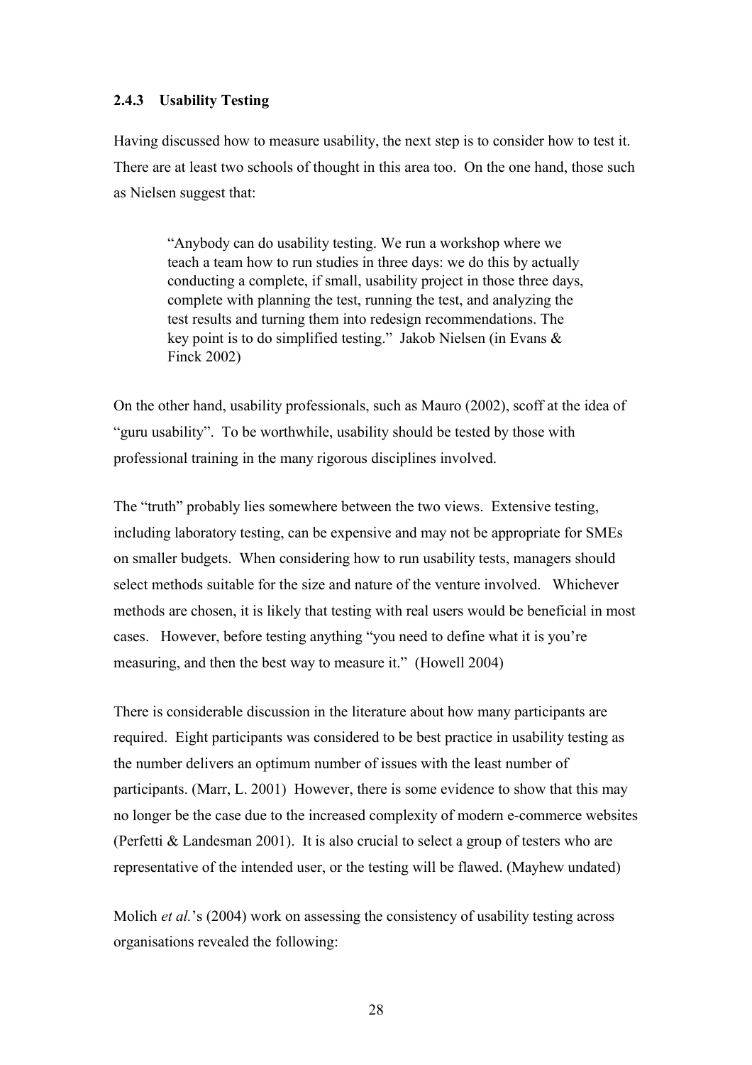### 2.4.3 Usability Testing

Having discussed how to measure usability, the next step is to consider how to test it. There are at least two schools of thought in this area too. On the one hand, those such as Nielsen suggest that:

> "Anybody can do usability testing. We run a workshop where we teach a team how to run studies in three days: we do this by actually conducting a complete, if small, usability project in those three days, complete with planning the test, running the test, and analyzing the test results and turning them into redesign recommendations. The key point is to do simplified testing." Jakob Nielsen (in Evans & Finck 2002)

On the other hand, usability professionals, such as Mauro (2002), scoff at the idea of "guru usability". To be worthwhile, usability should be tested by those with professional training in the many rigorous disciplines involved.

The "truth" probably lies somewhere between the two views. Extensive testing, including laboratory testing, can be expensive and may not be appropriate for SMEs on smaller budgets. When considering how to run usability tests, managers should select methods suitable for the size and nature of the venture involved. Whichever methods are chosen, it is likely that testing with real users would be beneficial in most cases. However, before testing anything "you need to define what it is you're measuring, and then the best way to measure it." (Howell 2004)

There is considerable discussion in the literature about how many participants are required. Eight participants was considered to be best practice in usability testing as the number delivers an optimum number of issues with the least number of participants. (Marr, L. 2001) However, there is some evidence to show that this may no longer be the case due to the increased complexity of modern e-commerce websites (Perfetti & Landesman 2001). It is also crucial to select a group of testers who are representative of the intended user, or the testing will be flawed. (Mayhew undated)

Molich *et al.*'s (2004) work on assessing the consistency of usability testing across organisations revealed the following: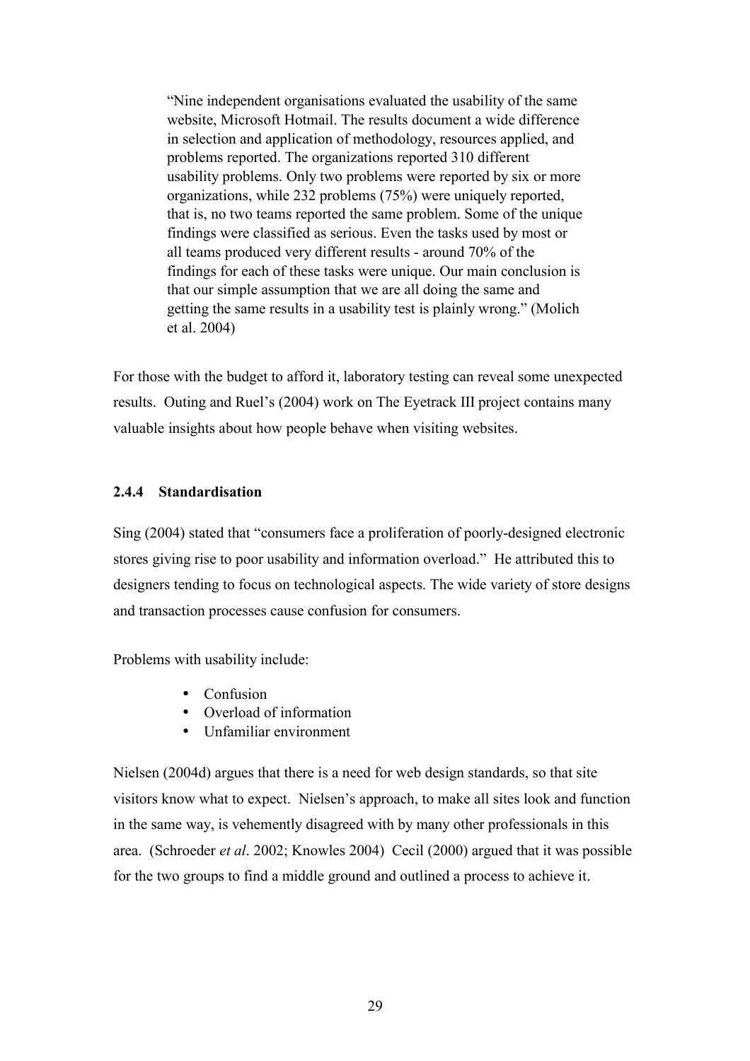> "Nine independent organisations evaluated the usability of the same website, Microsoft Hotmail. The results document a wide difference in selection and application of methodology, resources applied, and problems reported. The organizations reported 310 different usability problems. Only two problems were reported by six or more organizations, while 232 problems (75%) were uniquely reported, that is, no two teams reported the same problem. Some of the unique findings were classified as serious. Even the tasks used by most or all teams produced very different results - around 70% of the findings for each of these tasks were unique. Our main conclusion is that our simple assumption that we are all doing the same and getting the same results in a usability test is plainly wrong." (Molich et al. 2004)

For those with the budget to afford it, laboratory testing can reveal some unexpected results. Outing and Ruel's (2004) work on The Eyetrack III project contains many valuable insights about how people behave when visiting websites.

### 2.4.4 Standardisation

Sing (2004) stated that "consumers face a proliferation of poorly-designed electronic stores giving rise to poor usability and information overload." He attributed this to designers tending to focus on technological aspects. The wide variety of store designs and transaction processes cause confusion for consumers.

Problems with usability include:

- Confusion
- Overload of information
- Unfamiliar environment

Nielsen (2004d) argues that there is a need for web design standards, so that site visitors know what to expect. Nielsen's approach, to make all sites look and function in the same way, is vehemently disagreed with by many other professionals in this area. (Schroeder *et al*. 2002; Knowles 2004) Cecil (2000) argued that it was possible for the two groups to find a middle ground and outlined a process to achieve it.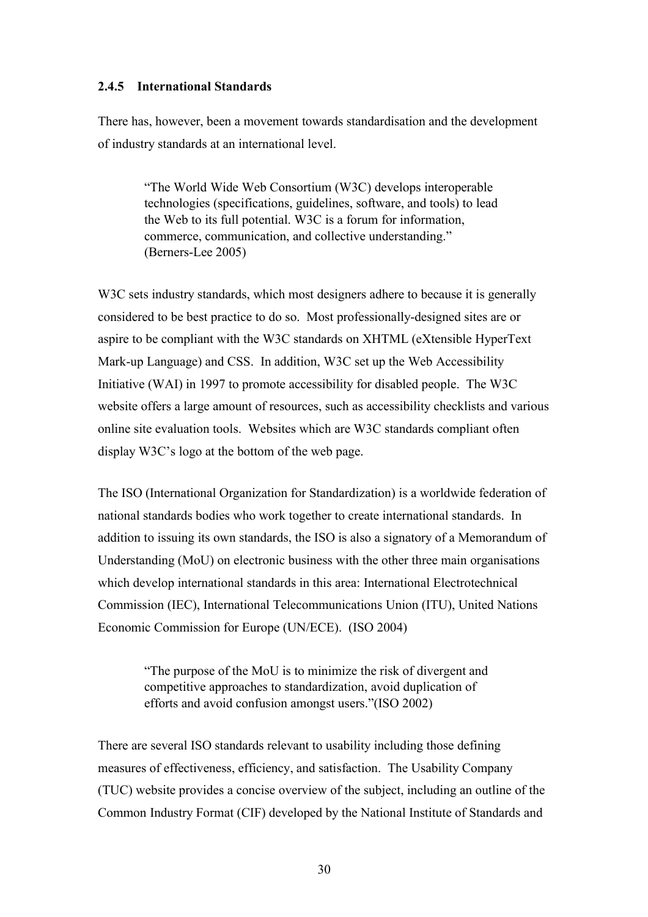### 2.4.5 International Standards

There has, however, been a movement towards standardisation and the development of industry standards at an international level.

> "The World Wide Web Consortium (W3C) develops interoperable technologies (specifications, guidelines, software, and tools) to lead the Web to its full potential. W3C is a forum for information, commerce, communication, and collective understanding." (Berners-Lee 2005)

W3C sets industry standards, which most designers adhere to because it is generally considered to be best practice to do so. Most professionally-designed sites are or aspire to be compliant with the W3C standards on XHTML (eXtensible HyperText Mark-up Language) and CSS. In addition, W3C set up the Web Accessibility Initiative (WAI) in 1997 to promote accessibility for disabled people. The W3C website offers a large amount of resources, such as accessibility checklists and various online site evaluation tools. Websites which are W3C standards compliant often display W3C's logo at the bottom of the web page.

The ISO (International Organization for Standardization) is a worldwide federation of national standards bodies who work together to create international standards. In addition to issuing its own standards, the ISO is also a signatory of a Memorandum of Understanding (MoU) on electronic business with the other three main organisations which develop international standards in this area: International Electrotechnical Commission (IEC), International Telecommunications Union (ITU), United Nations Economic Commission for Europe (UN/ECE). (ISO 2004)

> "The purpose of the MoU is to minimize the risk of divergent and competitive approaches to standardization, avoid duplication of efforts and avoid confusion amongst users."(ISO 2002)

There are several ISO standards relevant to usability including those defining measures of effectiveness, efficiency, and satisfaction. The Usability Company (TUC) website provides a concise overview of the subject, including an outline of the Common Industry Format (CIF) developed by the National Institute of Standards and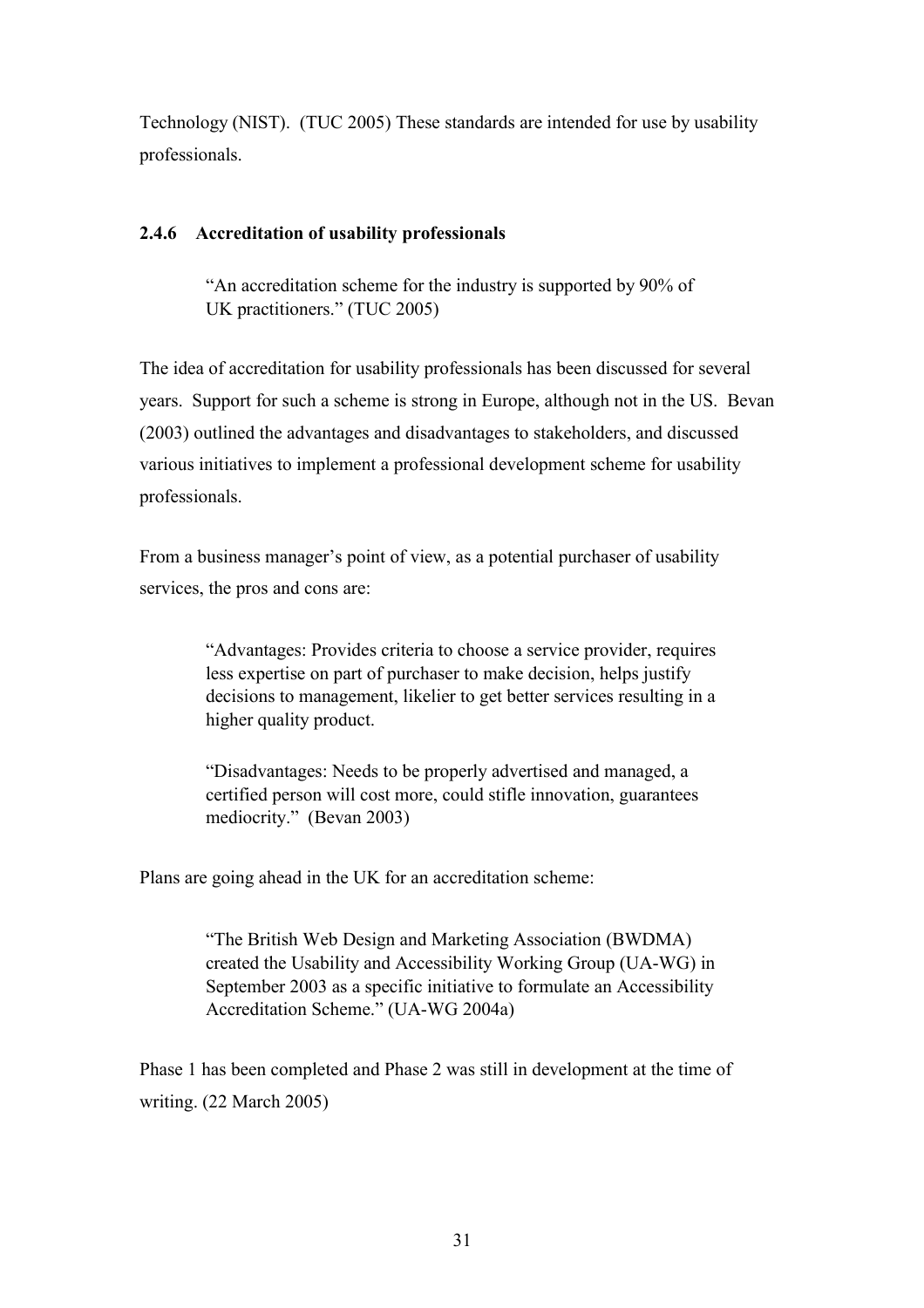Technology (NIST). (TUC 2005) These standards are intended for use by usability professionals.

### 2.4.6 Accreditation of usability professionals

> "An accreditation scheme for the industry is supported by 90% of UK practitioners." (TUC 2005)

The idea of accreditation for usability professionals has been discussed for several years. Support for such a scheme is strong in Europe, although not in the US. Bevan (2003) outlined the advantages and disadvantages to stakeholders, and discussed various initiatives to implement a professional development scheme for usability professionals.

From a business manager's point of view, as a potential purchaser of usability services, the pros and cons are:

> "Advantages: Provides criteria to choose a service provider, requires less expertise on part of purchaser to make decision, helps justify decisions to management, likelier to get better services resulting in a higher quality product.
>
> "Disadvantages: Needs to be properly advertised and managed, a certified person will cost more, could stifle innovation, guarantees mediocrity." (Bevan 2003)

Plans are going ahead in the UK for an accreditation scheme:

> "The British Web Design and Marketing Association (BWDMA) created the Usability and Accessibility Working Group (UA-WG) in September 2003 as a specific initiative to formulate an Accessibility Accreditation Scheme." (UA-WG 2004a)

Phase 1 has been completed and Phase 2 was still in development at the time of writing. (22 March 2005)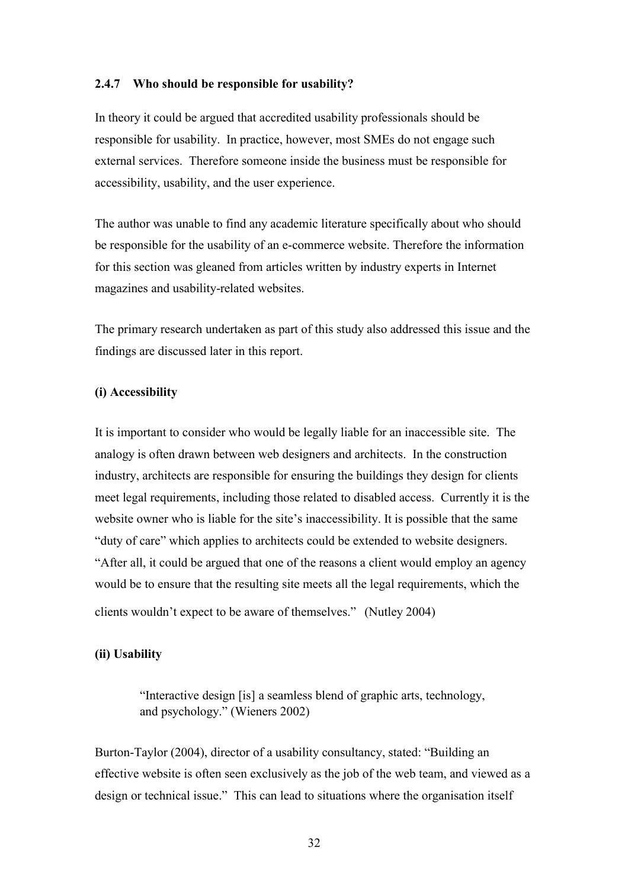### 2.4.7 Who should be responsible for usability?

In theory it could be argued that accredited usability professionals should be responsible for usability. In practice, however, most SMEs do not engage such external services. Therefore someone inside the business must be responsible for accessibility, usability, and the user experience.

The author was unable to find any academic literature specifically about who should be responsible for the usability of an e-commerce website. Therefore the information for this section was gleaned from articles written by industry experts in Internet magazines and usability-related websites.

The primary research undertaken as part of this study also addressed this issue and the findings are discussed later in this report.

**(i) Accessibility**

It is important to consider who would be legally liable for an inaccessible site. The analogy is often drawn between web designers and architects. In the construction industry, architects are responsible for ensuring the buildings they design for clients meet legal requirements, including those related to disabled access. Currently it is the website owner who is liable for the site's inaccessibility. It is possible that the same "duty of care" which applies to architects could be extended to website designers. "After all, it could be argued that one of the reasons a client would employ an agency would be to ensure that the resulting site meets all the legal requirements, which the clients wouldn't expect to be aware of themselves." (Nutley 2004)

**(ii) Usability**

> "Interactive design [is] a seamless blend of graphic arts, technology, and psychology." (Wieners 2002)

Burton-Taylor (2004), director of a usability consultancy, stated: "Building an effective website is often seen exclusively as the job of the web team, and viewed as a design or technical issue." This can lead to situations where the organisation itself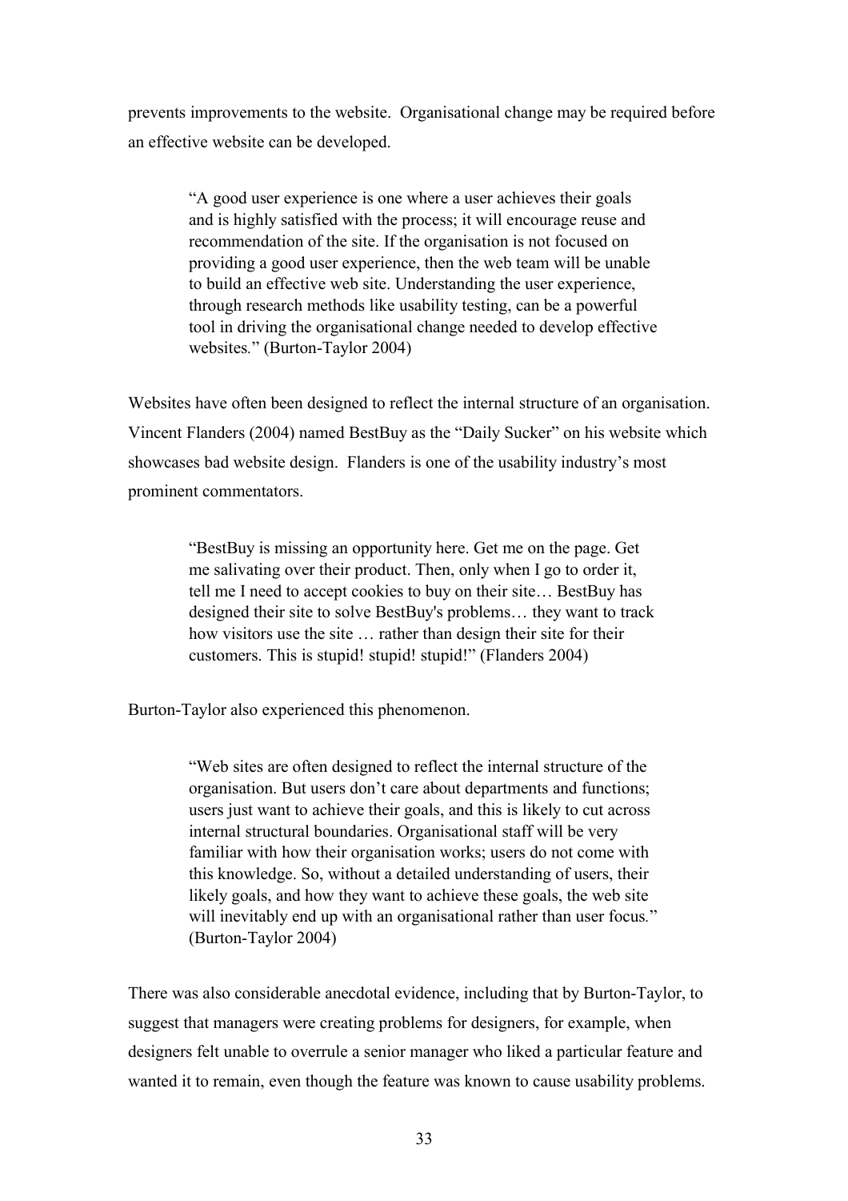prevents improvements to the website. Organisational change may be required before an effective website can be developed.

> "A good user experience is one where a user achieves their goals and is highly satisfied with the process; it will encourage reuse and recommendation of the site. If the organisation is not focused on providing a good user experience, then the web team will be unable to build an effective web site. Understanding the user experience, through research methods like usability testing, can be a powerful tool in driving the organisational change needed to develop effective websites." (Burton-Taylor 2004)

Websites have often been designed to reflect the internal structure of an organisation. Vincent Flanders (2004) named BestBuy as the "Daily Sucker" on his website which showcases bad website design. Flanders is one of the usability industry's most prominent commentators.

> "BestBuy is missing an opportunity here. Get me on the page. Get me salivating over their product. Then, only when I go to order it, tell me I need to accept cookies to buy on their site… BestBuy has designed their site to solve BestBuy's problems… they want to track how visitors use the site … rather than design their site for their customers. This is stupid! stupid! stupid!" (Flanders 2004)

Burton-Taylor also experienced this phenomenon.

> "Web sites are often designed to reflect the internal structure of the organisation. But users don't care about departments and functions; users just want to achieve their goals, and this is likely to cut across internal structural boundaries. Organisational staff will be very familiar with how their organisation works; users do not come with this knowledge. So, without a detailed understanding of users, their likely goals, and how they want to achieve these goals, the web site will inevitably end up with an organisational rather than user focus." (Burton-Taylor 2004)

There was also considerable anecdotal evidence, including that by Burton-Taylor, to suggest that managers were creating problems for designers, for example, when designers felt unable to overrule a senior manager who liked a particular feature and wanted it to remain, even though the feature was known to cause usability problems.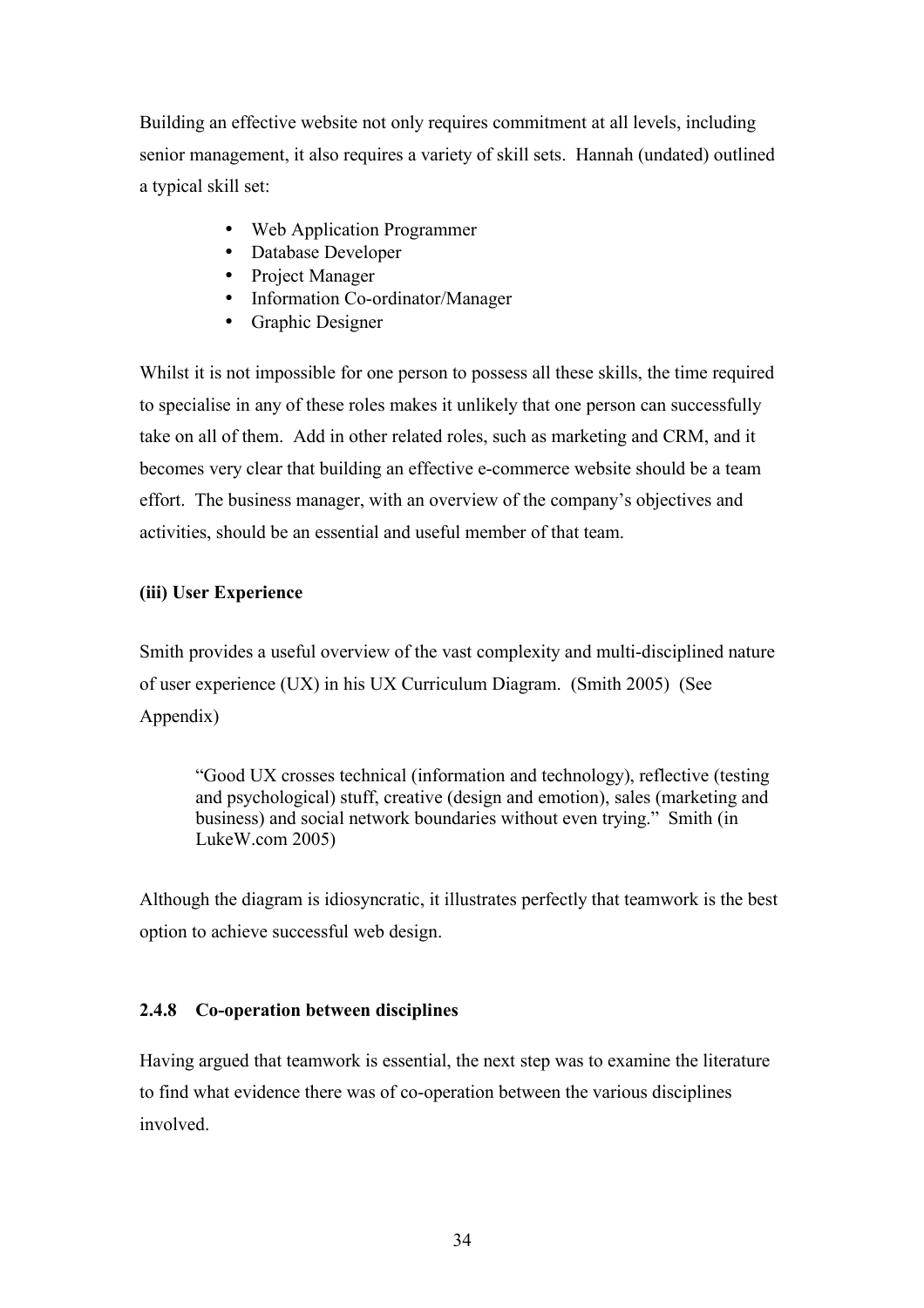Building an effective website not only requires commitment at all levels, including senior management, it also requires a variety of skill sets. Hannah (undated) outlined a typical skill set:

- Web Application Programmer
- Database Developer
- Project Manager
- Information Co-ordinator/Manager
- Graphic Designer

Whilst it is not impossible for one person to possess all these skills, the time required to specialise in any of these roles makes it unlikely that one person can successfully take on all of them. Add in other related roles, such as marketing and CRM, and it becomes very clear that building an effective e-commerce website should be a team effort. The business manager, with an overview of the company's objectives and activities, should be an essential and useful member of that team.

**(iii) User Experience**

Smith provides a useful overview of the vast complexity and multi-disciplined nature of user experience (UX) in his UX Curriculum Diagram. (Smith 2005) (See Appendix)

> "Good UX crosses technical (information and technology), reflective (testing and psychological) stuff, creative (design and emotion), sales (marketing and business) and social network boundaries without even trying." Smith (in LukeW.com 2005)

Although the diagram is idiosyncratic, it illustrates perfectly that teamwork is the best option to achieve successful web design.

### 2.4.8 Co-operation between disciplines

Having argued that teamwork is essential, the next step was to examine the literature to find what evidence there was of co-operation between the various disciplines involved.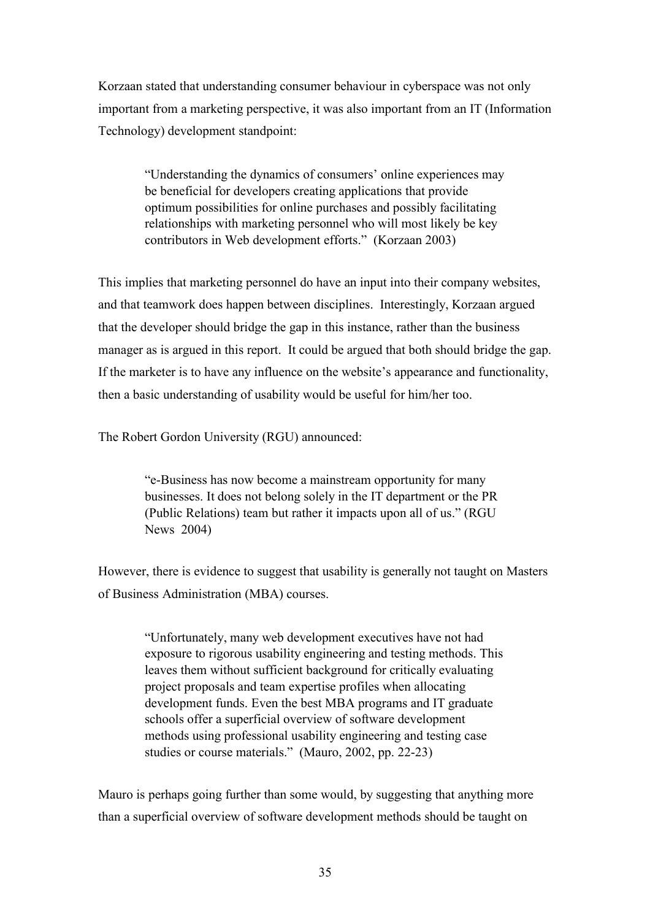Korzaan stated that understanding consumer behaviour in cyberspace was not only important from a marketing perspective, it was also important from an IT (Information Technology) development standpoint:

> "Understanding the dynamics of consumers' online experiences may be beneficial for developers creating applications that provide optimum possibilities for online purchases and possibly facilitating relationships with marketing personnel who will most likely be key contributors in Web development efforts." (Korzaan 2003)

This implies that marketing personnel do have an input into their company websites, and that teamwork does happen between disciplines. Interestingly, Korzaan argued that the developer should bridge the gap in this instance, rather than the business manager as is argued in this report. It could be argued that both should bridge the gap. If the marketer is to have any influence on the website's appearance and functionality, then a basic understanding of usability would be useful for him/her too.

The Robert Gordon University (RGU) announced:

> "e-Business has now become a mainstream opportunity for many businesses. It does not belong solely in the IT department or the PR (Public Relations) team but rather it impacts upon all of us." (RGU News 2004)

However, there is evidence to suggest that usability is generally not taught on Masters of Business Administration (MBA) courses.

> "Unfortunately, many web development executives have not had exposure to rigorous usability engineering and testing methods. This leaves them without sufficient background for critically evaluating project proposals and team expertise profiles when allocating development funds. Even the best MBA programs and IT graduate schools offer a superficial overview of software development methods using professional usability engineering and testing case studies or course materials." (Mauro, 2002, pp. 22-23)

Mauro is perhaps going further than some would, by suggesting that anything more than a superficial overview of software development methods should be taught on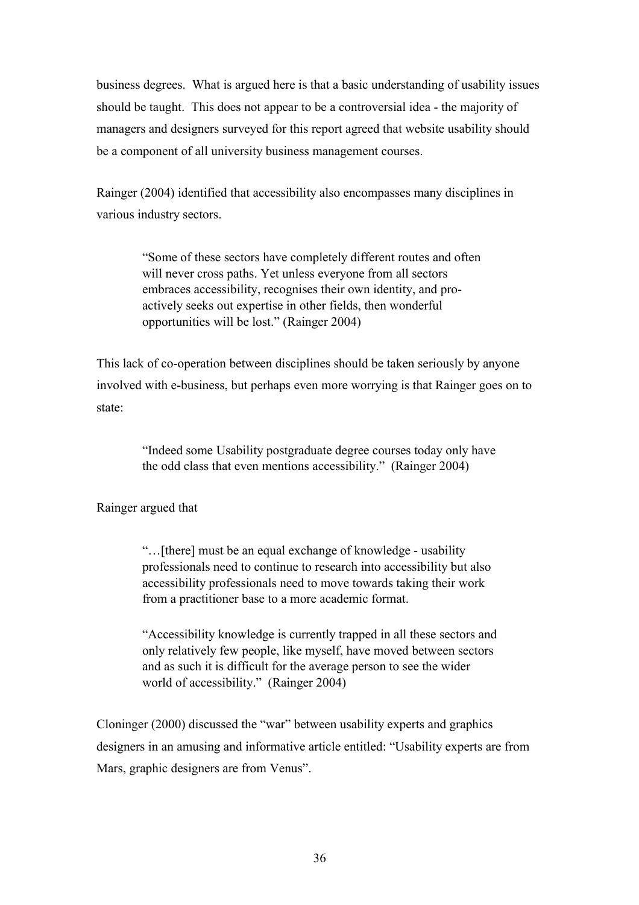business degrees. What is argued here is that a basic understanding of usability issues should be taught. This does not appear to be a controversial idea - the majority of managers and designers surveyed for this report agreed that website usability should be a component of all university business management courses.

Rainger (2004) identified that accessibility also encompasses many disciplines in various industry sectors.

> "Some of these sectors have completely different routes and often will never cross paths. Yet unless everyone from all sectors embraces accessibility, recognises their own identity, and pro-actively seeks out expertise in other fields, then wonderful opportunities will be lost." (Rainger 2004)

This lack of co-operation between disciplines should be taken seriously by anyone involved with e-business, but perhaps even more worrying is that Rainger goes on to state:

> "Indeed some Usability postgraduate degree courses today only have the odd class that even mentions accessibility." (Rainger 2004)

Rainger argued that

> "…[there] must be an equal exchange of knowledge - usability professionals need to continue to research into accessibility but also accessibility professionals need to move towards taking their work from a practitioner base to a more academic format.
>
> "Accessibility knowledge is currently trapped in all these sectors and only relatively few people, like myself, have moved between sectors and as such it is difficult for the average person to see the wider world of accessibility." (Rainger 2004)

Cloninger (2000) discussed the "war" between usability experts and graphics designers in an amusing and informative article entitled: "Usability experts are from Mars, graphic designers are from Venus".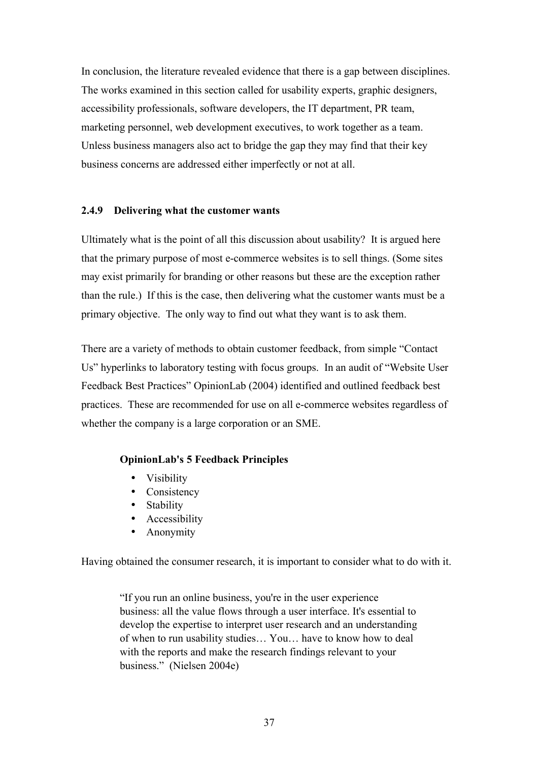In conclusion, the literature revealed evidence that there is a gap between disciplines. The works examined in this section called for usability experts, graphic designers, accessibility professionals, software developers, the IT department, PR team, marketing personnel, web development executives, to work together as a team. Unless business managers also act to bridge the gap they may find that their key business concerns are addressed either imperfectly or not at all.

### 2.4.9 Delivering what the customer wants

Ultimately what is the point of all this discussion about usability? It is argued here that the primary purpose of most e-commerce websites is to sell things. (Some sites may exist primarily for branding or other reasons but these are the exception rather than the rule.) If this is the case, then delivering what the customer wants must be a primary objective. The only way to find out what they want is to ask them.

There are a variety of methods to obtain customer feedback, from simple "Contact Us" hyperlinks to laboratory testing with focus groups. In an audit of "Website User Feedback Best Practices" OpinionLab (2004) identified and outlined feedback best practices. These are recommended for use on all e-commerce websites regardless of whether the company is a large corporation or an SME.

**OpinionLab's 5 Feedback Principles**

- Visibility
- Consistency
- Stability
- Accessibility
- Anonymity

Having obtained the consumer research, it is important to consider what to do with it.

> "If you run an online business, you're in the user experience business: all the value flows through a user interface. It's essential to develop the expertise to interpret user research and an understanding of when to run usability studies… You… have to know how to deal with the reports and make the research findings relevant to your business." (Nielsen 2004e)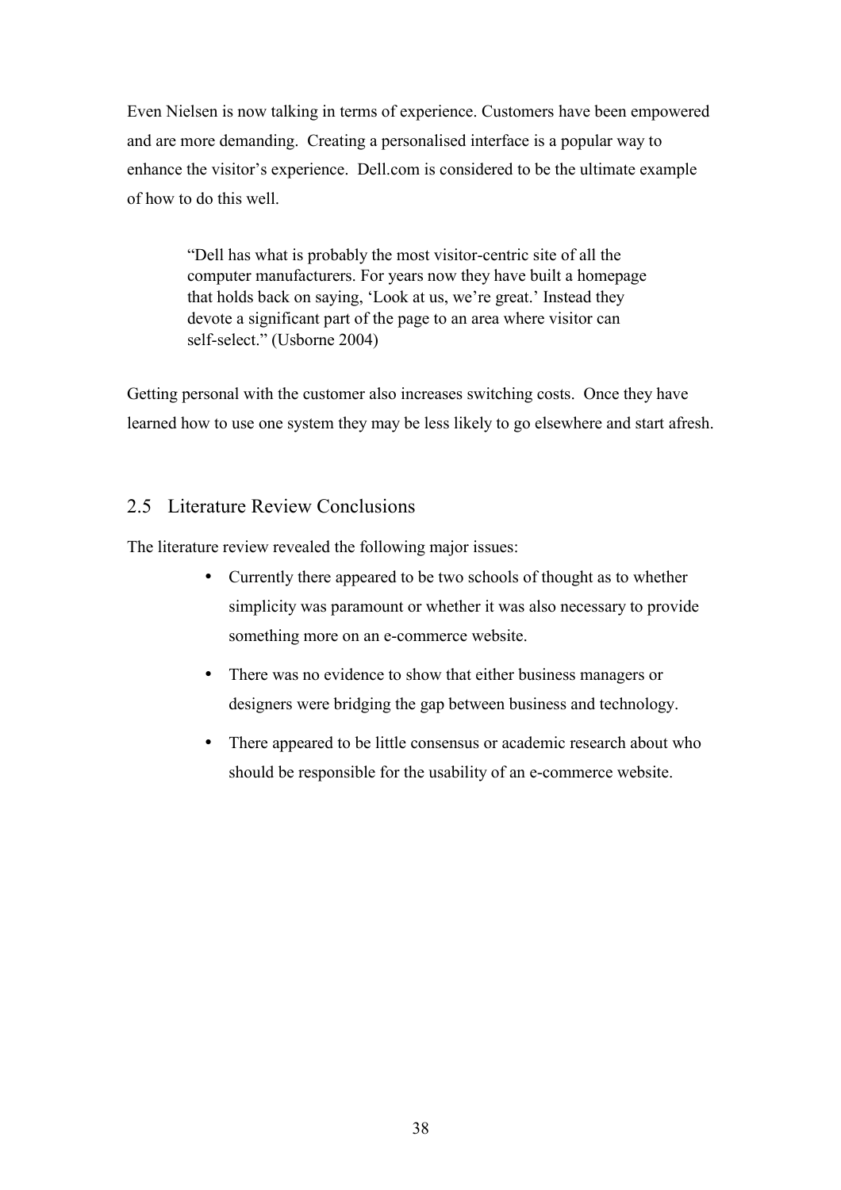Even Nielsen is now talking in terms of experience. Customers have been empowered and are more demanding. Creating a personalised interface is a popular way to enhance the visitor's experience. Dell.com is considered to be the ultimate example of how to do this well.

> "Dell has what is probably the most visitor-centric site of all the computer manufacturers. For years now they have built a homepage that holds back on saying, 'Look at us, we're great.' Instead they devote a significant part of the page to an area where visitor can self-select." (Usborne 2004)

Getting personal with the customer also increases switching costs. Once they have learned how to use one system they may be less likely to go elsewhere and start afresh.

## 2.5 Literature Review Conclusions

The literature review revealed the following major issues:

- Currently there appeared to be two schools of thought as to whether simplicity was paramount or whether it was also necessary to provide something more on an e-commerce website.
- There was no evidence to show that either business managers or designers were bridging the gap between business and technology.
- There appeared to be little consensus or academic research about who should be responsible for the usability of an e-commerce website.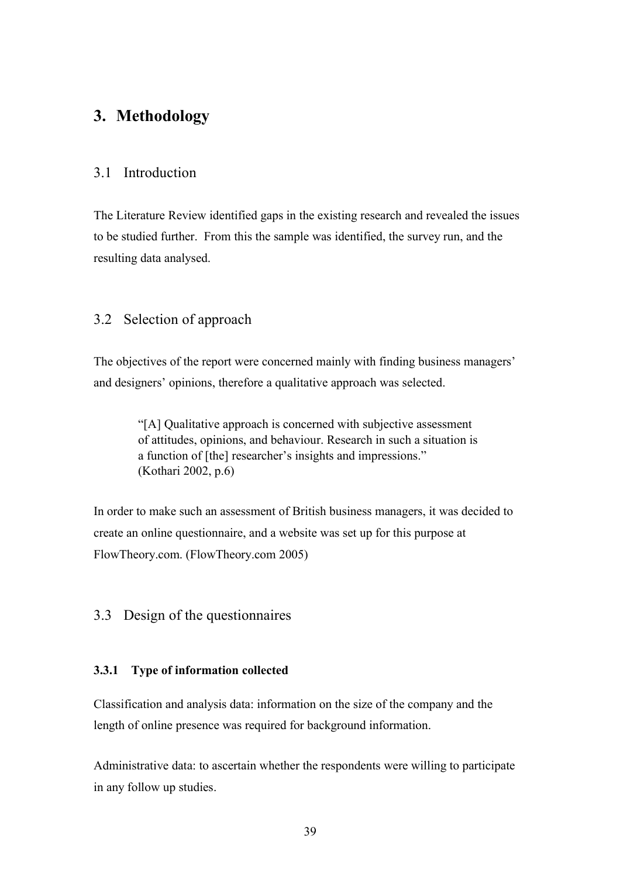# 3. Methodology

## 3.1 Introduction

The Literature Review identified gaps in the existing research and revealed the issues to be studied further. From this the sample was identified, the survey run, and the resulting data analysed.

## 3.2 Selection of approach

The objectives of the report were concerned mainly with finding business managers' and designers' opinions, therefore a qualitative approach was selected.

> "[A] Qualitative approach is concerned with subjective assessment of attitudes, opinions, and behaviour. Research in such a situation is a function of [the] researcher's insights and impressions."
> (Kothari 2002, p.6)

In order to make such an assessment of British business managers, it was decided to create an online questionnaire, and a website was set up for this purpose at FlowTheory.com. (FlowTheory.com 2005)

## 3.3 Design of the questionnaires

### 3.3.1 Type of information collected

Classification and analysis data: information on the size of the company and the length of online presence was required for background information.

Administrative data: to ascertain whether the respondents were willing to participate in any follow up studies.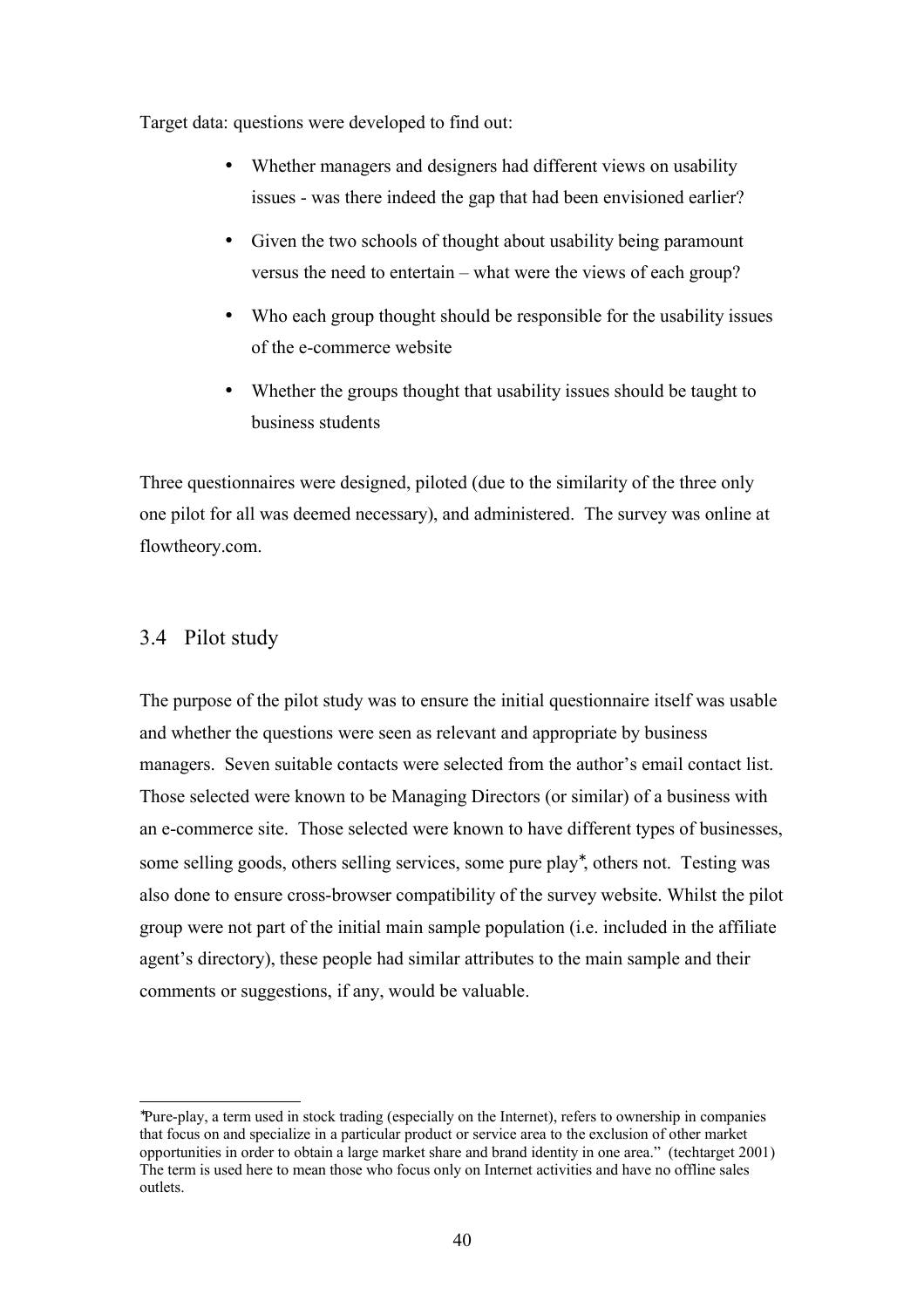Target data: questions were developed to find out:

- Whether managers and designers had different views on usability issues - was there indeed the gap that had been envisioned earlier?
- Given the two schools of thought about usability being paramount versus the need to entertain – what were the views of each group?
- Who each group thought should be responsible for the usability issues of the e-commerce website
- Whether the groups thought that usability issues should be taught to business students

Three questionnaires were designed, piloted (due to the similarity of the three only one pilot for all was deemed necessary), and administered. The survey was online at flowtheory.com.

## 3.4 Pilot study

The purpose of the pilot study was to ensure the initial questionnaire itself was usable and whether the questions were seen as relevant and appropriate by business managers. Seven suitable contacts were selected from the author's email contact list. Those selected were known to be Managing Directors (or similar) of a business with an e-commerce site. Those selected were known to have different types of businesses, some selling goods, others selling services, some pure play[*], others not. Testing was also done to ensure cross-browser compatibility of the survey website. Whilst the pilot group were not part of the initial main sample population (i.e. included in the affiliate agent's directory), these people had similar attributes to the main sample and their comments or suggestions, if any, would be valuable.

---

[*] Pure-play, a term used in stock trading (especially on the Internet), refers to ownership in companies that focus on and specialize in a particular product or service area to the exclusion of other market opportunities in order to obtain a large market share and brand identity in one area." (techtarget 2001) The term is used here to mean those who focus only on Internet activities and have no offline sales outlets.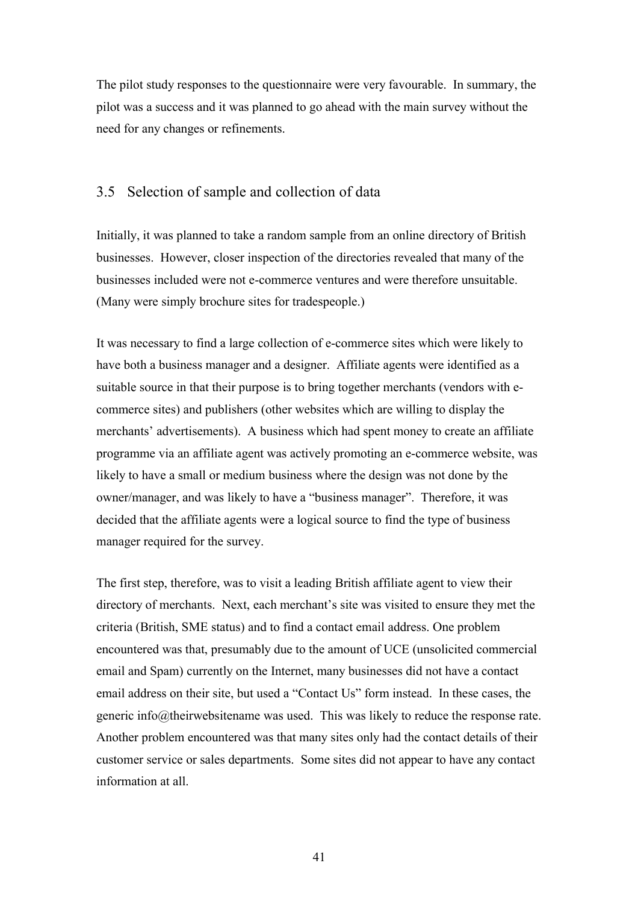The pilot study responses to the questionnaire were very favourable. In summary, the pilot was a success and it was planned to go ahead with the main survey without the need for any changes or refinements.

## 3.5 Selection of sample and collection of data

Initially, it was planned to take a random sample from an online directory of British businesses. However, closer inspection of the directories revealed that many of the businesses included were not e-commerce ventures and were therefore unsuitable. (Many were simply brochure sites for tradespeople.)

It was necessary to find a large collection of e-commerce sites which were likely to have both a business manager and a designer. Affiliate agents were identified as a suitable source in that their purpose is to bring together merchants (vendors with e-commerce sites) and publishers (other websites which are willing to display the merchants' advertisements). A business which had spent money to create an affiliate programme via an affiliate agent was actively promoting an e-commerce website, was likely to have a small or medium business where the design was not done by the owner/manager, and was likely to have a "business manager". Therefore, it was decided that the affiliate agents were a logical source to find the type of business manager required for the survey.

The first step, therefore, was to visit a leading British affiliate agent to view their directory of merchants. Next, each merchant's site was visited to ensure they met the criteria (British, SME status) and to find a contact email address. One problem encountered was that, presumably due to the amount of UCE (unsolicited commercial email and Spam) currently on the Internet, many businesses did not have a contact email address on their site, but used a "Contact Us" form instead. In these cases, the generic info@theirwebsitename was used. This was likely to reduce the response rate. Another problem encountered was that many sites only had the contact details of their customer service or sales departments. Some sites did not appear to have any contact information at all.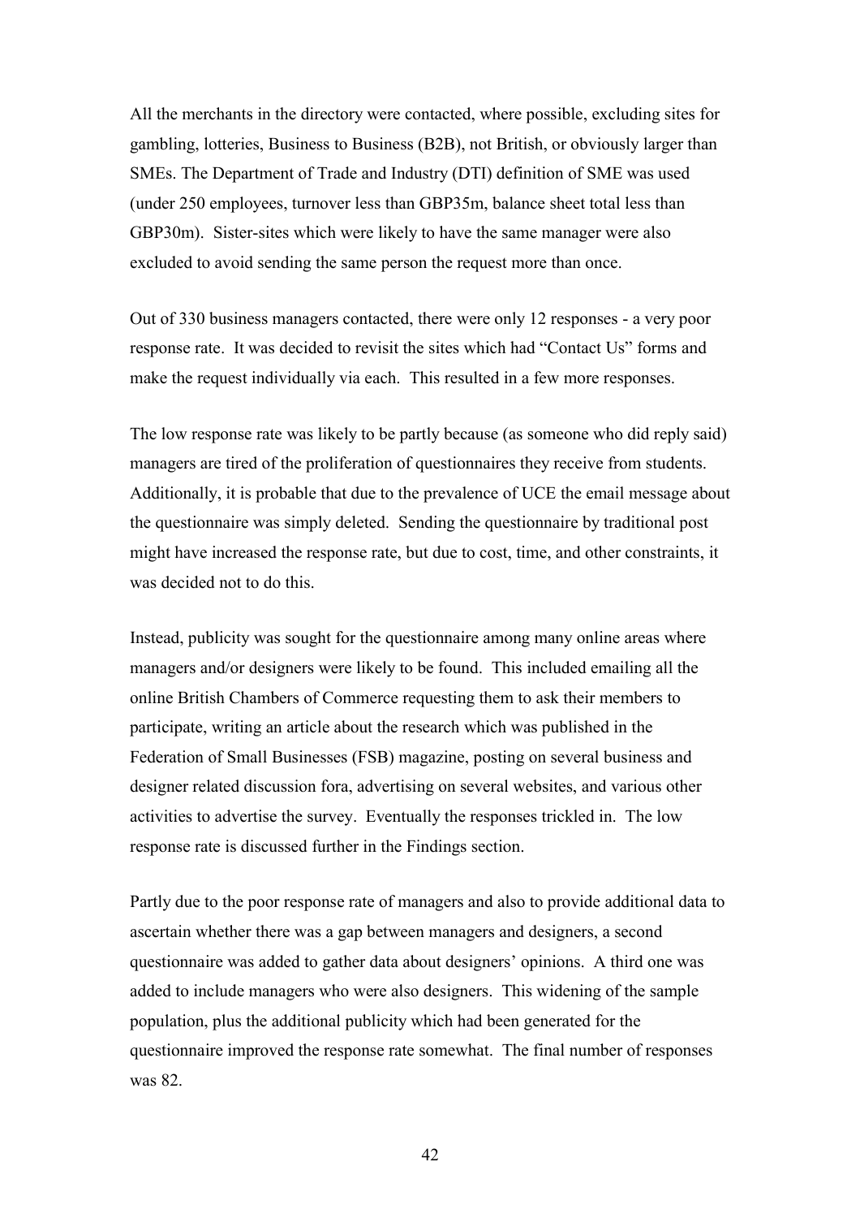All the merchants in the directory were contacted, where possible, excluding sites for gambling, lotteries, Business to Business (B2B), not British, or obviously larger than SMEs. The Department of Trade and Industry (DTI) definition of SME was used (under 250 employees, turnover less than GBP35m, balance sheet total less than GBP30m). Sister-sites which were likely to have the same manager were also excluded to avoid sending the same person the request more than once.

Out of 330 business managers contacted, there were only 12 responses - a very poor response rate. It was decided to revisit the sites which had "Contact Us" forms and make the request individually via each. This resulted in a few more responses.

The low response rate was likely to be partly because (as someone who did reply said) managers are tired of the proliferation of questionnaires they receive from students. Additionally, it is probable that due to the prevalence of UCE the email message about the questionnaire was simply deleted. Sending the questionnaire by traditional post might have increased the response rate, but due to cost, time, and other constraints, it was decided not to do this.

Instead, publicity was sought for the questionnaire among many online areas where managers and/or designers were likely to be found. This included emailing all the online British Chambers of Commerce requesting them to ask their members to participate, writing an article about the research which was published in the Federation of Small Businesses (FSB) magazine, posting on several business and designer related discussion fora, advertising on several websites, and various other activities to advertise the survey. Eventually the responses trickled in. The low response rate is discussed further in the Findings section.

Partly due to the poor response rate of managers and also to provide additional data to ascertain whether there was a gap between managers and designers, a second questionnaire was added to gather data about designers' opinions. A third one was added to include managers who were also designers. This widening of the sample population, plus the additional publicity which had been generated for the questionnaire improved the response rate somewhat. The final number of responses was 82.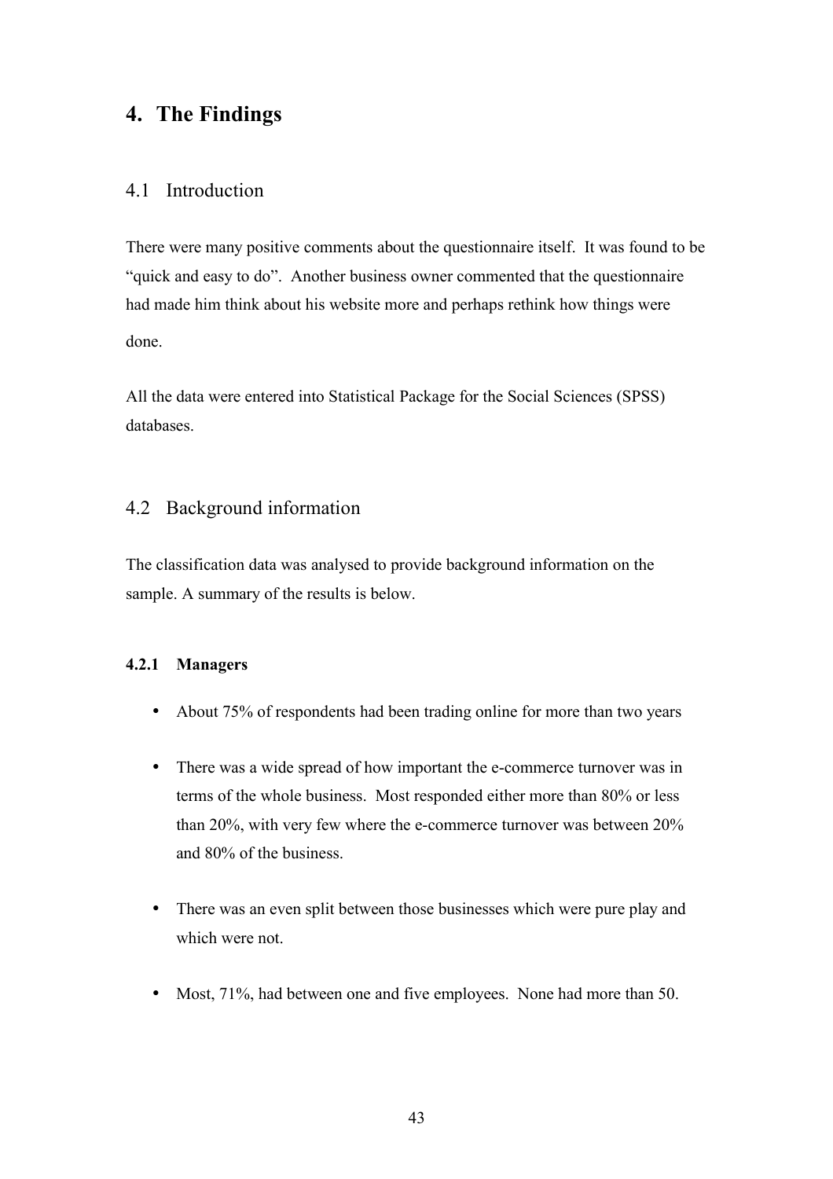# 4. The Findings

## 4.1 Introduction

There were many positive comments about the questionnaire itself. It was found to be "quick and easy to do". Another business owner commented that the questionnaire had made him think about his website more and perhaps rethink how things were done.

All the data were entered into Statistical Package for the Social Sciences (SPSS) databases.

## 4.2 Background information

The classification data was analysed to provide background information on the sample. A summary of the results is below.

### 4.2.1 Managers

- About 75% of respondents had been trading online for more than two years
- There was a wide spread of how important the e-commerce turnover was in terms of the whole business. Most responded either more than 80% or less than 20%, with very few where the e-commerce turnover was between 20% and 80% of the business.
- There was an even split between those businesses which were pure play and which were not.
- Most, 71%, had between one and five employees. None had more than 50.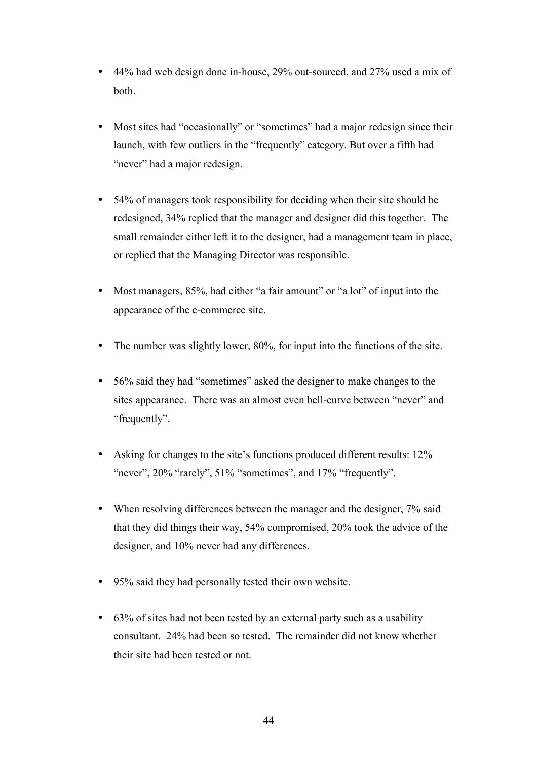- 44% had web design done in-house, 29% out-sourced, and 27% used a mix of both.

- Most sites had "occasionally" or "sometimes" had a major redesign since their launch, with few outliers in the "frequently" category. But over a fifth had "never" had a major redesign.

- 54% of managers took responsibility for deciding when their site should be redesigned, 34% replied that the manager and designer did this together. The small remainder either left it to the designer, had a management team in place, or replied that the Managing Director was responsible.

- Most managers, 85%, had either "a fair amount" or "a lot" of input into the appearance of the e-commerce site.

- The number was slightly lower, 80%, for input into the functions of the site.

- 56% said they had "sometimes" asked the designer to make changes to the sites appearance. There was an almost even bell-curve between "never" and "frequently".

- Asking for changes to the site's functions produced different results: 12% "never", 20% "rarely", 51% "sometimes", and 17% "frequently".

- When resolving differences between the manager and the designer, 7% said that they did things their way, 54% compromised, 20% took the advice of the designer, and 10% never had any differences.

- 95% said they had personally tested their own website.

- 63% of sites had not been tested by an external party such as a usability consultant. 24% had been so tested. The remainder did not know whether their site had been tested or not.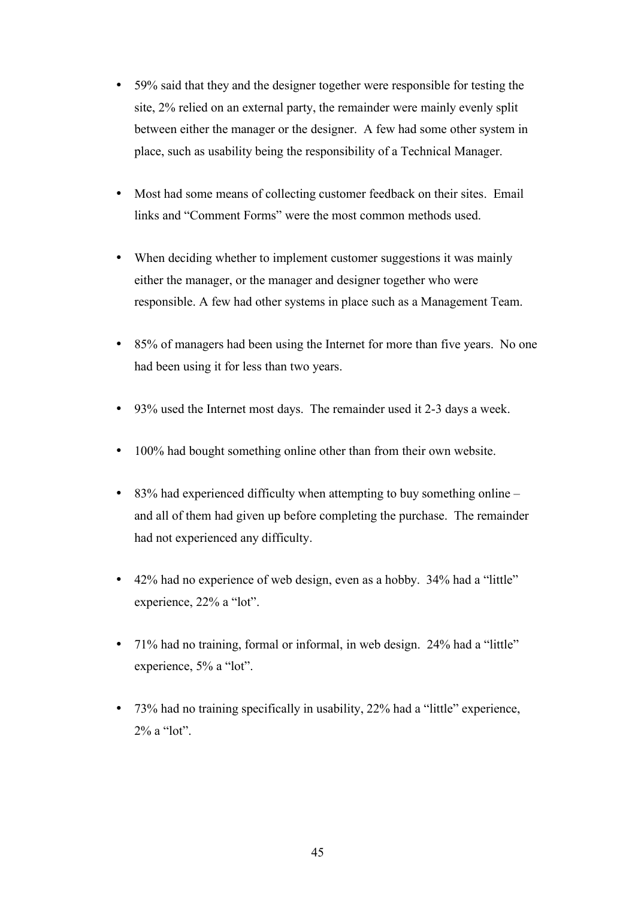- 59% said that they and the designer together were responsible for testing the site, 2% relied on an external party, the remainder were mainly evenly split between either the manager or the designer. A few had some other system in place, such as usability being the responsibility of a Technical Manager.

- Most had some means of collecting customer feedback on their sites. Email links and "Comment Forms" were the most common methods used.

- When deciding whether to implement customer suggestions it was mainly either the manager, or the manager and designer together who were responsible. A few had other systems in place such as a Management Team.

- 85% of managers had been using the Internet for more than five years. No one had been using it for less than two years.

- 93% used the Internet most days. The remainder used it 2-3 days a week.

- 100% had bought something online other than from their own website.

- 83% had experienced difficulty when attempting to buy something online – and all of them had given up before completing the purchase. The remainder had not experienced any difficulty.

- 42% had no experience of web design, even as a hobby. 34% had a "little" experience, 22% a "lot".

- 71% had no training, formal or informal, in web design. 24% had a "little" experience, 5% a "lot".

- 73% had no training specifically in usability, 22% had a "little" experience, 2% a "lot".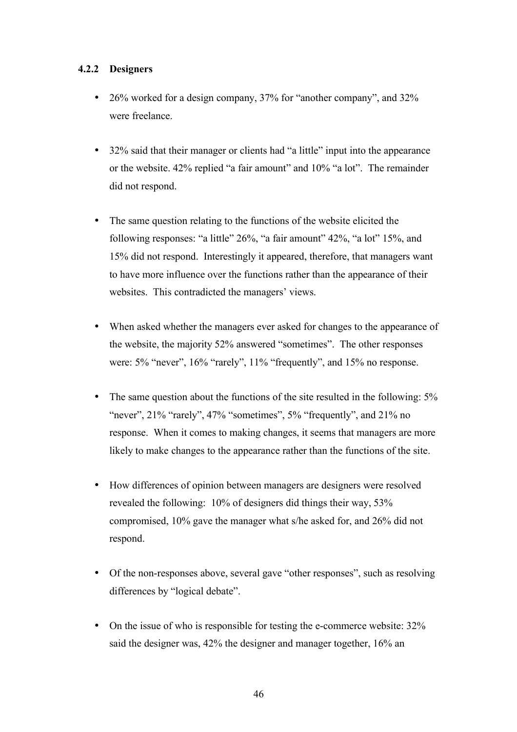#### 4.2.2 Designers

- 26% worked for a design company, 37% for "another company", and 32% were freelance.

- 32% said that their manager or clients had "a little" input into the appearance or the website. 42% replied "a fair amount" and 10% "a lot". The remainder did not respond.

- The same question relating to the functions of the website elicited the following responses: "a little" 26%, "a fair amount" 42%, "a lot" 15%, and 15% did not respond. Interestingly it appeared, therefore, that managers want to have more influence over the functions rather than the appearance of their websites. This contradicted the managers' views.

- When asked whether the managers ever asked for changes to the appearance of the website, the majority 52% answered "sometimes". The other responses were: 5% "never", 16% "rarely", 11% "frequently", and 15% no response.

- The same question about the functions of the site resulted in the following: 5% "never", 21% "rarely", 47% "sometimes", 5% "frequently", and 21% no response. When it comes to making changes, it seems that managers are more likely to make changes to the appearance rather than the functions of the site.

- How differences of opinion between managers are designers were resolved revealed the following: 10% of designers did things their way, 53% compromised, 10% gave the manager what s/he asked for, and 26% did not respond.

- Of the non-responses above, several gave "other responses", such as resolving differences by "logical debate".

- On the issue of who is responsible for testing the e-commerce website: 32% said the designer was, 42% the designer and manager together, 16% an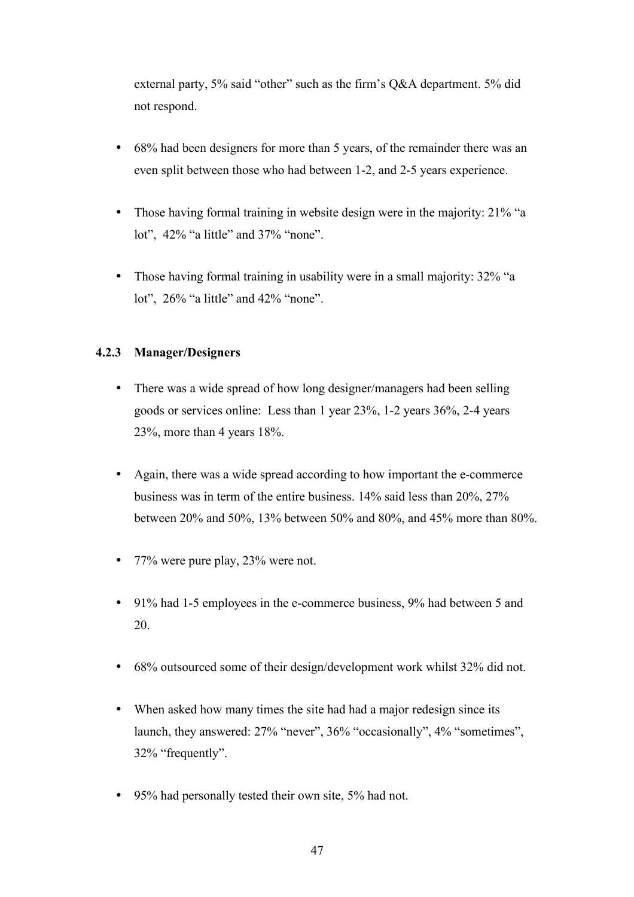external party, 5% said “other” such as the firm’s Q&A department. 5% did not respond.

- 68% had been designers for more than 5 years, of the remainder there was an even split between those who had between 1-2, and 2-5 years experience.

- Those having formal training in website design were in the majority: 21% “a lot”, 42% “a little” and 37% “none”.

- Those having formal training in usability were in a small majority: 32% “a lot”, 26% “a little” and 42% “none”.

### 4.2.3 Manager/Designers

- There was a wide spread of how long designer/managers had been selling goods or services online: Less than 1 year 23%, 1-2 years 36%, 2-4 years 23%, more than 4 years 18%.

- Again, there was a wide spread according to how important the e-commerce business was in term of the entire business. 14% said less than 20%, 27% between 20% and 50%, 13% between 50% and 80%, and 45% more than 80%.

- 77% were pure play, 23% were not.

- 91% had 1-5 employees in the e-commerce business, 9% had between 5 and 20.

- 68% outsourced some of their design/development work whilst 32% did not.

- When asked how many times the site had had a major redesign since its launch, they answered: 27% “never”, 36% “occasionally”, 4% “sometimes”, 32% “frequently”.

- 95% had personally tested their own site, 5% had not.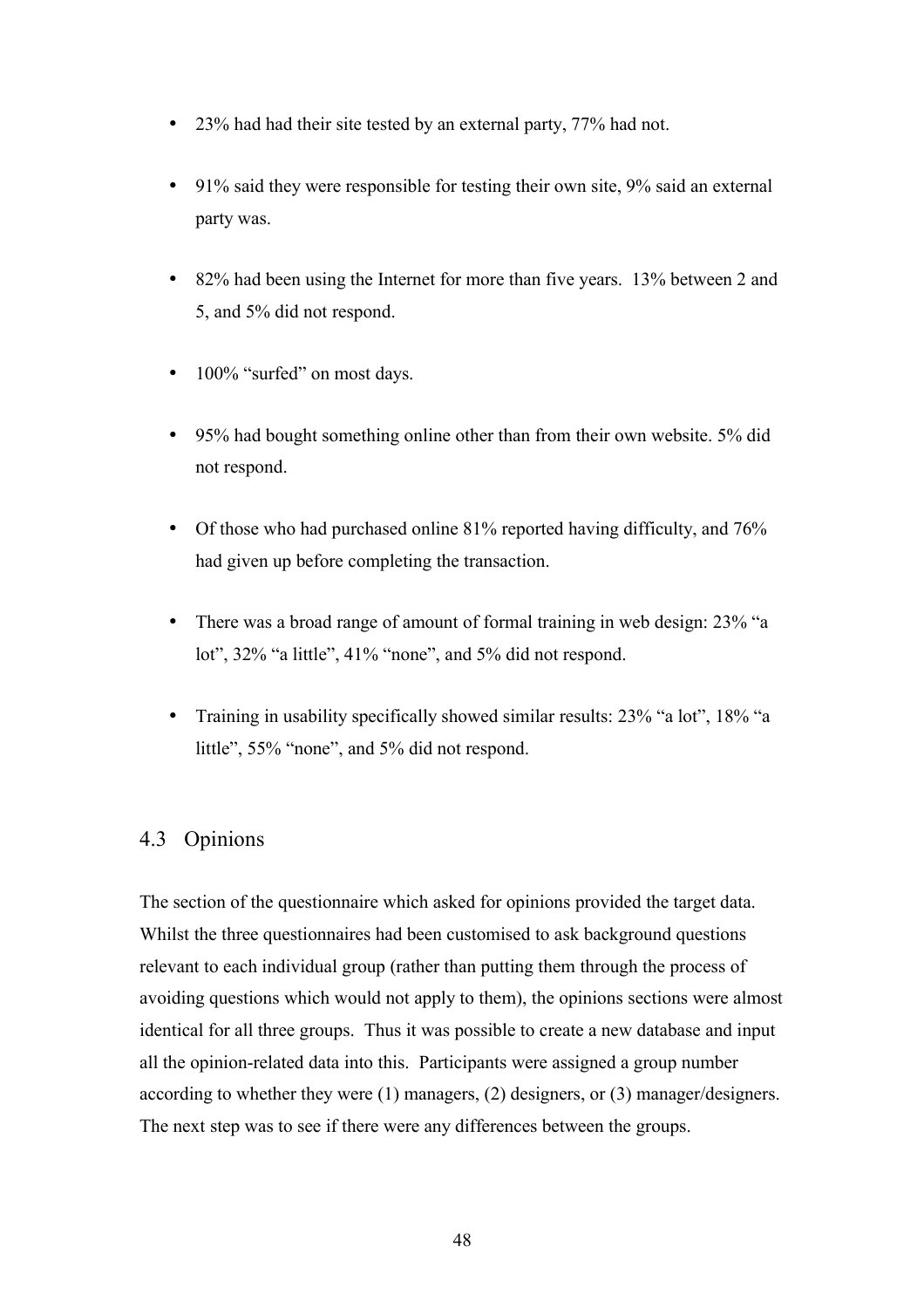- 23% had had their site tested by an external party, 77% had not.

- 91% said they were responsible for testing their own site, 9% said an external party was.

- 82% had been using the Internet for more than five years. 13% between 2 and 5, and 5% did not respond.

- 100% "surfed" on most days.

- 95% had bought something online other than from their own website. 5% did not respond.

- Of those who had purchased online 81% reported having difficulty, and 76% had given up before completing the transaction.

- There was a broad range of amount of formal training in web design: 23% "a lot", 32% "a little", 41% "none", and 5% did not respond.

- Training in usability specifically showed similar results: 23% "a lot", 18% "a little", 55% "none", and 5% did not respond.

## 4.3 Opinions

The section of the questionnaire which asked for opinions provided the target data. Whilst the three questionnaires had been customised to ask background questions relevant to each individual group (rather than putting them through the process of avoiding questions which would not apply to them), the opinions sections were almost identical for all three groups. Thus it was possible to create a new database and input all the opinion-related data into this. Participants were assigned a group number according to whether they were (1) managers, (2) designers, or (3) manager/designers. The next step was to see if there were any differences between the groups.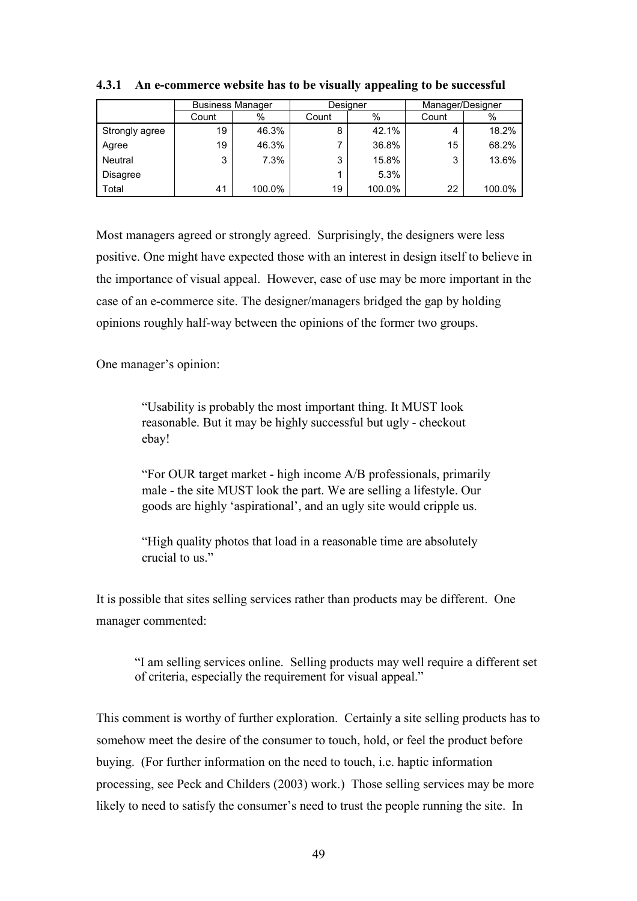### 4.3.1 An e-commerce website has to be visually appealing to be successful

| | Business Manager | | Designer | | Manager/Designer | |
|---|---|---|---|---|---|---|
| | Count | % | Count | % | Count | % |
| Strongly agree | 19 | 46.3% | 8 | 42.1% | 4 | 18.2% |
| Agree | 19 | 46.3% | 7 | 36.8% | 15 | 68.2% |
| Neutral | 3 | 7.3% | 3 | 15.8% | 3 | 13.6% |
| Disagree | | | 1 | 5.3% | | |
| Total | 41 | 100.0% | 19 | 100.0% | 22 | 100.0% |

Most managers agreed or strongly agreed. Surprisingly, the designers were less positive. One might have expected those with an interest in design itself to believe in the importance of visual appeal. However, ease of use may be more important in the case of an e-commerce site. The designer/managers bridged the gap by holding opinions roughly half-way between the opinions of the former two groups.

One manager's opinion:

> "Usability is probably the most important thing. It MUST look reasonable. But it may be highly successful but ugly - checkout ebay!
>
> "For OUR target market - high income A/B professionals, primarily male - the site MUST look the part. We are selling a lifestyle. Our goods are highly 'aspirational', and an ugly site would cripple us.
>
> "High quality photos that load in a reasonable time are absolutely crucial to us."

It is possible that sites selling services rather than products may be different. One manager commented:

> "I am selling services online. Selling products may well require a different set of criteria, especially the requirement for visual appeal."

This comment is worthy of further exploration. Certainly a site selling products has to somehow meet the desire of the consumer to touch, hold, or feel the product before buying. (For further information on the need to touch, i.e. haptic information processing, see Peck and Childers (2003) work.) Those selling services may be more likely to need to satisfy the consumer's need to trust the people running the site. In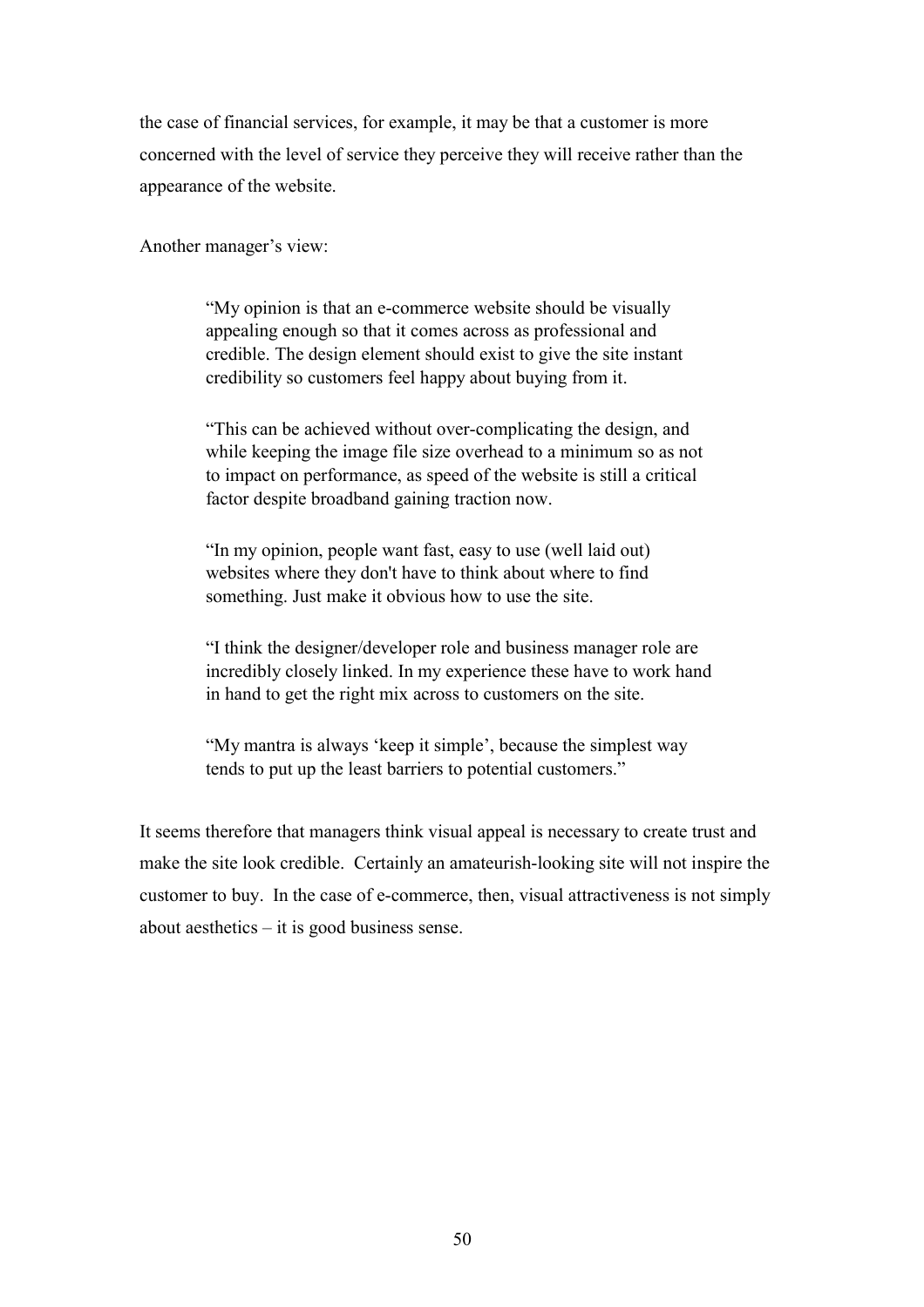the case of financial services, for example, it may be that a customer is more concerned with the level of service they perceive they will receive rather than the appearance of the website.

Another manager's view:

> "My opinion is that an e-commerce website should be visually appealing enough so that it comes across as professional and credible. The design element should exist to give the site instant credibility so customers feel happy about buying from it.
>
> "This can be achieved without over-complicating the design, and while keeping the image file size overhead to a minimum so as not to impact on performance, as speed of the website is still a critical factor despite broadband gaining traction now.
>
> "In my opinion, people want fast, easy to use (well laid out) websites where they don't have to think about where to find something. Just make it obvious how to use the site.
>
> "I think the designer/developer role and business manager role are incredibly closely linked. In my experience these have to work hand in hand to get the right mix across to customers on the site.
>
> "My mantra is always 'keep it simple', because the simplest way tends to put up the least barriers to potential customers."

It seems therefore that managers think visual appeal is necessary to create trust and make the site look credible. Certainly an amateurish-looking site will not inspire the customer to buy. In the case of e-commerce, then, visual attractiveness is not simply about aesthetics – it is good business sense.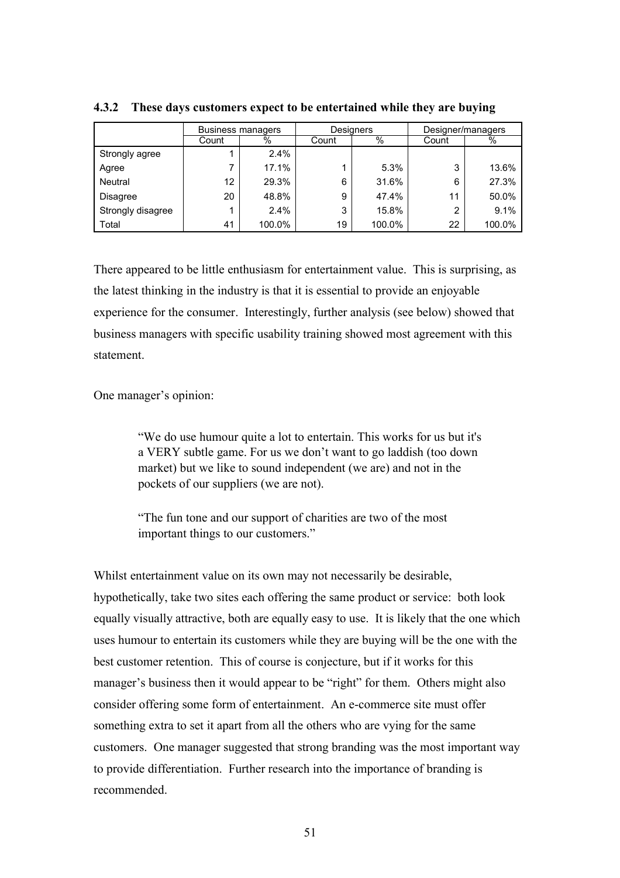### 4.3.2 These days customers expect to be entertained while they are buying

| | Business managers | | Designers | | Designer/managers | |
|---|---|---|---|---|---|---|
| | Count | % | Count | % | Count | % |
| Strongly agree | 1 | 2.4% | | | | |
| Agree | 7 | 17.1% | 1 | 5.3% | 3 | 13.6% |
| Neutral | 12 | 29.3% | 6 | 31.6% | 6 | 27.3% |
| Disagree | 20 | 48.8% | 9 | 47.4% | 11 | 50.0% |
| Strongly disagree | 1 | 2.4% | 3 | 15.8% | 2 | 9.1% |
| Total | 41 | 100.0% | 19 | 100.0% | 22 | 100.0% |

There appeared to be little enthusiasm for entertainment value. This is surprising, as the latest thinking in the industry is that it is essential to provide an enjoyable experience for the consumer. Interestingly, further analysis (see below) showed that business managers with specific usability training showed most agreement with this statement.

One manager's opinion:

> "We do use humour quite a lot to entertain. This works for us but it's a VERY subtle game. For us we don't want to go laddish (too down market) but we like to sound independent (we are) and not in the pockets of our suppliers (we are not).
>
> "The fun tone and our support of charities are two of the most important things to our customers."

Whilst entertainment value on its own may not necessarily be desirable, hypothetically, take two sites each offering the same product or service: both look equally visually attractive, both are equally easy to use. It is likely that the one which uses humour to entertain its customers while they are buying will be the one with the best customer retention. This of course is conjecture, but if it works for this manager's business then it would appear to be "right" for them. Others might also consider offering some form of entertainment. An e-commerce site must offer something extra to set it apart from all the others who are vying for the same customers. One manager suggested that strong branding was the most important way to provide differentiation. Further research into the importance of branding is recommended.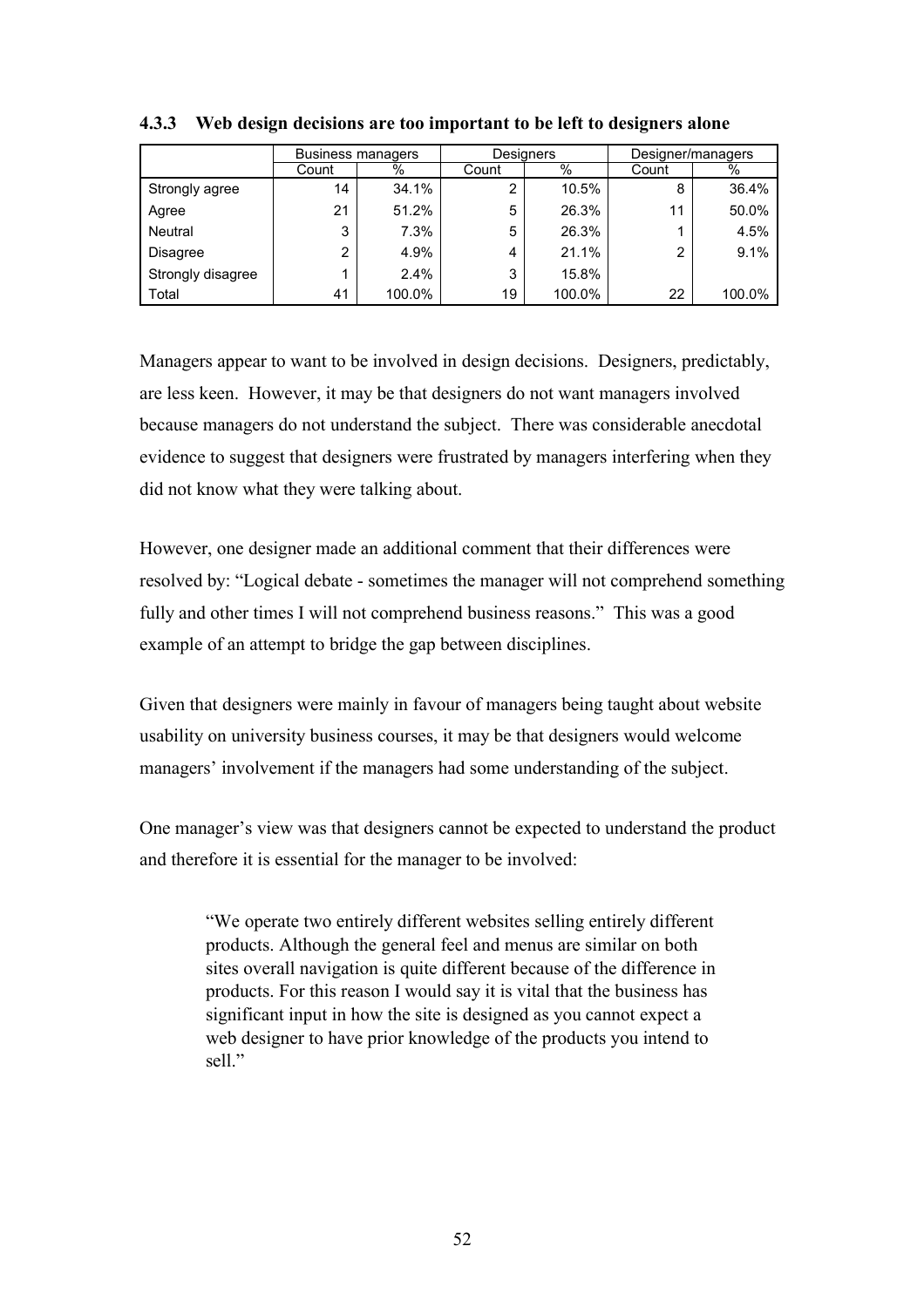### 4.3.3 Web design decisions are too important to be left to designers alone

| | Business managers | | Designers | | Designer/managers | |
|---|---|---|---|---|---|---|
| | Count | % | Count | % | Count | % |
| Strongly agree | 14 | 34.1% | 2 | 10.5% | 8 | 36.4% |
| Agree | 21 | 51.2% | 5 | 26.3% | 11 | 50.0% |
| Neutral | 3 | 7.3% | 5 | 26.3% | 1 | 4.5% |
| Disagree | 2 | 4.9% | 4 | 21.1% | 2 | 9.1% |
| Strongly disagree | 1 | 2.4% | 3 | 15.8% | | |
| Total | 41 | 100.0% | 19 | 100.0% | 22 | 100.0% |

Managers appear to want to be involved in design decisions. Designers, predictably, are less keen. However, it may be that designers do not want managers involved because managers do not understand the subject. There was considerable anecdotal evidence to suggest that designers were frustrated by managers interfering when they did not know what they were talking about.

However, one designer made an additional comment that their differences were resolved by: "Logical debate - sometimes the manager will not comprehend something fully and other times I will not comprehend business reasons." This was a good example of an attempt to bridge the gap between disciplines.

Given that designers were mainly in favour of managers being taught about website usability on university business courses, it may be that designers would welcome managers' involvement if the managers had some understanding of the subject.

One manager's view was that designers cannot be expected to understand the product and therefore it is essential for the manager to be involved:

> "We operate two entirely different websites selling entirely different products. Although the general feel and menus are similar on both sites overall navigation is quite different because of the difference in products. For this reason I would say it is vital that the business has significant input in how the site is designed as you cannot expect a web designer to have prior knowledge of the products you intend to sell."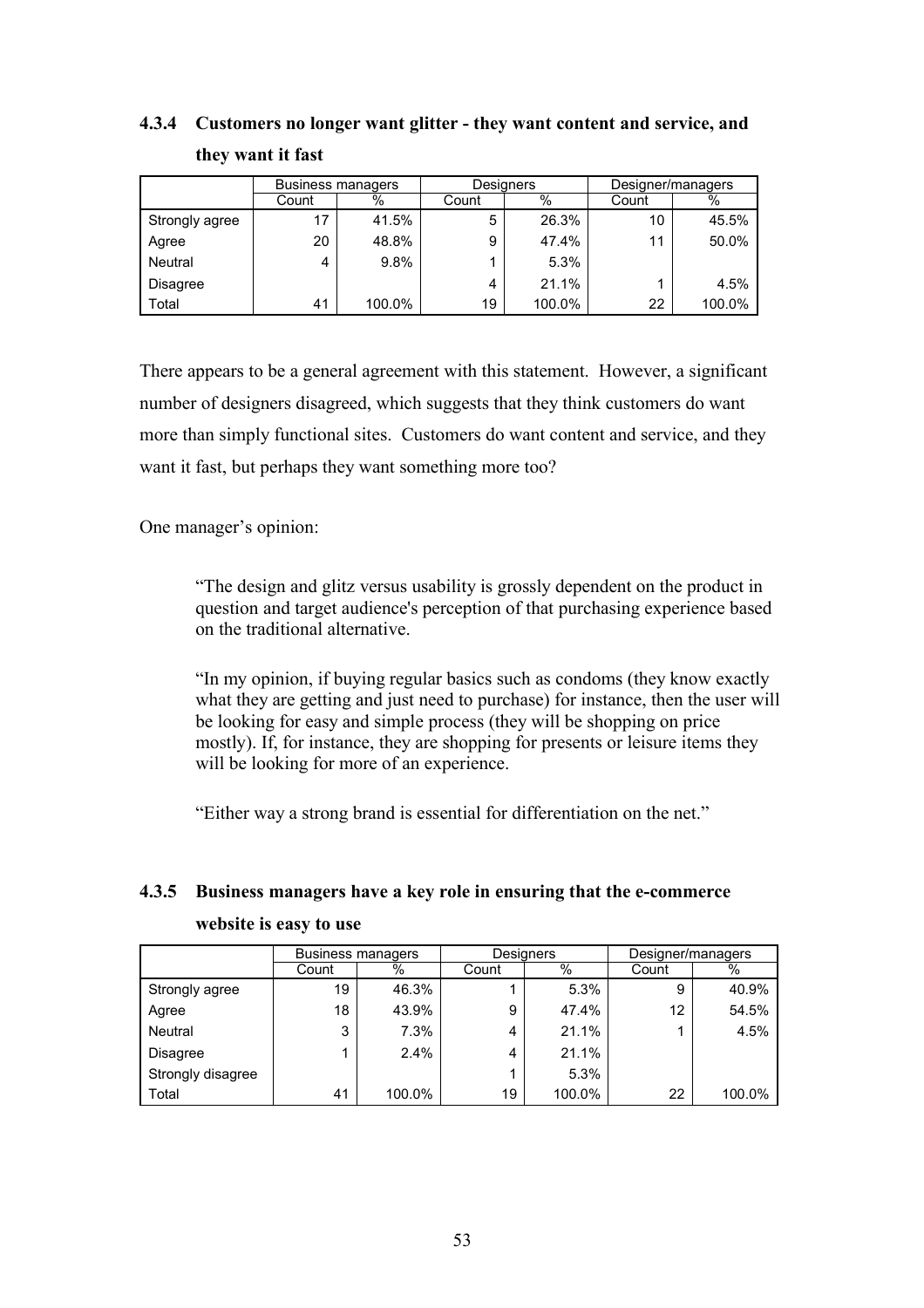### 4.3.4 Customers no longer want glitter - they want content and service, and they want it fast

| | Business managers | | Designers | | Designer/managers | |
|---|---|---|---|---|---|---|
| | Count | % | Count | % | Count | % |
| Strongly agree | 17 | 41.5% | 5 | 26.3% | 10 | 45.5% |
| Agree | 20 | 48.8% | 9 | 47.4% | 11 | 50.0% |
| Neutral | 4 | 9.8% | 1 | 5.3% | | |
| Disagree | | | 4 | 21.1% | 1 | 4.5% |
| Total | 41 | 100.0% | 19 | 100.0% | 22 | 100.0% |

There appears to be a general agreement with this statement. However, a significant number of designers disagreed, which suggests that they think customers do want more than simply functional sites. Customers do want content and service, and they want it fast, but perhaps they want something more too?

One manager's opinion:

> "The design and glitz versus usability is grossly dependent on the product in question and target audience's perception of that purchasing experience based on the traditional alternative.
>
> "In my opinion, if buying regular basics such as condoms (they know exactly what they are getting and just need to purchase) for instance, then the user will be looking for easy and simple process (they will be shopping on price mostly). If, for instance, they are shopping for presents or leisure items they will be looking for more of an experience.
>
> "Either way a strong brand is essential for differentiation on the net."

### 4.3.5 Business managers have a key role in ensuring that the e-commerce website is easy to use

| | Business managers | | Designers | | Designer/managers | |
|---|---|---|---|---|---|---|
| | Count | % | Count | % | Count | % |
| Strongly agree | 19 | 46.3% | 1 | 5.3% | 9 | 40.9% |
| Agree | 18 | 43.9% | 9 | 47.4% | 12 | 54.5% |
| Neutral | 3 | 7.3% | 4 | 21.1% | 1 | 4.5% |
| Disagree | 1 | 2.4% | 4 | 21.1% | | |
| Strongly disagree | | | 1 | 5.3% | | |
| Total | 41 | 100.0% | 19 | 100.0% | 22 | 100.0% |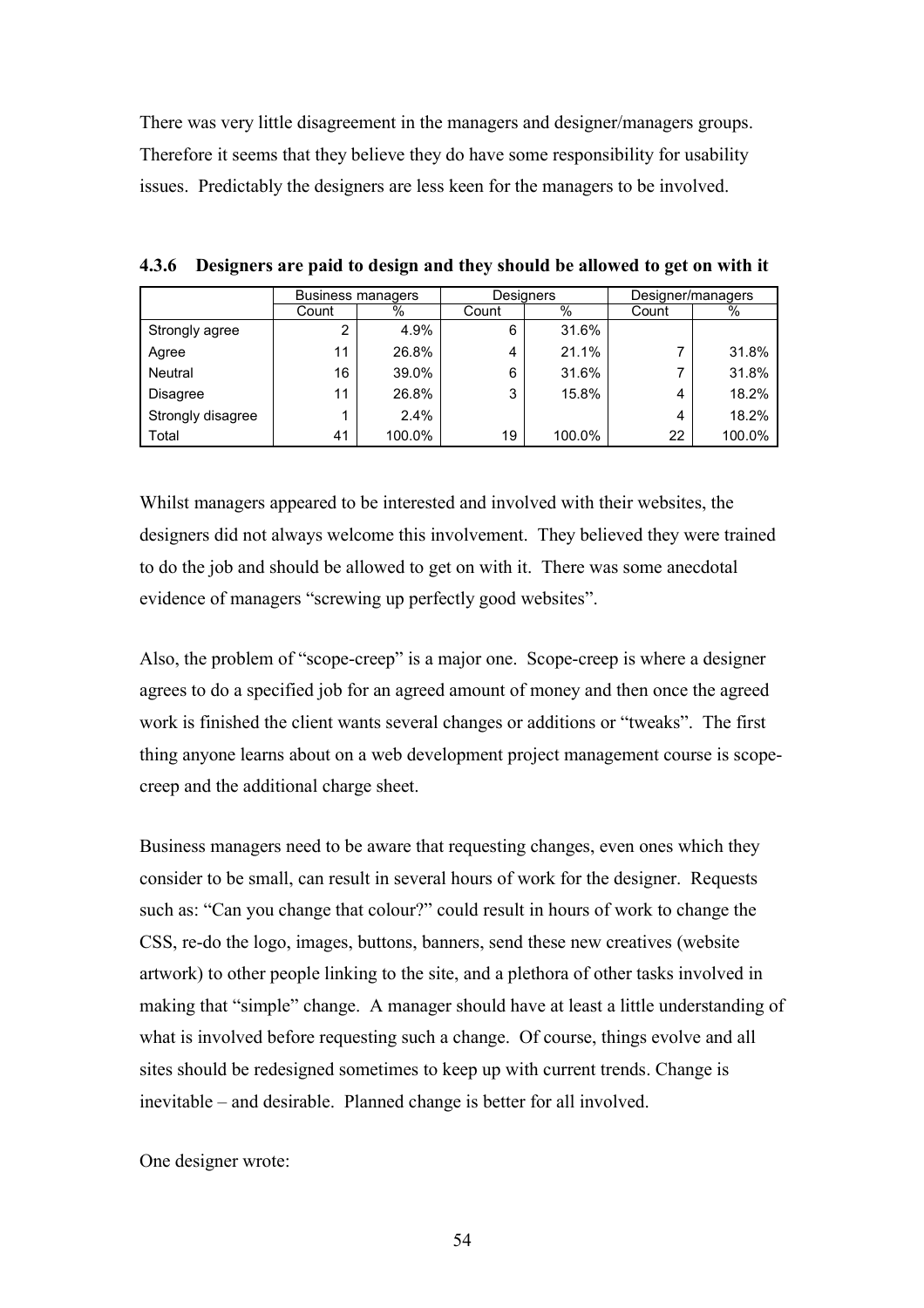There was very little disagreement in the managers and designer/managers groups. Therefore it seems that they believe they do have some responsibility for usability issues. Predictably the designers are less keen for the managers to be involved.

### 4.3.6 Designers are paid to design and they should be allowed to get on with it

| | Business managers | | Designers | | Designer/managers | |
|---|---|---|---|---|---|---|
| | Count | % | Count | % | Count | % |
| Strongly agree | 2 | 4.9% | 6 | 31.6% | | |
| Agree | 11 | 26.8% | 4 | 21.1% | 7 | 31.8% |
| Neutral | 16 | 39.0% | 6 | 31.6% | 7 | 31.8% |
| Disagree | 11 | 26.8% | 3 | 15.8% | 4 | 18.2% |
| Strongly disagree | 1 | 2.4% | | | 4 | 18.2% |
| Total | 41 | 100.0% | 19 | 100.0% | 22 | 100.0% |

Whilst managers appeared to be interested and involved with their websites, the designers did not always welcome this involvement. They believed they were trained to do the job and should be allowed to get on with it. There was some anecdotal evidence of managers "screwing up perfectly good websites".

Also, the problem of "scope-creep" is a major one. Scope-creep is where a designer agrees to do a specified job for an agreed amount of money and then once the agreed work is finished the client wants several changes or additions or "tweaks". The first thing anyone learns about on a web development project management course is scope-creep and the additional charge sheet.

Business managers need to be aware that requesting changes, even ones which they consider to be small, can result in several hours of work for the designer. Requests such as: "Can you change that colour?" could result in hours of work to change the CSS, re-do the logo, images, buttons, banners, send these new creatives (website artwork) to other people linking to the site, and a plethora of other tasks involved in making that "simple" change. A manager should have at least a little understanding of what is involved before requesting such a change. Of course, things evolve and all sites should be redesigned sometimes to keep up with current trends. Change is inevitable – and desirable. Planned change is better for all involved.

One designer wrote: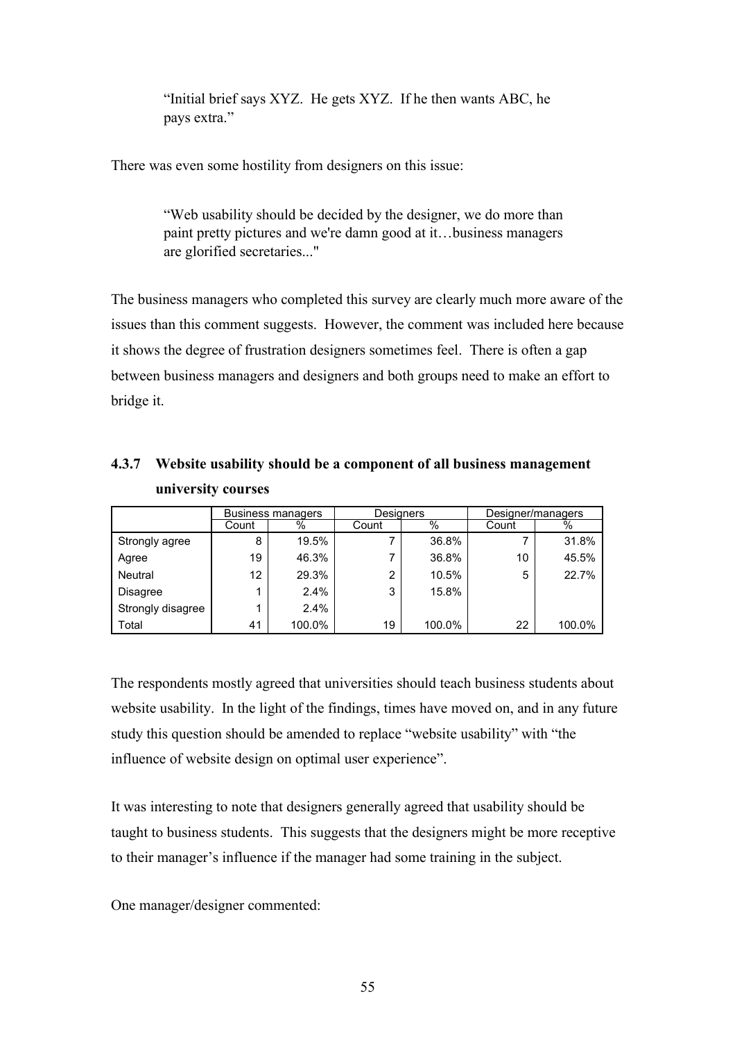> "Initial brief says XYZ. He gets XYZ. If he then wants ABC, he pays extra."

There was even some hostility from designers on this issue:

> "Web usability should be decided by the designer, we do more than paint pretty pictures and we're damn good at it…business managers are glorified secretaries..."

The business managers who completed this survey are clearly much more aware of the issues than this comment suggests. However, the comment was included here because it shows the degree of frustration designers sometimes feel. There is often a gap between business managers and designers and both groups need to make an effort to bridge it.

### 4.3.7 Website usability should be a component of all business management university courses

| | Business managers | | Designers | | Designer/managers | |
|---|---|---|---|---|---|---|
| | Count | % | Count | % | Count | % |
| Strongly agree | 8 | 19.5% | 7 | 36.8% | 7 | 31.8% |
| Agree | 19 | 46.3% | 7 | 36.8% | 10 | 45.5% |
| Neutral | 12 | 29.3% | 2 | 10.5% | 5 | 22.7% |
| Disagree | 1 | 2.4% | 3 | 15.8% | | |
| Strongly disagree | 1 | 2.4% | | | | |
| Total | 41 | 100.0% | 19 | 100.0% | 22 | 100.0% |

The respondents mostly agreed that universities should teach business students about website usability. In the light of the findings, times have moved on, and in any future study this question should be amended to replace "website usability" with "the influence of website design on optimal user experience".

It was interesting to note that designers generally agreed that usability should be taught to business students. This suggests that the designers might be more receptive to their manager's influence if the manager had some training in the subject.

One manager/designer commented: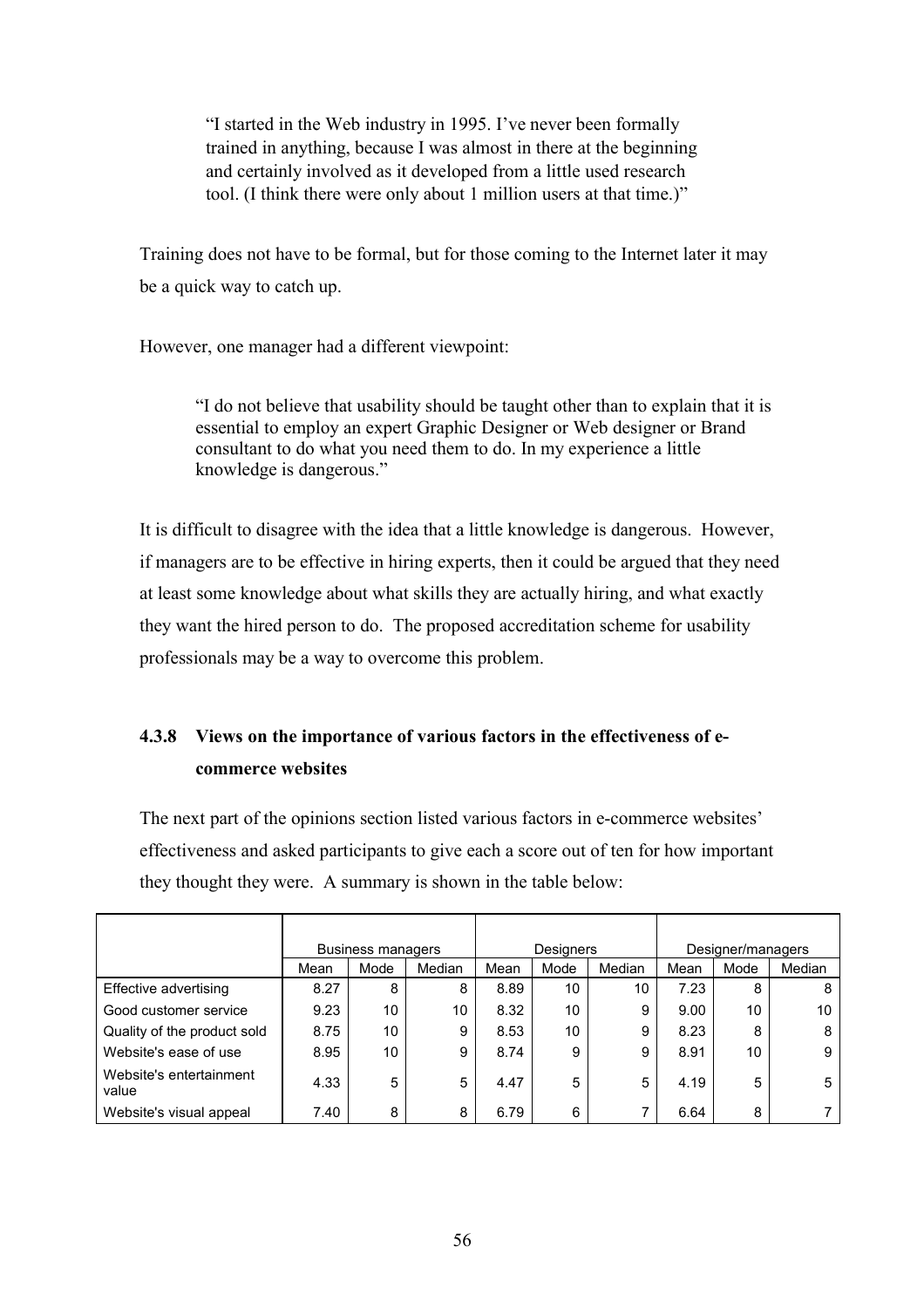> "I started in the Web industry in 1995. I've never been formally trained in anything, because I was almost in there at the beginning and certainly involved as it developed from a little used research tool. (I think there were only about 1 million users at that time.)"

Training does not have to be formal, but for those coming to the Internet later it may be a quick way to catch up.

However, one manager had a different viewpoint:

> "I do not believe that usability should be taught other than to explain that it is essential to employ an expert Graphic Designer or Web designer or Brand consultant to do what you need them to do. In my experience a little knowledge is dangerous."

It is difficult to disagree with the idea that a little knowledge is dangerous. However, if managers are to be effective in hiring experts, then it could be argued that they need at least some knowledge about what skills they are actually hiring, and what exactly they want the hired person to do. The proposed accreditation scheme for usability professionals may be a way to overcome this problem.

### 4.3.8 Views on the importance of various factors in the effectiveness of e-commerce websites

The next part of the opinions section listed various factors in e-commerce websites' effectiveness and asked participants to give each a score out of ten for how important they thought they were. A summary is shown in the table below:

| | Business managers | | | Designers | | | Designer/managers | | |
|---|---|---|---|---|---|---|---|---|---|
| | Mean | Mode | Median | Mean | Mode | Median | Mean | Mode | Median |
| Effective advertising | 8.27 | 8 | 8 | 8.89 | 10 | 10 | 7.23 | 8 | 8 |
| Good customer service | 9.23 | 10 | 10 | 8.32 | 10 | 9 | 9.00 | 10 | 10 |
| Quality of the product sold | 8.75 | 10 | 9 | 8.53 | 10 | 9 | 8.23 | 8 | 8 |
| Website's ease of use | 8.95 | 10 | 9 | 8.74 | 9 | 9 | 8.91 | 10 | 9 |
| Website's entertainment value | 4.33 | 5 | 5 | 4.47 | 5 | 5 | 4.19 | 5 | 5 |
| Website's visual appeal | 7.40 | 8 | 8 | 6.79 | 6 | 7 | 6.64 | 8 | 7 |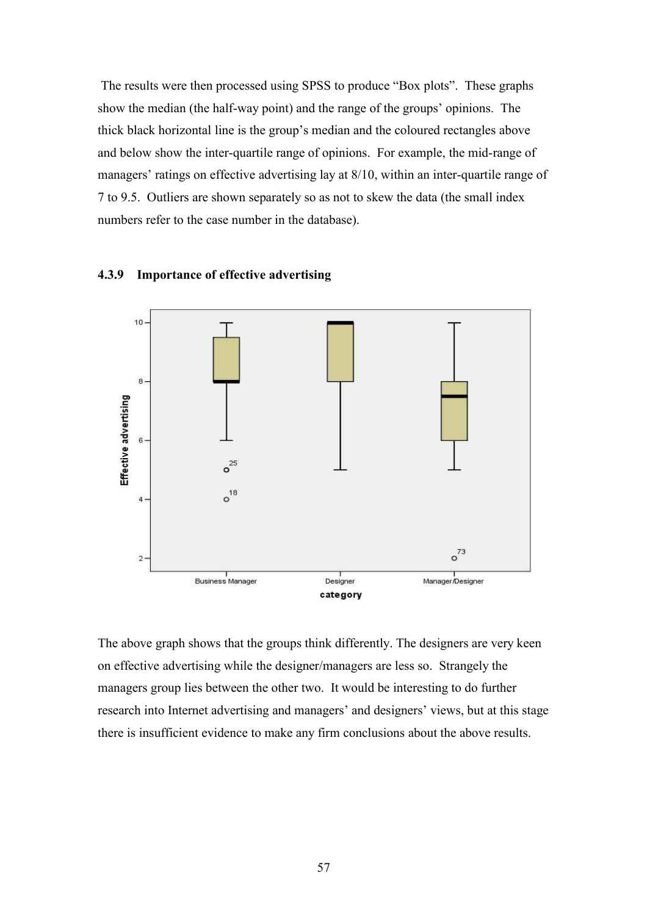The results were then processed using SPSS to produce "Box plots". These graphs show the median (the half-way point) and the range of the groups' opinions. The thick black horizontal line is the group's median and the coloured rectangles above and below show the inter-quartile range of opinions. For example, the mid-range of managers' ratings on effective advertising lay at 8/10, within an inter-quartile range of 7 to 9.5. Outliers are shown separately so as not to skew the data (the small index numbers refer to the case number in the database).

### 4.3.9 Importance of effective advertising

Effective advertising

10
8
6
4
2

25
18
73

Business Manager
Designer
Manager/Designer

category

The above graph shows that the groups think differently. The designers are very keen on effective advertising while the designer/managers are less so. Strangely the managers group lies between the other two. It would be interesting to do further research into Internet advertising and managers' and designers' views, but at this stage there is insufficient evidence to make any firm conclusions about the above results.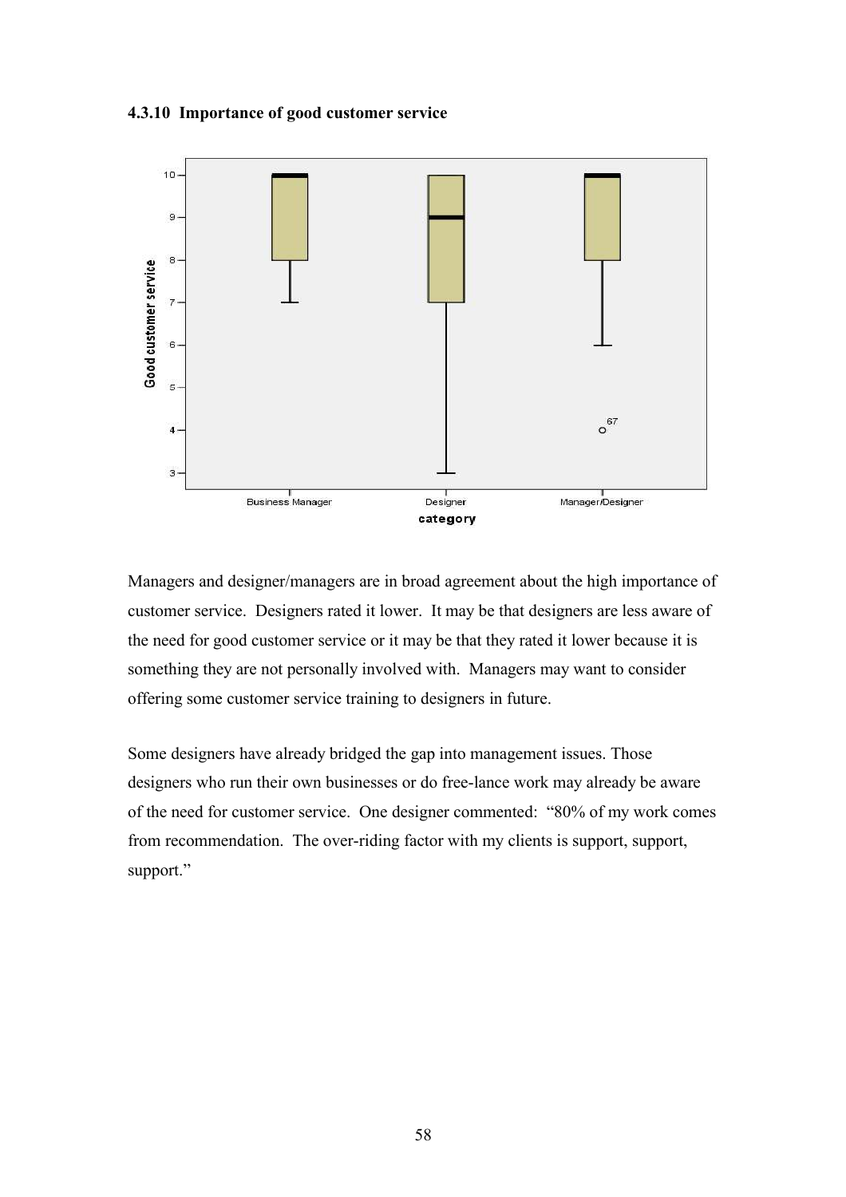### 4.3.10 Importance of good customer service

Good customer service

10
9
8
7
6
5
4
3

67

Business Manager
Designer
Manager/Designer

category

Managers and designer/managers are in broad agreement about the high importance of customer service. Designers rated it lower. It may be that designers are less aware of the need for good customer service or it may be that they rated it lower because it is something they are not personally involved with. Managers may want to consider offering some customer service training to designers in future.

Some designers have already bridged the gap into management issues. Those designers who run their own businesses or do free-lance work may already be aware of the need for customer service. One designer commented: "80% of my work comes from recommendation. The over-riding factor with my clients is support, support, support."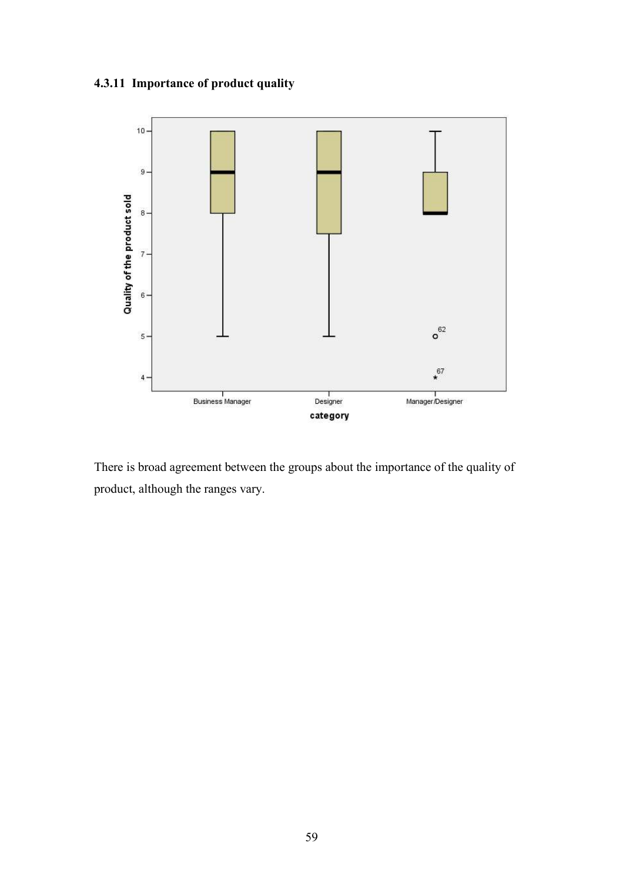### 4.3.11 Importance of product quality

Quality of the product sold

10
9
8
7
6
5
4

Business Manager
Designer
Manager/Designer

62
67

category

There is broad agreement between the groups about the importance of the quality of product, although the ranges vary.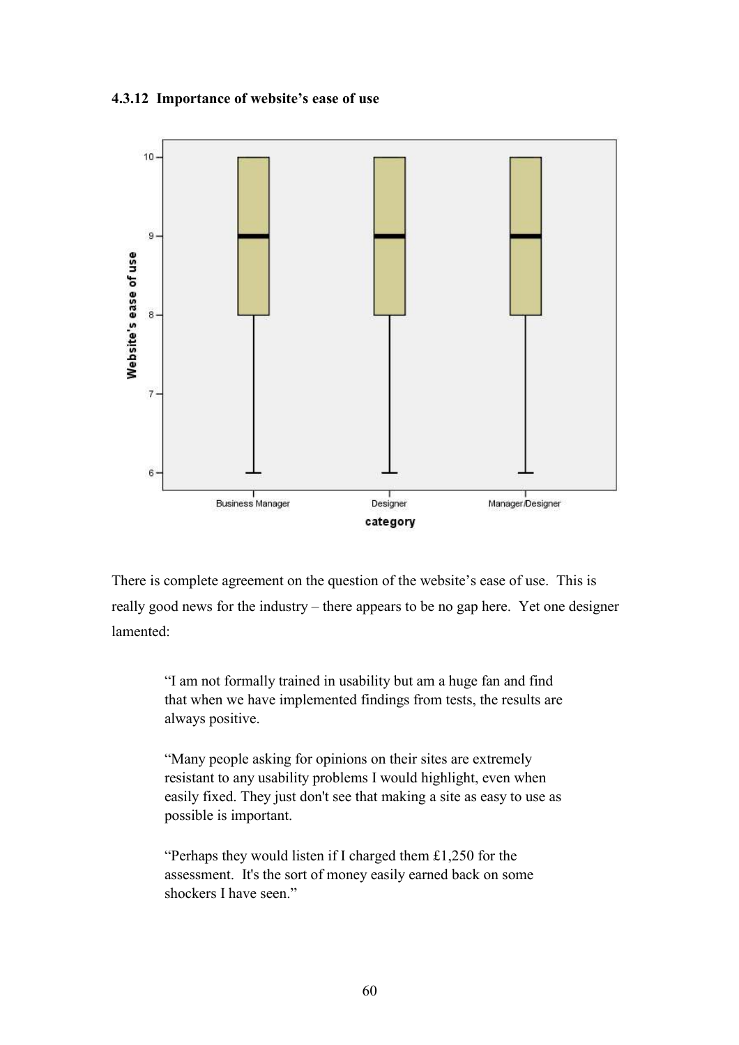#### 4.3.12 Importance of website's ease of use

10
9
8
7
6
Website's ease of use
Business Manager
Designer
Manager/Designer
category

There is complete agreement on the question of the website's ease of use. This is really good news for the industry – there appears to be no gap here. Yet one designer lamented:

> "I am not formally trained in usability but am a huge fan and find that when we have implemented findings from tests, the results are always positive.
>
> "Many people asking for opinions on their sites are extremely resistant to any usability problems I would highlight, even when easily fixed. They just don't see that making a site as easy to use as possible is important.
>
> "Perhaps they would listen if I charged them £1,250 for the assessment. It's the sort of money easily earned back on some shockers I have seen."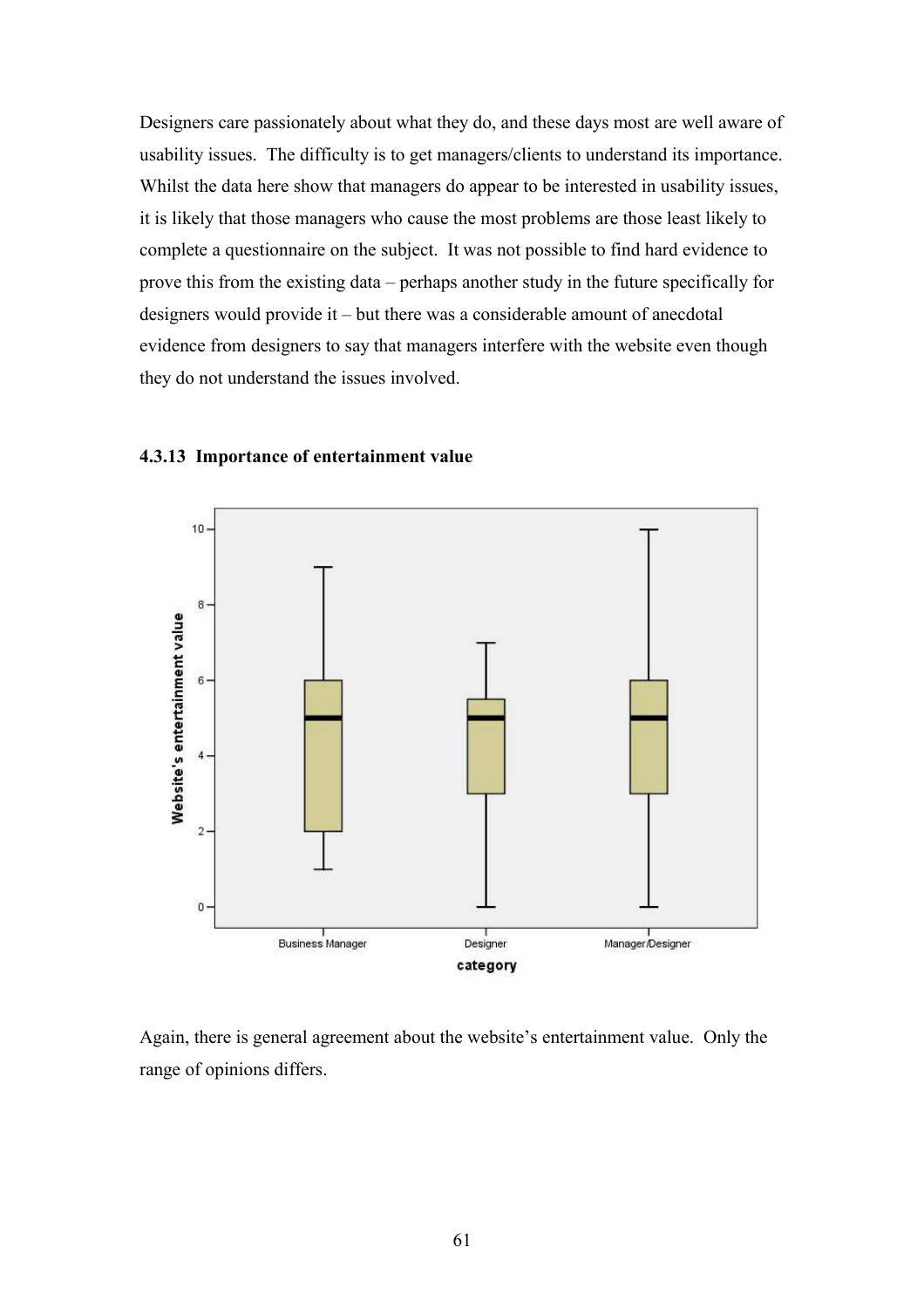Designers care passionately about what they do, and these days most are well aware of usability issues. The difficulty is to get managers/clients to understand its importance. Whilst the data here show that managers do appear to be interested in usability issues, it is likely that those managers who cause the most problems are those least likely to complete a questionnaire on the subject. It was not possible to find hard evidence to prove this from the existing data – perhaps another study in the future specifically for designers would provide it – but there was a considerable amount of anecdotal evidence from designers to say that managers interfere with the website even though they do not understand the issues involved.

#### 4.3.13 Importance of entertainment value

Website's entertainment value

10

8

6

4

2

0

Business Manager

Designer

Manager/Designer

category

Again, there is general agreement about the website's entertainment value. Only the range of opinions differs.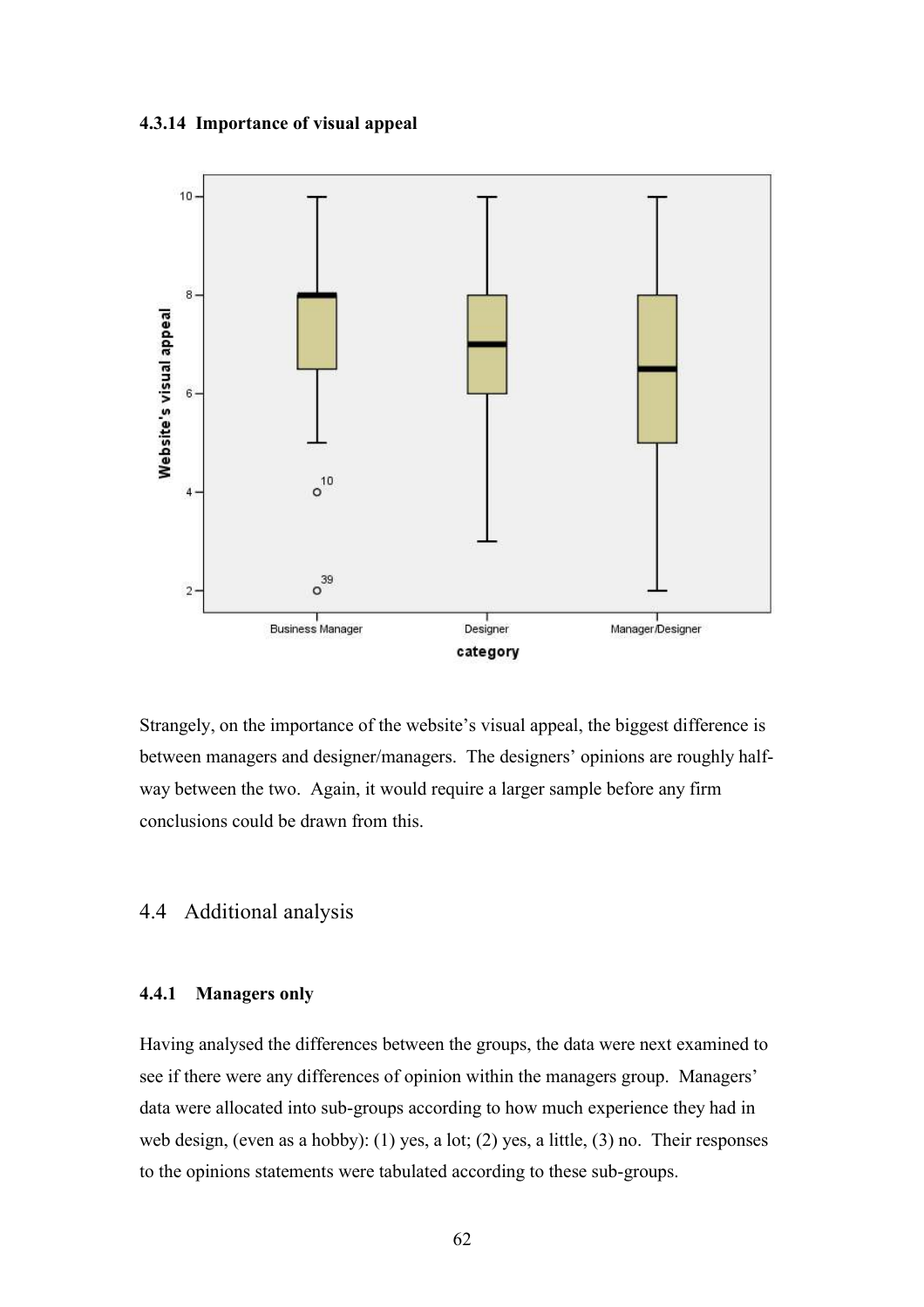#### 4.3.14 Importance of visual appeal

Website's visual appeal

10
8
6
4
2

10
39

Business Manager
Designer
Manager/Designer

category

Strangely, on the importance of the website's visual appeal, the biggest difference is between managers and designer/managers. The designers' opinions are roughly half-way between the two. Again, it would require a larger sample before any firm conclusions could be drawn from this.

## 4.4 Additional analysis

#### 4.4.1 Managers only

Having analysed the differences between the groups, the data were next examined to see if there were any differences of opinion within the managers group. Managers' data were allocated into sub-groups according to how much experience they had in web design, (even as a hobby): (1) yes, a lot; (2) yes, a little, (3) no. Their responses to the opinions statements were tabulated according to these sub-groups.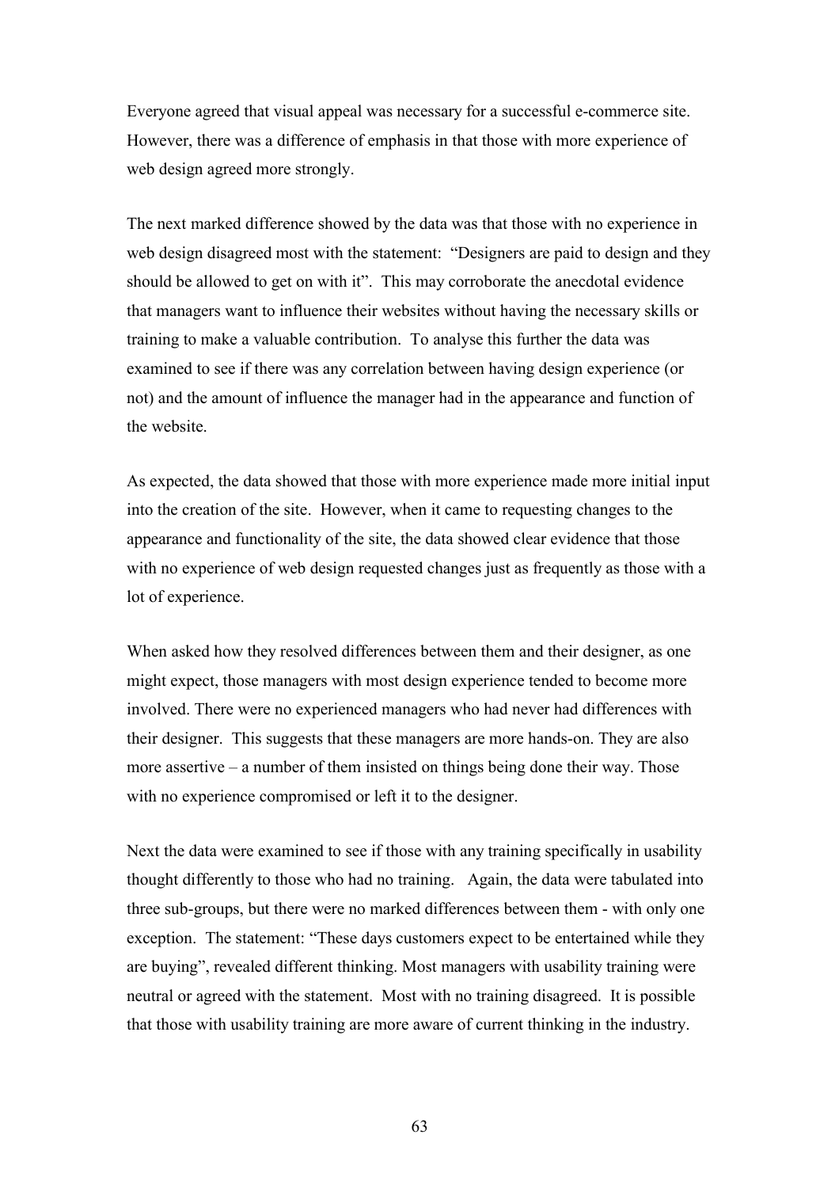Everyone agreed that visual appeal was necessary for a successful e-commerce site. However, there was a difference of emphasis in that those with more experience of web design agreed more strongly.

The next marked difference showed by the data was that those with no experience in web design disagreed most with the statement: "Designers are paid to design and they should be allowed to get on with it". This may corroborate the anecdotal evidence that managers want to influence their websites without having the necessary skills or training to make a valuable contribution. To analyse this further the data was examined to see if there was any correlation between having design experience (or not) and the amount of influence the manager had in the appearance and function of the website.

As expected, the data showed that those with more experience made more initial input into the creation of the site. However, when it came to requesting changes to the appearance and functionality of the site, the data showed clear evidence that those with no experience of web design requested changes just as frequently as those with a lot of experience.

When asked how they resolved differences between them and their designer, as one might expect, those managers with most design experience tended to become more involved. There were no experienced managers who had never had differences with their designer. This suggests that these managers are more hands-on. They are also more assertive – a number of them insisted on things being done their way. Those with no experience compromised or left it to the designer.

Next the data were examined to see if those with any training specifically in usability thought differently to those who had no training. Again, the data were tabulated into three sub-groups, but there were no marked differences between them - with only one exception. The statement: "These days customers expect to be entertained while they are buying", revealed different thinking. Most managers with usability training were neutral or agreed with the statement. Most with no training disagreed. It is possible that those with usability training are more aware of current thinking in the industry.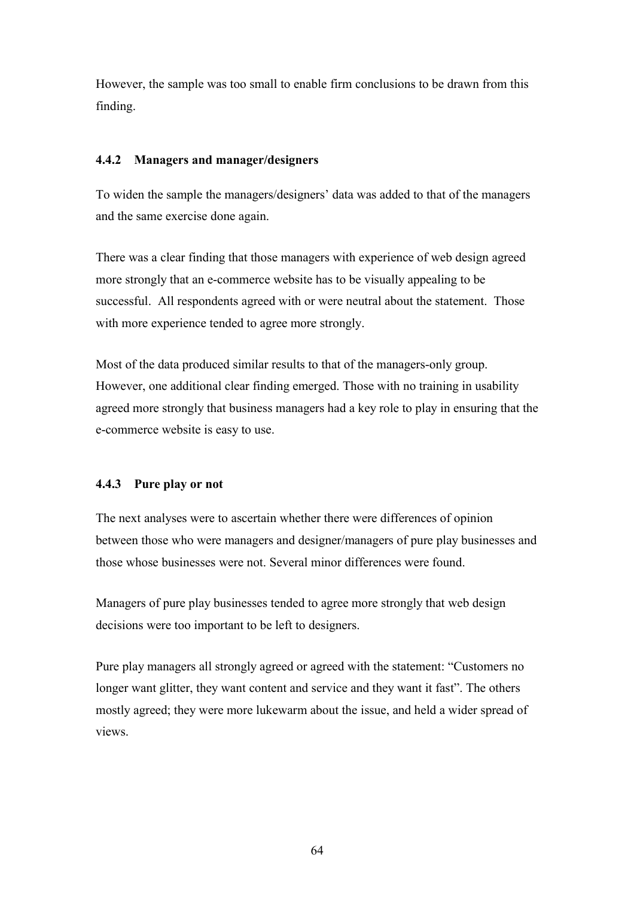However, the sample was too small to enable firm conclusions to be drawn from this finding.

### 4.4.2 Managers and manager/designers

To widen the sample the managers/designers' data was added to that of the managers and the same exercise done again.

There was a clear finding that those managers with experience of web design agreed more strongly that an e-commerce website has to be visually appealing to be successful. All respondents agreed with or were neutral about the statement. Those with more experience tended to agree more strongly.

Most of the data produced similar results to that of the managers-only group. However, one additional clear finding emerged. Those with no training in usability agreed more strongly that business managers had a key role to play in ensuring that the e-commerce website is easy to use.

### 4.4.3 Pure play or not

The next analyses were to ascertain whether there were differences of opinion between those who were managers and designer/managers of pure play businesses and those whose businesses were not. Several minor differences were found.

Managers of pure play businesses tended to agree more strongly that web design decisions were too important to be left to designers.

Pure play managers all strongly agreed or agreed with the statement: "Customers no longer want glitter, they want content and service and they want it fast". The others mostly agreed; they were more lukewarm about the issue, and held a wider spread of views.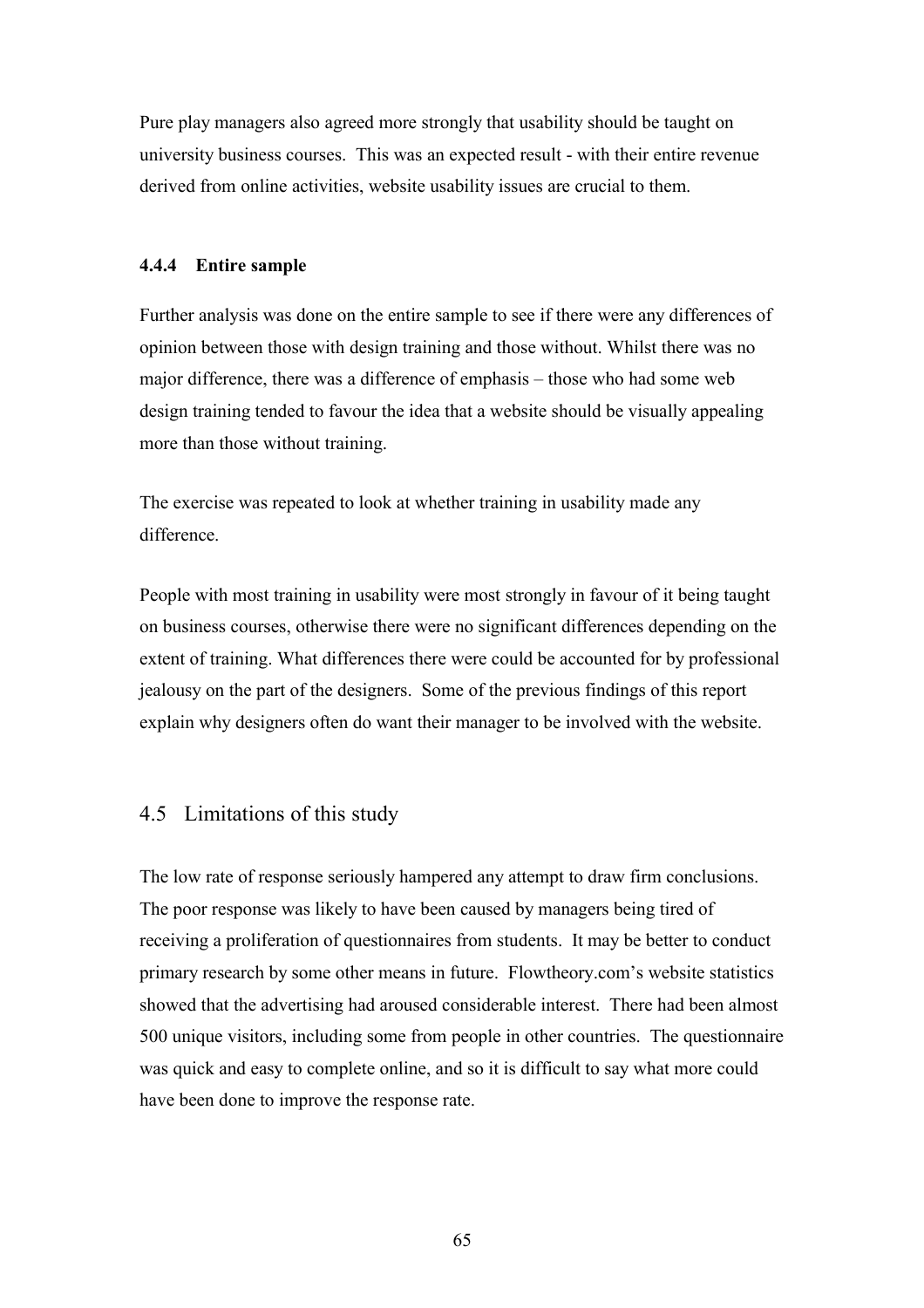Pure play managers also agreed more strongly that usability should be taught on university business courses. This was an expected result - with their entire revenue derived from online activities, website usability issues are crucial to them.

#### 4.4.4 Entire sample

Further analysis was done on the entire sample to see if there were any differences of opinion between those with design training and those without. Whilst there was no major difference, there was a difference of emphasis – those who had some web design training tended to favour the idea that a website should be visually appealing more than those without training.

The exercise was repeated to look at whether training in usability made any difference.

People with most training in usability were most strongly in favour of it being taught on business courses, otherwise there were no significant differences depending on the extent of training. What differences there were could be accounted for by professional jealousy on the part of the designers. Some of the previous findings of this report explain why designers often do want their manager to be involved with the website.

## 4.5 Limitations of this study

The low rate of response seriously hampered any attempt to draw firm conclusions. The poor response was likely to have been caused by managers being tired of receiving a proliferation of questionnaires from students. It may be better to conduct primary research by some other means in future. Flowtheory.com's website statistics showed that the advertising had aroused considerable interest. There had been almost 500 unique visitors, including some from people in other countries. The questionnaire was quick and easy to complete online, and so it is difficult to say what more could have been done to improve the response rate.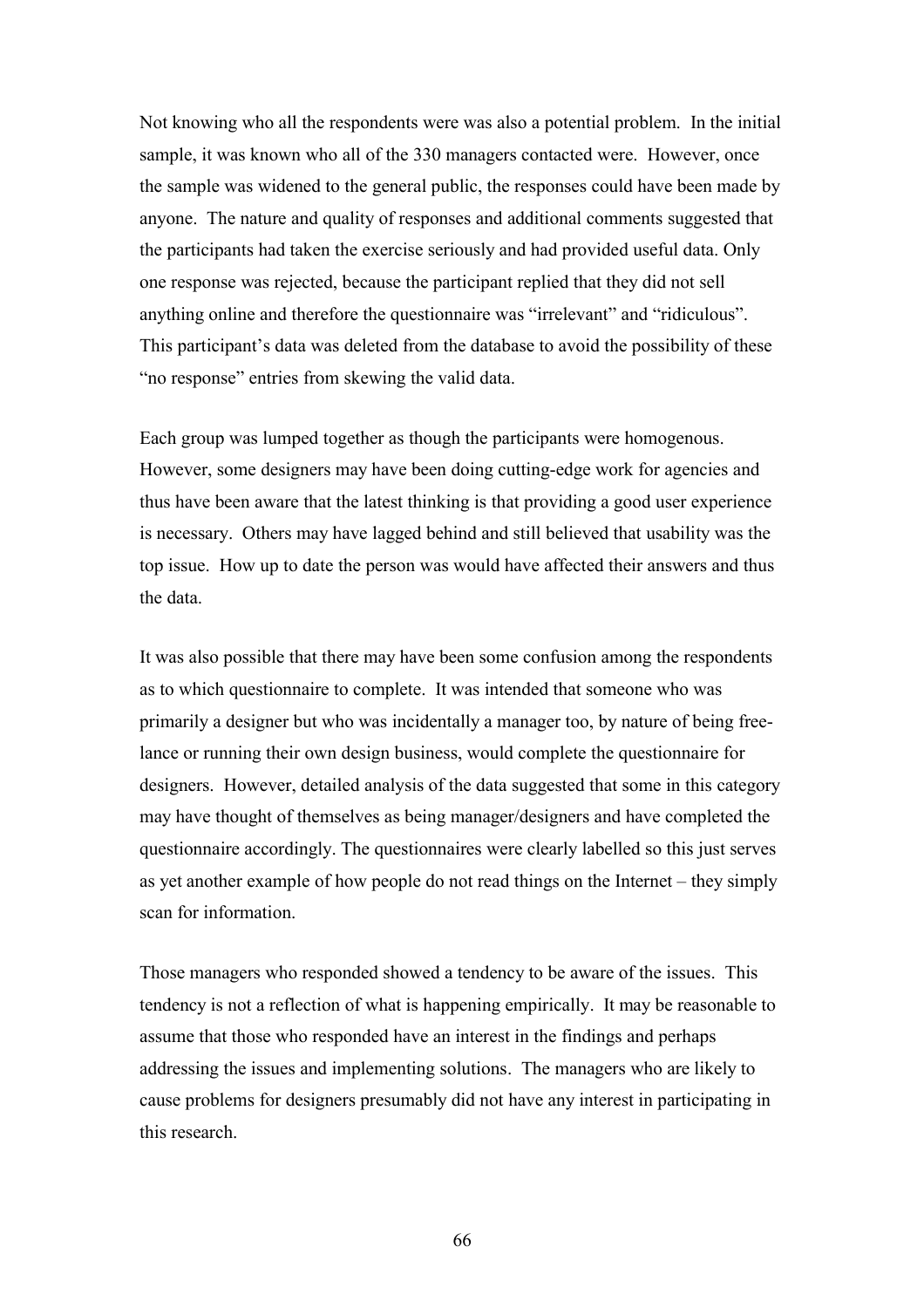Not knowing who all the respondents were was also a potential problem. In the initial sample, it was known who all of the 330 managers contacted were. However, once the sample was widened to the general public, the responses could have been made by anyone. The nature and quality of responses and additional comments suggested that the participants had taken the exercise seriously and had provided useful data. Only one response was rejected, because the participant replied that they did not sell anything online and therefore the questionnaire was "irrelevant" and "ridiculous". This participant's data was deleted from the database to avoid the possibility of these "no response" entries from skewing the valid data.

Each group was lumped together as though the participants were homogenous. However, some designers may have been doing cutting-edge work for agencies and thus have been aware that the latest thinking is that providing a good user experience is necessary. Others may have lagged behind and still believed that usability was the top issue. How up to date the person was would have affected their answers and thus the data.

It was also possible that there may have been some confusion among the respondents as to which questionnaire to complete. It was intended that someone who was primarily a designer but who was incidentally a manager too, by nature of being free-lance or running their own design business, would complete the questionnaire for designers. However, detailed analysis of the data suggested that some in this category may have thought of themselves as being manager/designers and have completed the questionnaire accordingly. The questionnaires were clearly labelled so this just serves as yet another example of how people do not read things on the Internet – they simply scan for information.

Those managers who responded showed a tendency to be aware of the issues. This tendency is not a reflection of what is happening empirically. It may be reasonable to assume that those who responded have an interest in the findings and perhaps addressing the issues and implementing solutions. The managers who are likely to cause problems for designers presumably did not have any interest in participating in this research.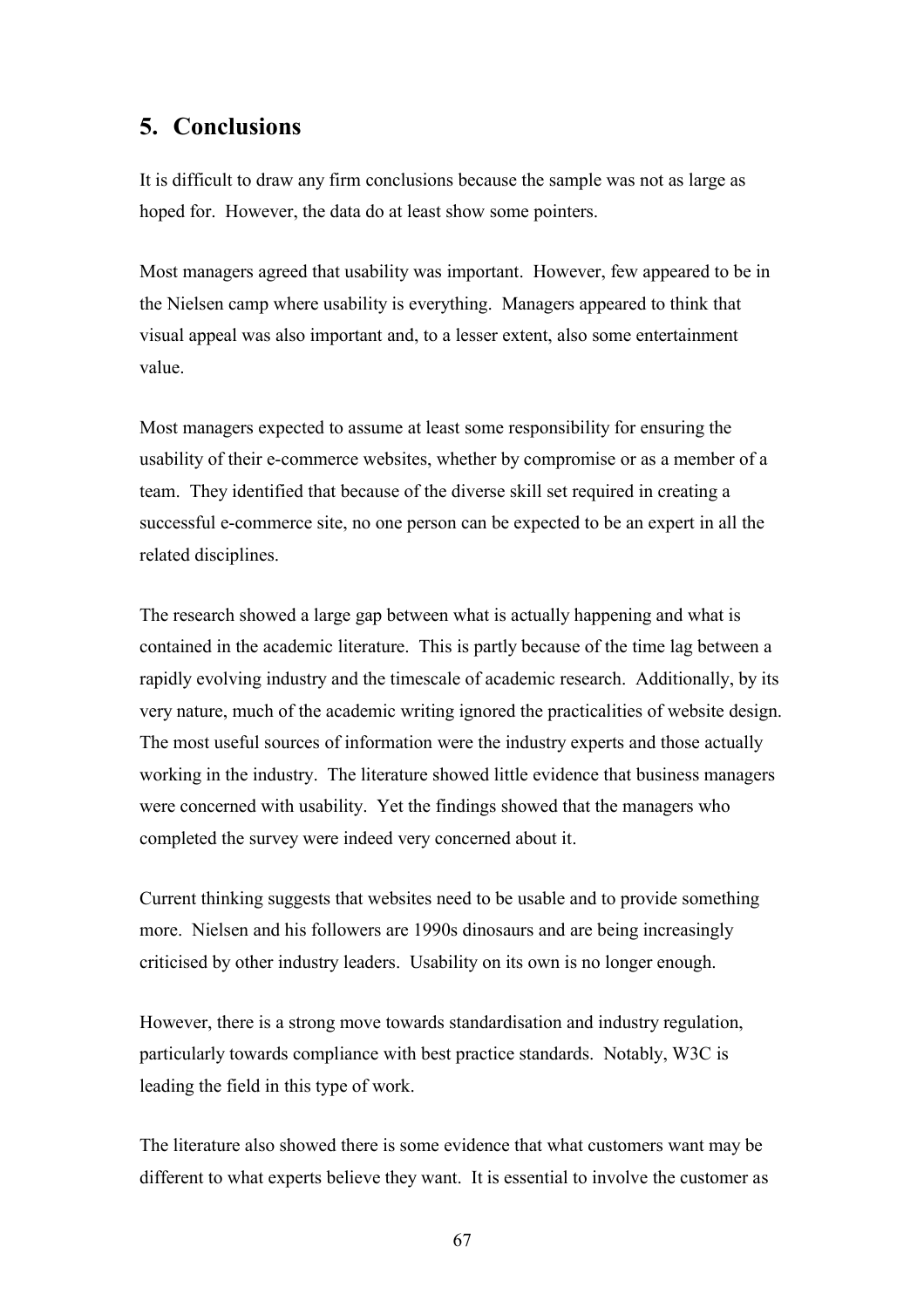## 5. Conclusions

It is difficult to draw any firm conclusions because the sample was not as large as hoped for. However, the data do at least show some pointers.

Most managers agreed that usability was important. However, few appeared to be in the Nielsen camp where usability is everything. Managers appeared to think that visual appeal was also important and, to a lesser extent, also some entertainment value.

Most managers expected to assume at least some responsibility for ensuring the usability of their e-commerce websites, whether by compromise or as a member of a team. They identified that because of the diverse skill set required in creating a successful e-commerce site, no one person can be expected to be an expert in all the related disciplines.

The research showed a large gap between what is actually happening and what is contained in the academic literature. This is partly because of the time lag between a rapidly evolving industry and the timescale of academic research. Additionally, by its very nature, much of the academic writing ignored the practicalities of website design. The most useful sources of information were the industry experts and those actually working in the industry. The literature showed little evidence that business managers were concerned with usability. Yet the findings showed that the managers who completed the survey were indeed very concerned about it.

Current thinking suggests that websites need to be usable and to provide something more. Nielsen and his followers are 1990s dinosaurs and are being increasingly criticised by other industry leaders. Usability on its own is no longer enough.

However, there is a strong move towards standardisation and industry regulation, particularly towards compliance with best practice standards. Notably, W3C is leading the field in this type of work.

The literature also showed there is some evidence that what customers want may be different to what experts believe they want. It is essential to involve the customer as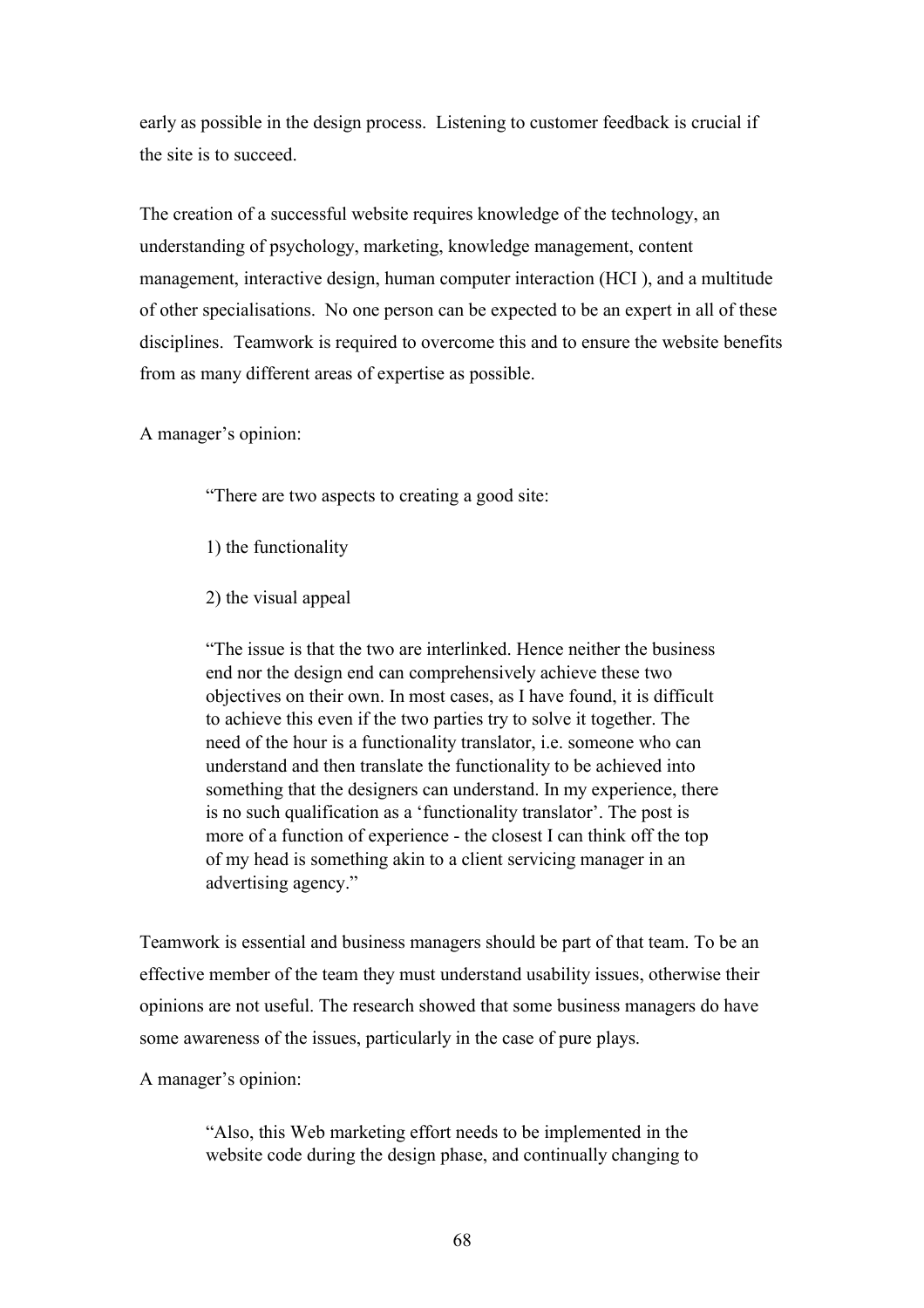early as possible in the design process. Listening to customer feedback is crucial if the site is to succeed.

The creation of a successful website requires knowledge of the technology, an understanding of psychology, marketing, knowledge management, content management, interactive design, human computer interaction (HCI ), and a multitude of other specialisations. No one person can be expected to be an expert in all of these disciplines. Teamwork is required to overcome this and to ensure the website benefits from as many different areas of expertise as possible.

A manager's opinion:

> "There are two aspects to creating a good site:
>
> 1) the functionality
>
> 2) the visual appeal
>
> "The issue is that the two are interlinked. Hence neither the business end nor the design end can comprehensively achieve these two objectives on their own. In most cases, as I have found, it is difficult to achieve this even if the two parties try to solve it together. The need of the hour is a functionality translator, i.e. someone who can understand and then translate the functionality to be achieved into something that the designers can understand. In my experience, there is no such qualification as a 'functionality translator'. The post is more of a function of experience - the closest I can think off the top of my head is something akin to a client servicing manager in an advertising agency."

Teamwork is essential and business managers should be part of that team. To be an effective member of the team they must understand usability issues, otherwise their opinions are not useful. The research showed that some business managers do have some awareness of the issues, particularly in the case of pure plays.

A manager's opinion:

> "Also, this Web marketing effort needs to be implemented in the website code during the design phase, and continually changing to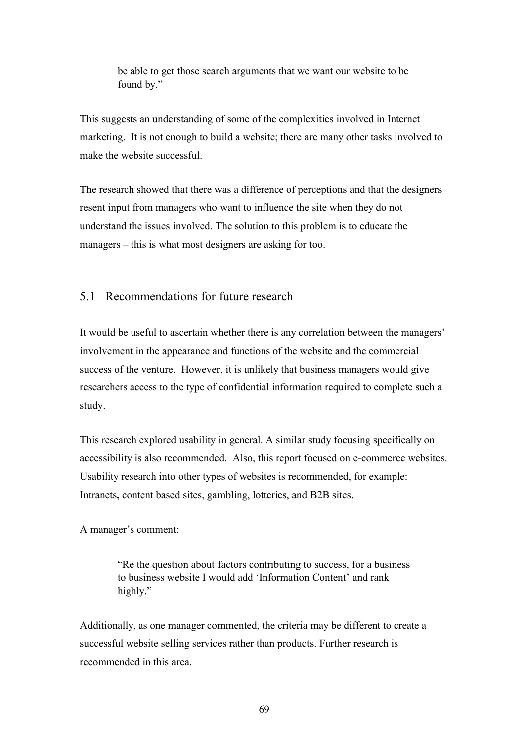> be able to get those search arguments that we want our website to be found by."

This suggests an understanding of some of the complexities involved in Internet marketing. It is not enough to build a website; there are many other tasks involved to make the website successful.

The research showed that there was a difference of perceptions and that the designers resent input from managers who want to influence the site when they do not understand the issues involved. The solution to this problem is to educate the managers – this is what most designers are asking for too.

## 5.1 Recommendations for future research

It would be useful to ascertain whether there is any correlation between the managers' involvement in the appearance and functions of the website and the commercial success of the venture. However, it is unlikely that business managers would give researchers access to the type of confidential information required to complete such a study.

This research explored usability in general. A similar study focusing specifically on accessibility is also recommended. Also, this report focused on e-commerce websites. Usability research into other types of websites is recommended, for example: Intranets**,** content based sites, gambling, lotteries, and B2B sites.

A manager's comment:

> "Re the question about factors contributing to success, for a business to business website I would add 'Information Content' and rank highly."

Additionally, as one manager commented, the criteria may be different to create a successful website selling services rather than products. Further research is recommended in this area.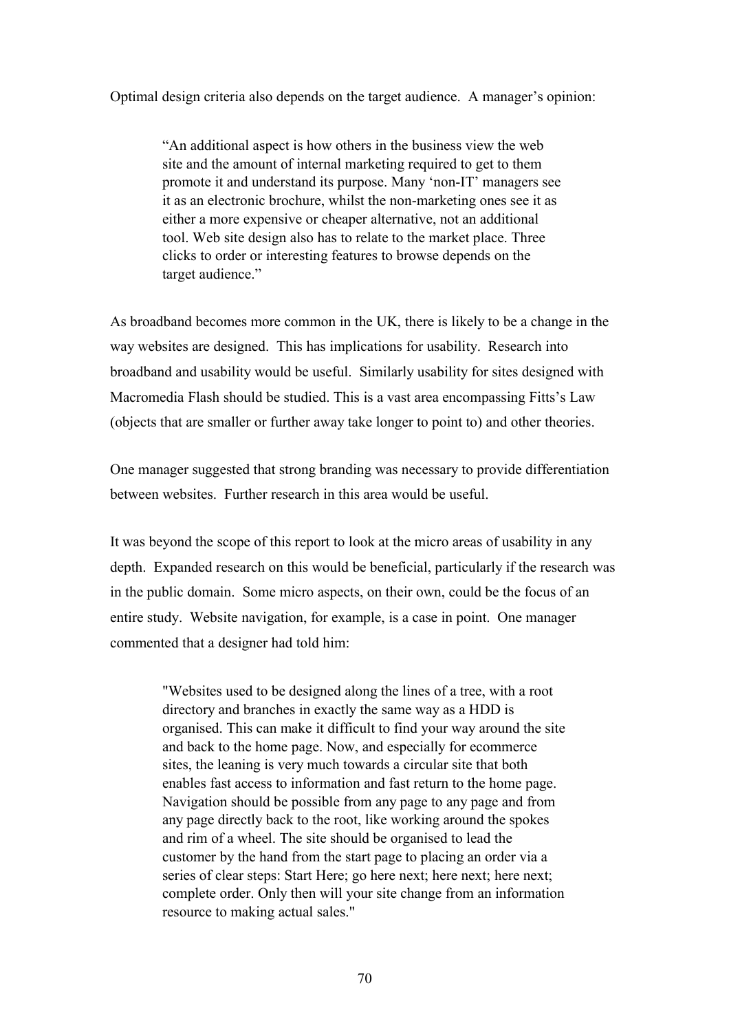Optimal design criteria also depends on the target audience. A manager's opinion:

> "An additional aspect is how others in the business view the web site and the amount of internal marketing required to get to them promote it and understand its purpose. Many 'non-IT' managers see it as an electronic brochure, whilst the non-marketing ones see it as either a more expensive or cheaper alternative, not an additional tool. Web site design also has to relate to the market place. Three clicks to order or interesting features to browse depends on the target audience."

As broadband becomes more common in the UK, there is likely to be a change in the way websites are designed. This has implications for usability. Research into broadband and usability would be useful. Similarly usability for sites designed with Macromedia Flash should be studied. This is a vast area encompassing Fitts's Law (objects that are smaller or further away take longer to point to) and other theories.

One manager suggested that strong branding was necessary to provide differentiation between websites. Further research in this area would be useful.

It was beyond the scope of this report to look at the micro areas of usability in any depth. Expanded research on this would be beneficial, particularly if the research was in the public domain. Some micro aspects, on their own, could be the focus of an entire study. Website navigation, for example, is a case in point. One manager commented that a designer had told him:

> "Websites used to be designed along the lines of a tree, with a root directory and branches in exactly the same way as a HDD is organised. This can make it difficult to find your way around the site and back to the home page. Now, and especially for ecommerce sites, the leaning is very much towards a circular site that both enables fast access to information and fast return to the home page. Navigation should be possible from any page to any page and from any page directly back to the root, like working around the spokes and rim of a wheel. The site should be organised to lead the customer by the hand from the start page to placing an order via a series of clear steps: Start Here; go here next; here next; here next; complete order. Only then will your site change from an information resource to making actual sales."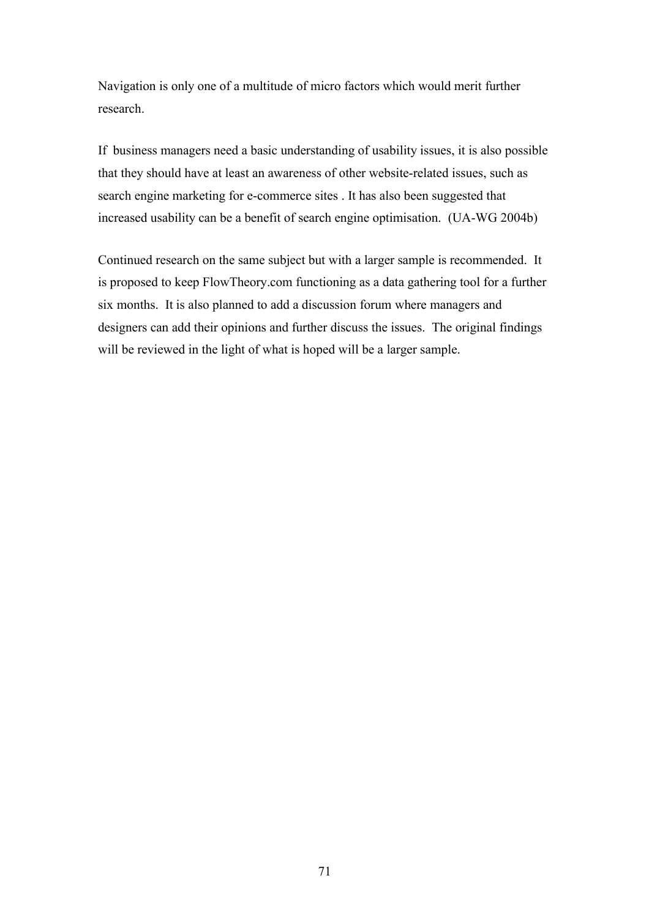Navigation is only one of a multitude of micro factors which would merit further research.

If business managers need a basic understanding of usability issues, it is also possible that they should have at least an awareness of other website-related issues, such as search engine marketing for e-commerce sites . It has also been suggested that increased usability can be a benefit of search engine optimisation. (UA-WG 2004b)

Continued research on the same subject but with a larger sample is recommended. It is proposed to keep FlowTheory.com functioning as a data gathering tool for a further six months. It is also planned to add a discussion forum where managers and designers can add their opinions and further discuss the issues. The original findings will be reviewed in the light of what is hoped will be a larger sample.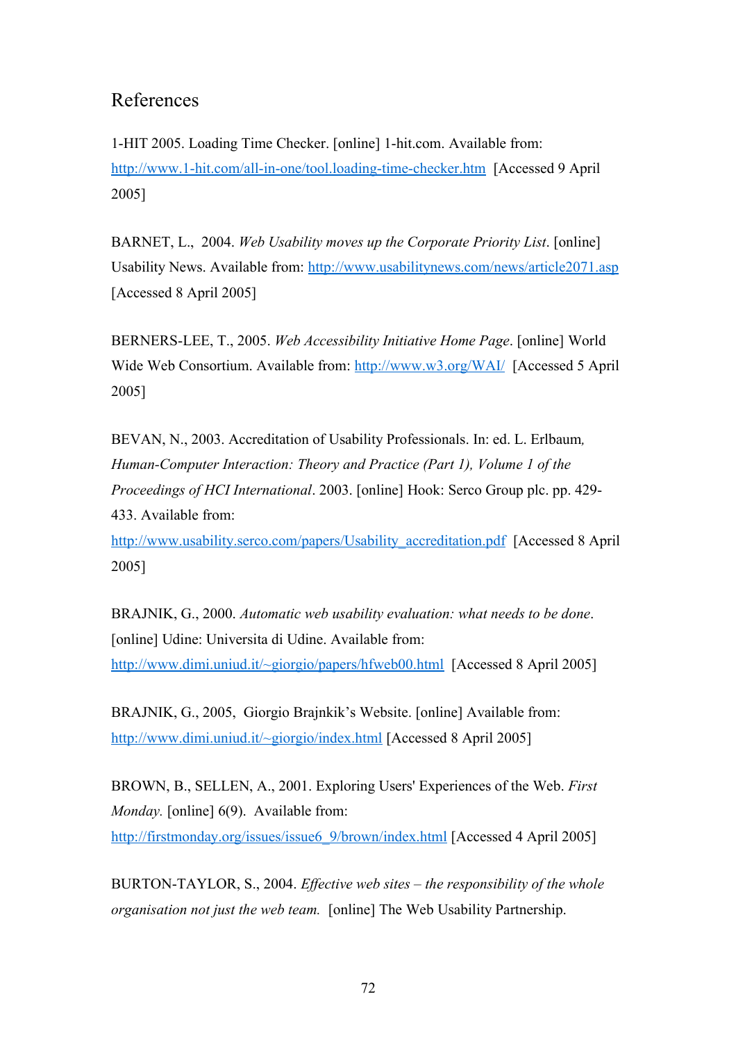## References

1-HIT 2005. Loading Time Checker. [online] 1-hit.com. Available from: http://www.1-hit.com/all-in-one/tool.loading-time-checker.htm [Accessed 9 April 2005]

BARNET, L., 2004. *Web Usability moves up the Corporate Priority List*. [online] Usability News. Available from: http://www.usabilitynews.com/news/article2071.asp [Accessed 8 April 2005]

BERNERS-LEE, T., 2005. *Web Accessibility Initiative Home Page*. [online] World Wide Web Consortium. Available from: http://www.w3.org/WAI/ [Accessed 5 April 2005]

BEVAN, N., 2003. Accreditation of Usability Professionals. In: ed. L. Erlbaum, *Human-Computer Interaction: Theory and Practice (Part 1), Volume 1 of the Proceedings of HCI International*. 2003. [online] Hook: Serco Group plc. pp. 429-433. Available from: http://www.usability.serco.com/papers/Usability_accreditation.pdf [Accessed 8 April 2005]

BRAJNIK, G., 2000. *Automatic web usability evaluation: what needs to be done*. [online] Udine: Universita di Udine. Available from: http://www.dimi.uniud.it/~giorgio/papers/hfweb00.html [Accessed 8 April 2005]

BRAJNIK, G., 2005, Giorgio Brajnkik's Website. [online] Available from: http://www.dimi.uniud.it/~giorgio/index.html [Accessed 8 April 2005]

BROWN, B., SELLEN, A., 2001. Exploring Users' Experiences of the Web. *First Monday.* [online] 6(9). Available from: http://firstmonday.org/issues/issue6_9/brown/index.html [Accessed 4 April 2005]

BURTON-TAYLOR, S., 2004. *Effective web sites – the responsibility of the whole organisation not just the web team.* [online] The Web Usability Partnership.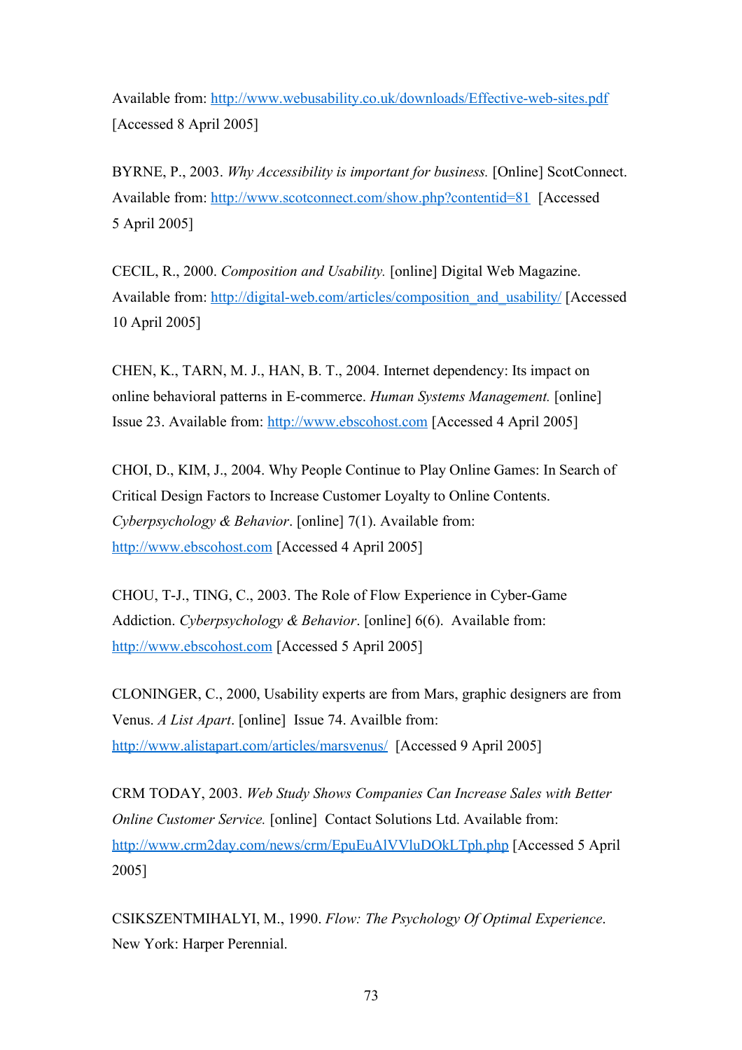Available from: http://www.webusability.co.uk/downloads/Effective-web-sites.pdf [Accessed 8 April 2005]

BYRNE, P., 2003. *Why Accessibility is important for business.* [Online] ScotConnect. Available from: http://www.scotconnect.com/show.php?contentid=81 [Accessed 5 April 2005]

CECIL, R., 2000. *Composition and Usability.* [online] Digital Web Magazine. Available from: http://digital-web.com/articles/composition_and_usability/ [Accessed 10 April 2005]

CHEN, K., TARN, M. J., HAN, B. T., 2004. Internet dependency: Its impact on online behavioral patterns in E-commerce. *Human Systems Management.* [online] Issue 23. Available from: http://www.ebscohost.com [Accessed 4 April 2005]

CHOI, D., KIM, J., 2004. Why People Continue to Play Online Games: In Search of Critical Design Factors to Increase Customer Loyalty to Online Contents. *Cyberpsychology & Behavior*. [online] 7(1). Available from: http://www.ebscohost.com [Accessed 4 April 2005]

CHOU, T-J., TING, C., 2003. The Role of Flow Experience in Cyber-Game Addiction. *Cyberpsychology & Behavior*. [online] 6(6). Available from: http://www.ebscohost.com [Accessed 5 April 2005]

CLONINGER, C., 2000, Usability experts are from Mars, graphic designers are from Venus. *A List Apart*. [online] Issue 74. Availble from: http://www.alistapart.com/articles/marsvenus/ [Accessed 9 April 2005]

CRM TODAY, 2003. *Web Study Shows Companies Can Increase Sales with Better Online Customer Service.* [online] Contact Solutions Ltd. Available from: http://www.crm2day.com/news/crm/EpuEuAlVVluDOkLTph.php [Accessed 5 April 2005]

CSIKSZENTMIHALYI, M., 1990. *Flow: The Psychology Of Optimal Experience*. New York: Harper Perennial.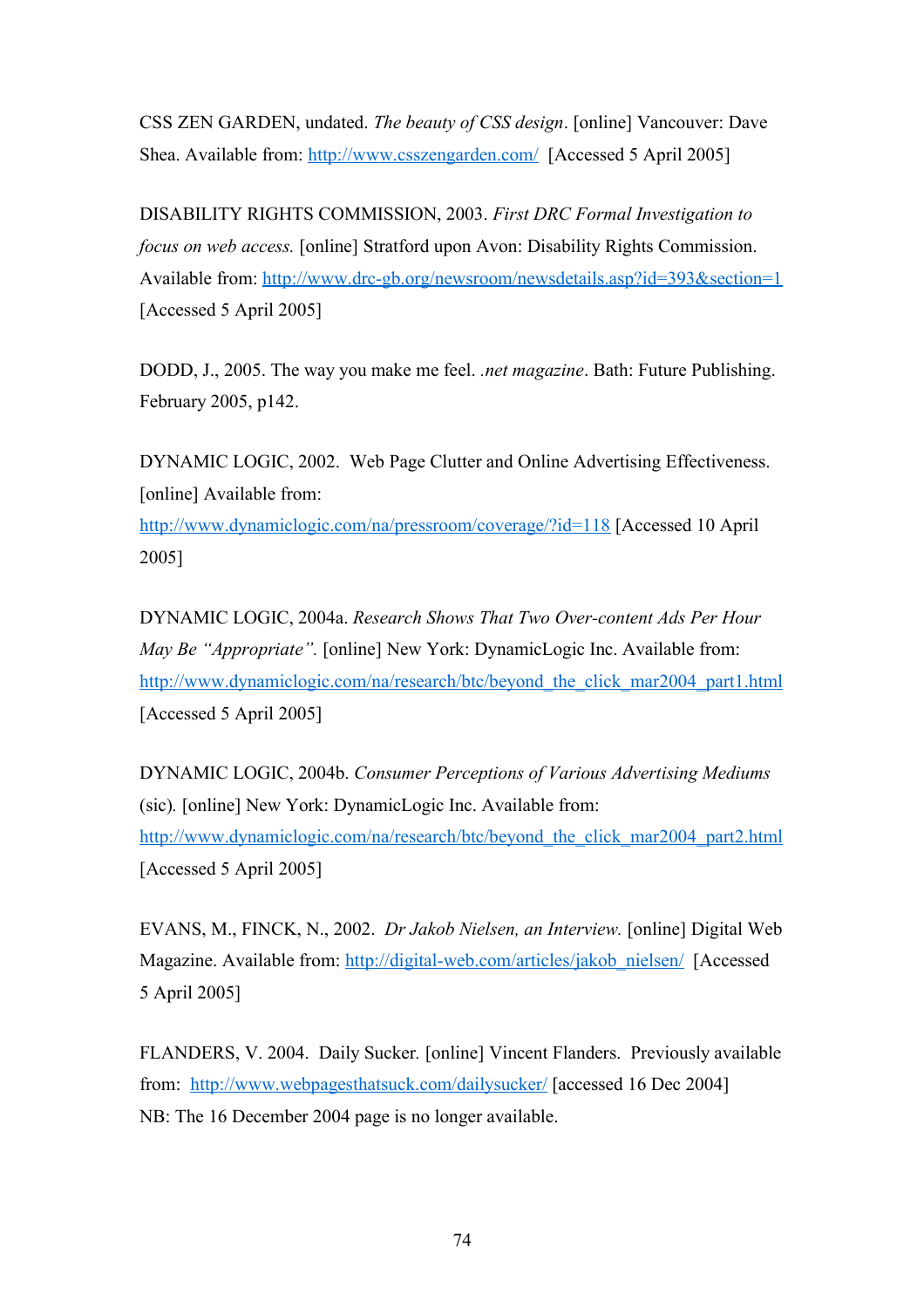CSS ZEN GARDEN, undated. *The beauty of CSS design*. [online] Vancouver: Dave Shea. Available from: http://www.csszengarden.com/ [Accessed 5 April 2005]

DISABILITY RIGHTS COMMISSION, 2003. *First DRC Formal Investigation to focus on web access.* [online] Stratford upon Avon: Disability Rights Commission. Available from: http://www.drc-gb.org/newsroom/newsdetails.asp?id=393&section=1 [Accessed 5 April 2005]

DODD, J., 2005. The way you make me feel. *.net magazine*. Bath: Future Publishing. February 2005, p142.

DYNAMIC LOGIC, 2002. Web Page Clutter and Online Advertising Effectiveness. [online] Available from: http://www.dynamiclogic.com/na/pressroom/coverage/?id=118 [Accessed 10 April 2005]

DYNAMIC LOGIC, 2004a. *Research Shows That Two Over-content Ads Per Hour May Be "Appropriate".* [online] New York: DynamicLogic Inc. Available from: http://www.dynamiclogic.com/na/research/btc/beyond_the_click_mar2004_part1.html [Accessed 5 April 2005]

DYNAMIC LOGIC, 2004b. *Consumer Perceptions of Various Advertising Mediums* (sic). [online] New York: DynamicLogic Inc. Available from: http://www.dynamiclogic.com/na/research/btc/beyond_the_click_mar2004_part2.html [Accessed 5 April 2005]

EVANS, M., FINCK, N., 2002. *Dr Jakob Nielsen, an Interview.* [online] Digital Web Magazine. Available from: http://digital-web.com/articles/jakob_nielsen/ [Accessed 5 April 2005]

FLANDERS, V. 2004. Daily Sucker. [online] Vincent Flanders. Previously available from: http://www.webpagesthatsuck.com/dailysucker/ [accessed 16 Dec 2004]
NB: The 16 December 2004 page is no longer available.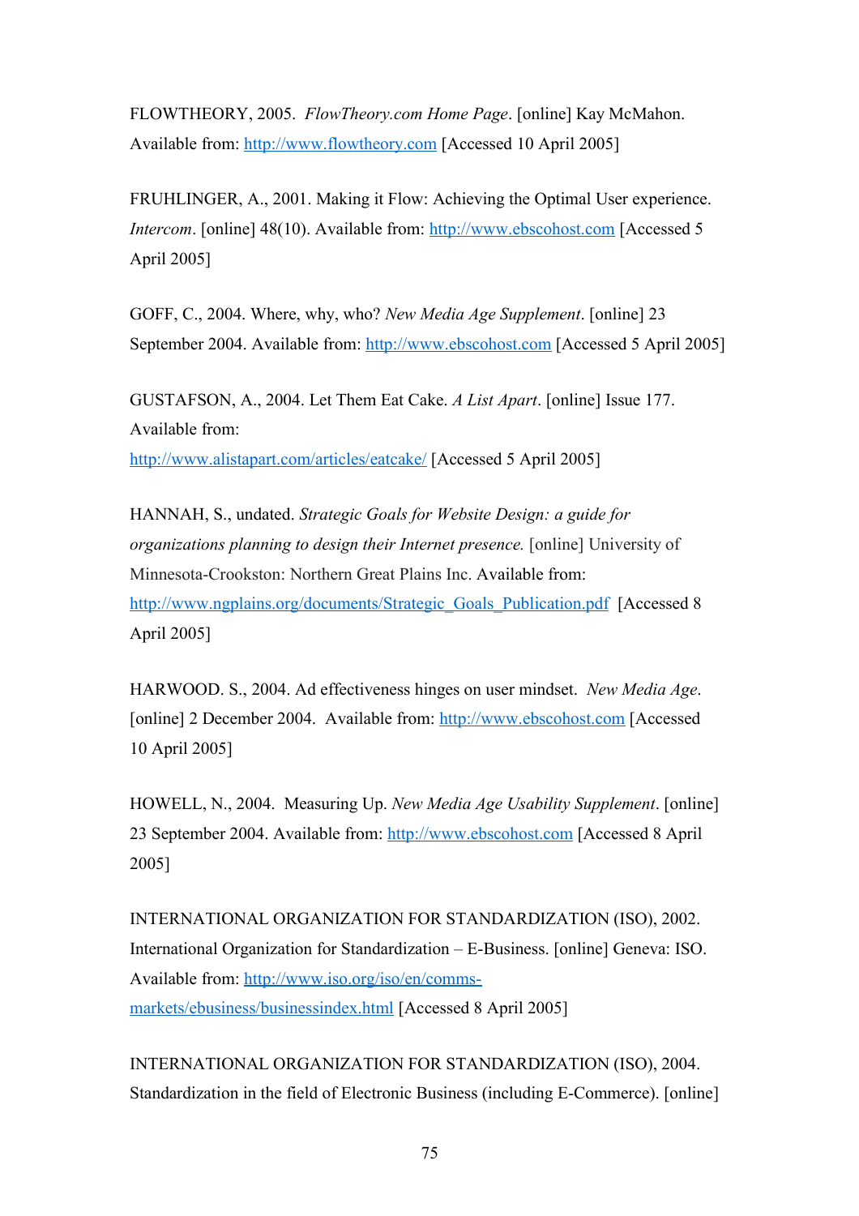FLOWTHEORY, 2005. *FlowTheory.com Home Page*. [online] Kay McMahon. Available from: http://www.flowtheory.com [Accessed 10 April 2005]

FRUHLINGER, A., 2001. Making it Flow: Achieving the Optimal User experience. *Intercom*. [online] 48(10). Available from: http://www.ebscohost.com [Accessed 5 April 2005]

GOFF, C., 2004. Where, why, who? *New Media Age Supplement*. [online] 23 September 2004. Available from: http://www.ebscohost.com [Accessed 5 April 2005]

GUSTAFSON, A., 2004. Let Them Eat Cake. *A List Apart*. [online] Issue 177. Available from: http://www.alistapart.com/articles/eatcake/ [Accessed 5 April 2005]

HANNAH, S., undated. *Strategic Goals for Website Design: a guide for organizations planning to design their Internet presence.* [online] University of Minnesota-Crookston: Northern Great Plains Inc. Available from: http://www.ngplains.org/documents/Strategic_Goals_Publication.pdf [Accessed 8 April 2005]

HARWOOD. S., 2004. Ad effectiveness hinges on user mindset. *New Media Age*. [online] 2 December 2004. Available from: http://www.ebscohost.com [Accessed 10 April 2005]

HOWELL, N., 2004. Measuring Up. *New Media Age Usability Supplement*. [online] 23 September 2004. Available from: http://www.ebscohost.com [Accessed 8 April 2005]

INTERNATIONAL ORGANIZATION FOR STANDARDIZATION (ISO), 2002. International Organization for Standardization – E-Business. [online] Geneva: ISO. Available from: http://www.iso.org/iso/en/comms-markets/ebusiness/businessindex.html [Accessed 8 April 2005]

INTERNATIONAL ORGANIZATION FOR STANDARDIZATION (ISO), 2004. Standardization in the field of Electronic Business (including E-Commerce). [online]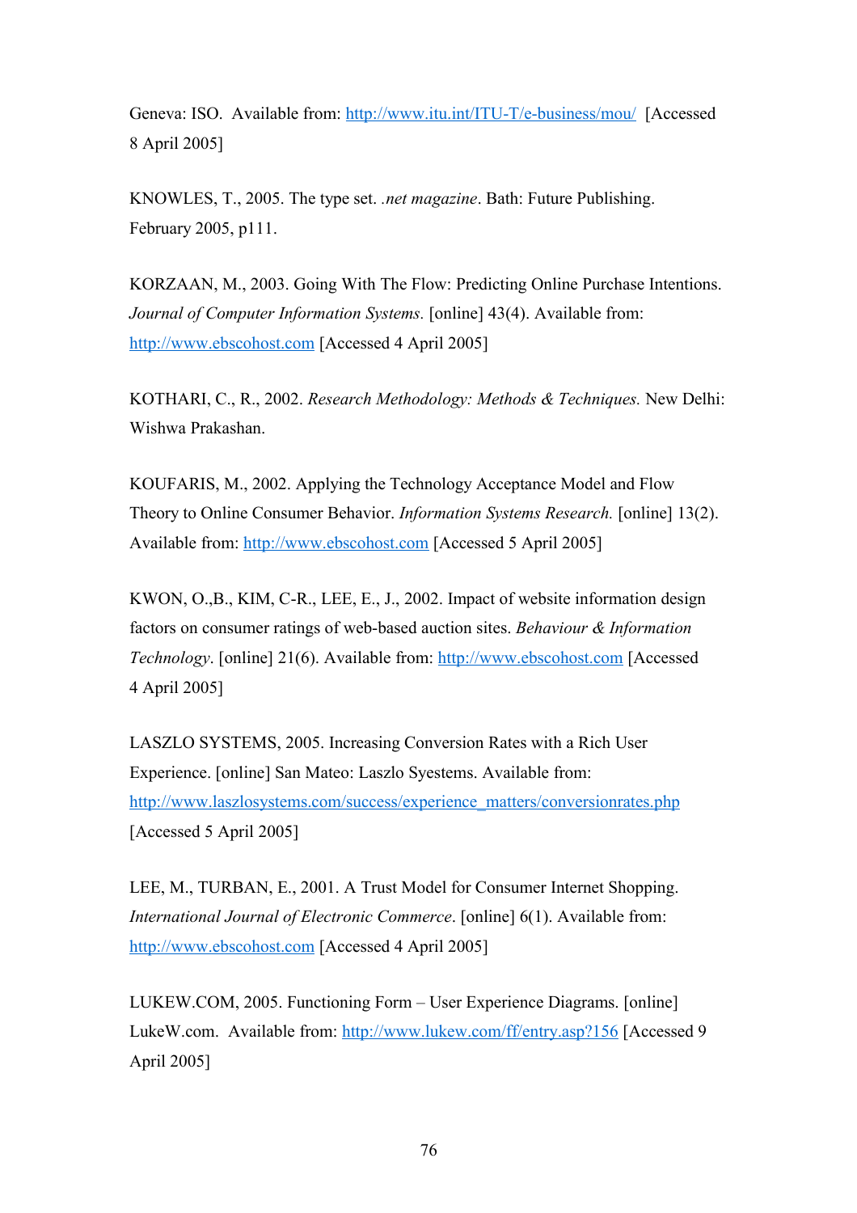Geneva: ISO. Available from: http://www.itu.int/ITU-T/e-business/mou/ [Accessed 8 April 2005]

KNOWLES, T., 2005. The type set. *.net magazine*. Bath: Future Publishing. February 2005, p111.

KORZAAN, M., 2003. Going With The Flow: Predicting Online Purchase Intentions. *Journal of Computer Information Systems.* [online] 43(4). Available from: http://www.ebscohost.com [Accessed 4 April 2005]

KOTHARI, C., R., 2002. *Research Methodology: Methods & Techniques.* New Delhi: Wishwa Prakashan.

KOUFARIS, M., 2002. Applying the Technology Acceptance Model and Flow Theory to Online Consumer Behavior. *Information Systems Research.* [online] 13(2). Available from: http://www.ebscohost.com [Accessed 5 April 2005]

KWON, O.,B., KIM, C-R., LEE, E., J., 2002. Impact of website information design factors on consumer ratings of web-based auction sites. *Behaviour & Information Technology*. [online] 21(6). Available from: http://www.ebscohost.com [Accessed 4 April 2005]

LASZLO SYSTEMS, 2005. Increasing Conversion Rates with a Rich User Experience. [online] San Mateo: Laszlo Syestems. Available from: http://www.laszlosystems.com/success/experience_matters/conversionrates.php [Accessed 5 April 2005]

LEE, M., TURBAN, E., 2001. A Trust Model for Consumer Internet Shopping. *International Journal of Electronic Commerce*. [online] 6(1). Available from: http://www.ebscohost.com [Accessed 4 April 2005]

LUKEW.COM, 2005. Functioning Form – User Experience Diagrams. [online] LukeW.com. Available from: http://www.lukew.com/ff/entry.asp?156 [Accessed 9 April 2005]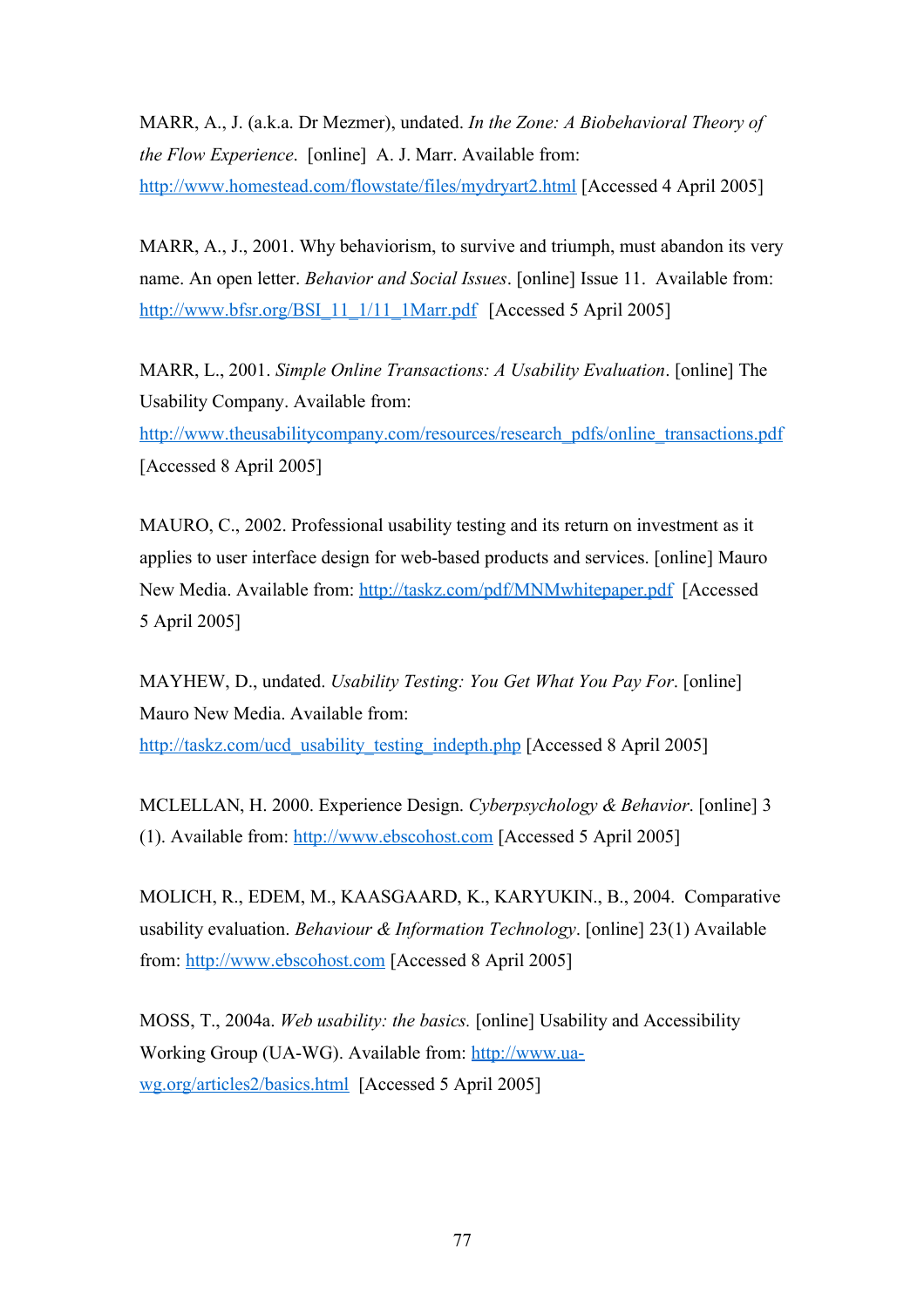MARR, A., J. (a.k.a. Dr Mezmer), undated. *In the Zone: A Biobehavioral Theory of the Flow Experience*. [online] A. J. Marr. Available from: http://www.homestead.com/flowstate/files/mydryart2.html [Accessed 4 April 2005]

MARR, A., J., 2001. Why behaviorism, to survive and triumph, must abandon its very name. An open letter. *Behavior and Social Issues*. [online] Issue 11. Available from: http://www.bfsr.org/BSI_11_1/11_1Marr.pdf [Accessed 5 April 2005]

MARR, L., 2001. *Simple Online Transactions: A Usability Evaluation*. [online] The Usability Company. Available from: http://www.theusabilitycompany.com/resources/research_pdfs/online_transactions.pdf [Accessed 8 April 2005]

MAURO, C., 2002. Professional usability testing and its return on investment as it applies to user interface design for web-based products and services. [online] Mauro New Media. Available from: http://taskz.com/pdf/MNMwhitepaper.pdf [Accessed 5 April 2005]

MAYHEW, D., undated. *Usability Testing: You Get What You Pay For*. [online] Mauro New Media. Available from: http://taskz.com/ucd_usability_testing_indepth.php [Accessed 8 April 2005]

MCLELLAN, H. 2000. Experience Design. *Cyberpsychology & Behavior*. [online] 3 (1). Available from: http://www.ebscohost.com [Accessed 5 April 2005]

MOLICH, R., EDEM, M., KAASGAARD, K., KARYUKIN., B., 2004. Comparative usability evaluation. *Behaviour & Information Technology*. [online] 23(1) Available from: http://www.ebscohost.com [Accessed 8 April 2005]

MOSS, T., 2004a. *Web usability: the basics.* [online] Usability and Accessibility Working Group (UA-WG). Available from: http://www.ua-wg.org/articles2/basics.html [Accessed 5 April 2005]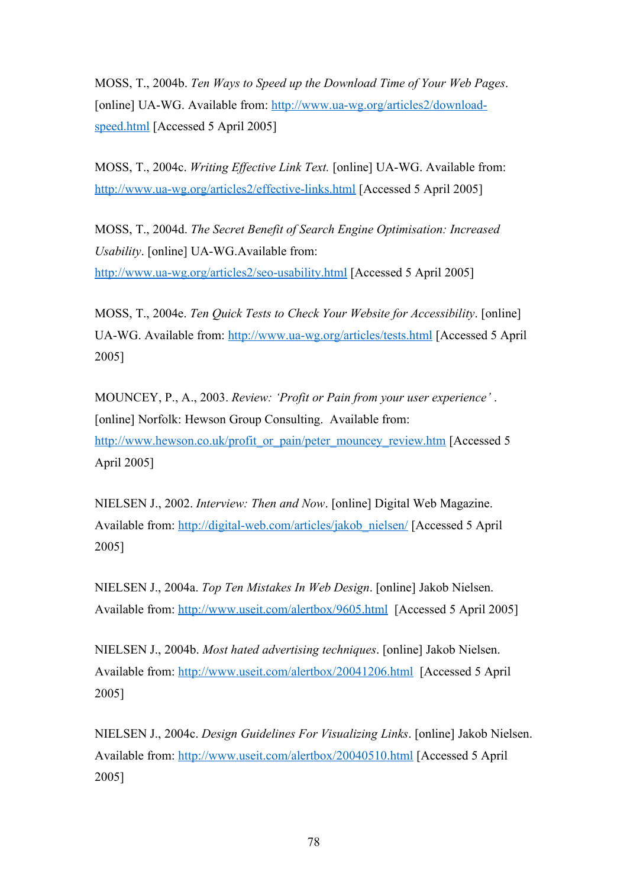MOSS, T., 2004b. *Ten Ways to Speed up the Download Time of Your Web Pages*. [online] UA-WG. Available from: http://www.ua-wg.org/articles2/download-speed.html [Accessed 5 April 2005]

MOSS, T., 2004c. *Writing Effective Link Text.* [online] UA-WG. Available from: http://www.ua-wg.org/articles2/effective-links.html [Accessed 5 April 2005]

MOSS, T., 2004d. *The Secret Benefit of Search Engine Optimisation: Increased Usability*. [online] UA-WG.Available from: http://www.ua-wg.org/articles2/seo-usability.html [Accessed 5 April 2005]

MOSS, T., 2004e. *Ten Quick Tests to Check Your Website for Accessibility*. [online] UA-WG. Available from: http://www.ua-wg.org/articles/tests.html [Accessed 5 April 2005]

MOUNCEY, P., A., 2003. *Review: 'Profit or Pain from your user experience'* . [online] Norfolk: Hewson Group Consulting. Available from: http://www.hewson.co.uk/profit_or_pain/peter_mouncey_review.htm [Accessed 5 April 2005]

NIELSEN J., 2002. *Interview: Then and Now*. [online] Digital Web Magazine. Available from: http://digital-web.com/articles/jakob_nielsen/ [Accessed 5 April 2005]

NIELSEN J., 2004a. *Top Ten Mistakes In Web Design*. [online] Jakob Nielsen. Available from: http://www.useit.com/alertbox/9605.html [Accessed 5 April 2005]

NIELSEN J., 2004b. *Most hated advertising techniques*. [online] Jakob Nielsen. Available from: http://www.useit.com/alertbox/20041206.html [Accessed 5 April 2005]

NIELSEN J., 2004c. *Design Guidelines For Visualizing Links*. [online] Jakob Nielsen. Available from: http://www.useit.com/alertbox/20040510.html [Accessed 5 April 2005]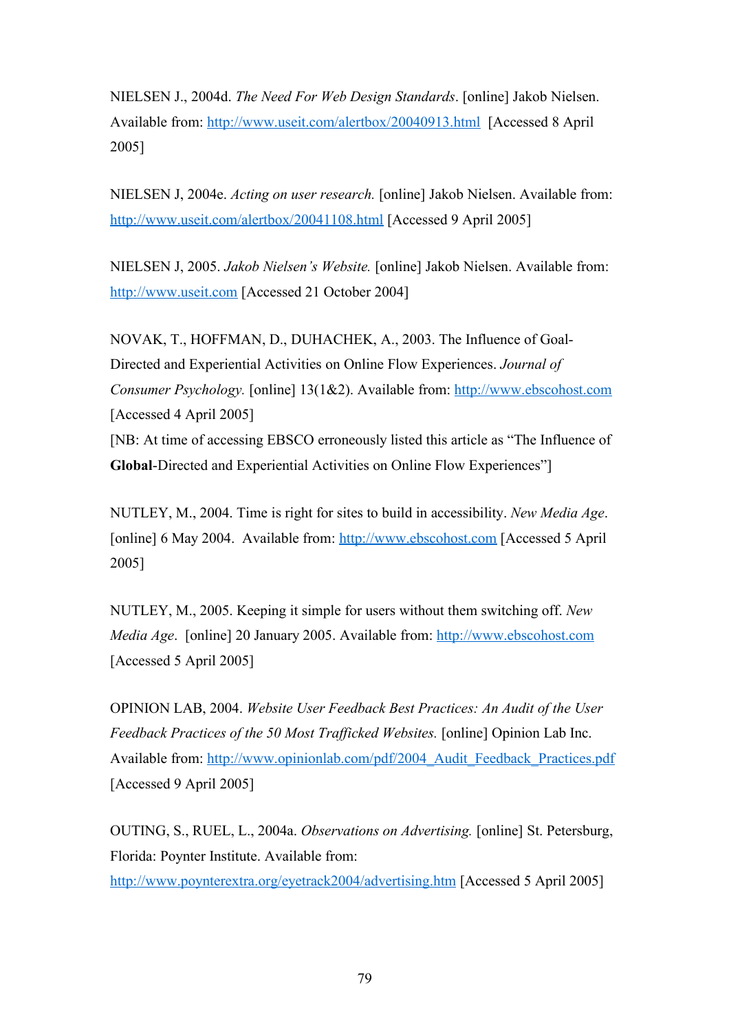NIELSEN J., 2004d. *The Need For Web Design Standards*. [online] Jakob Nielsen. Available from: http://www.useit.com/alertbox/20040913.html [Accessed 8 April 2005]

NIELSEN J, 2004e. *Acting on user research.* [online] Jakob Nielsen. Available from: http://www.useit.com/alertbox/20041108.html [Accessed 9 April 2005]

NIELSEN J, 2005. *Jakob Nielsen's Website.* [online] Jakob Nielsen. Available from: http://www.useit.com [Accessed 21 October 2004]

NOVAK, T., HOFFMAN, D., DUHACHEK, A., 2003. The Influence of Goal-Directed and Experiential Activities on Online Flow Experiences. *Journal of Consumer Psychology.* [online] 13(1&2). Available from: http://www.ebscohost.com [Accessed 4 April 2005]
[NB: At time of accessing EBSCO erroneously listed this article as "The Influence of **Global**-Directed and Experiential Activities on Online Flow Experiences"]

NUTLEY, M., 2004. Time is right for sites to build in accessibility. *New Media Age*. [online] 6 May 2004. Available from: http://www.ebscohost.com [Accessed 5 April 2005]

NUTLEY, M., 2005. Keeping it simple for users without them switching off. *New Media Age*. [online] 20 January 2005. Available from: http://www.ebscohost.com [Accessed 5 April 2005]

OPINION LAB, 2004. *Website User Feedback Best Practices: An Audit of the User Feedback Practices of the 50 Most Trafficked Websites.* [online] Opinion Lab Inc. Available from: http://www.opinionlab.com/pdf/2004_Audit_Feedback_Practices.pdf [Accessed 9 April 2005]

OUTING, S., RUEL, L., 2004a. *Observations on Advertising.* [online] St. Petersburg, Florida: Poynter Institute. Available from: http://www.poynterextra.org/eyetrack2004/advertising.htm [Accessed 5 April 2005]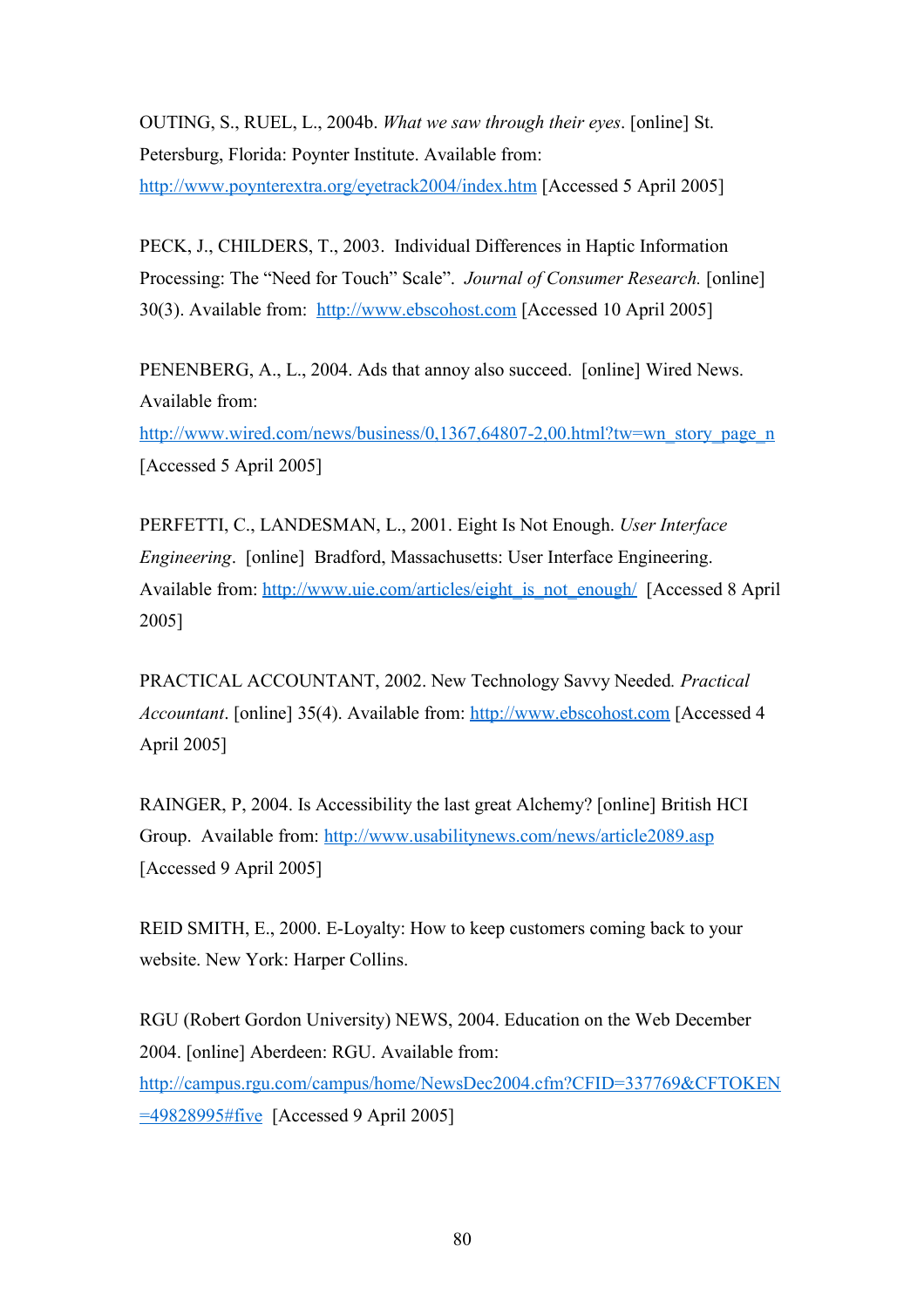OUTING, S., RUEL, L., 2004b. *What we saw through their eyes*. [online] St. Petersburg, Florida: Poynter Institute. Available from: http://www.poynterextra.org/eyetrack2004/index.htm [Accessed 5 April 2005]

PECK, J., CHILDERS, T., 2003. Individual Differences in Haptic Information Processing: The “Need for Touch” Scale”. *Journal of Consumer Research.* [online] 30(3). Available from: http://www.ebscohost.com [Accessed 10 April 2005]

PENENBERG, A., L., 2004. Ads that annoy also succeed. [online] Wired News. Available from: http://www.wired.com/news/business/0,1367,64807-2,00.html?tw=wn_story_page_n [Accessed 5 April 2005]

PERFETTI, C., LANDESMAN, L., 2001. Eight Is Not Enough. *User Interface Engineering*. [online] Bradford, Massachusetts: User Interface Engineering. Available from: http://www.uie.com/articles/eight_is_not_enough/ [Accessed 8 April 2005]

PRACTICAL ACCOUNTANT, 2002. New Technology Savvy Needed. *Practical Accountant*. [online] 35(4). Available from: http://www.ebscohost.com [Accessed 4 April 2005]

RAINGER, P, 2004. Is Accessibility the last great Alchemy? [online] British HCI Group. Available from: http://www.usabilitynews.com/news/article2089.asp [Accessed 9 April 2005]

REID SMITH, E., 2000. E-Loyalty: How to keep customers coming back to your website. New York: Harper Collins.

RGU (Robert Gordon University) NEWS, 2004. Education on the Web December 2004. [online] Aberdeen: RGU. Available from: http://campus.rgu.com/campus/home/NewsDec2004.cfm?CFID=337769&CFTOKEN=49828995#five [Accessed 9 April 2005]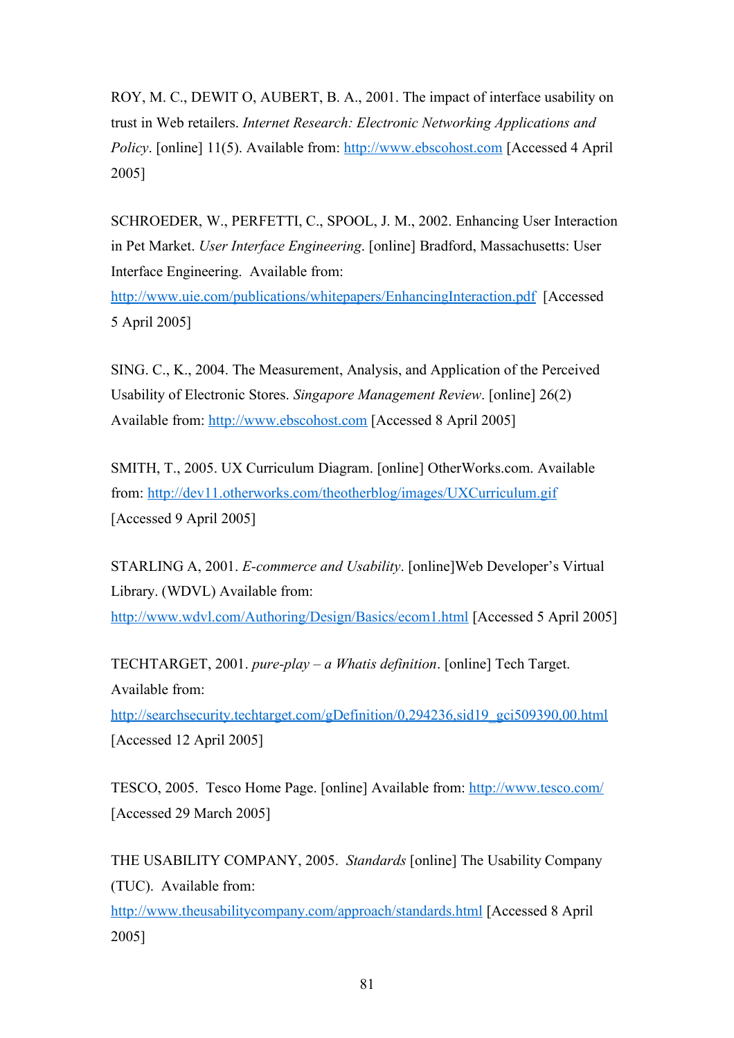ROY, M. C., DEWIT O, AUBERT, B. A., 2001. The impact of interface usability on trust in Web retailers. *Internet Research: Electronic Networking Applications and Policy*. [online] 11(5). Available from: http://www.ebscohost.com [Accessed 4 April 2005]

SCHROEDER, W., PERFETTI, C., SPOOL, J. M., 2002. Enhancing User Interaction in Pet Market. *User Interface Engineering*. [online] Bradford, Massachusetts: User Interface Engineering. Available from: http://www.uie.com/publications/whitepapers/EnhancingInteraction.pdf [Accessed 5 April 2005]

SING. C., K., 2004. The Measurement, Analysis, and Application of the Perceived Usability of Electronic Stores. *Singapore Management Review*. [online] 26(2) Available from: http://www.ebscohost.com [Accessed 8 April 2005]

SMITH, T., 2005. UX Curriculum Diagram. [online] OtherWorks.com. Available from: http://dev11.otherworks.com/theotherblog/images/UXCurriculum.gif [Accessed 9 April 2005]

STARLING A, 2001. *E-commerce and Usability*. [online]Web Developer's Virtual Library. (WDVL) Available from: http://www.wdvl.com/Authoring/Design/Basics/ecom1.html [Accessed 5 April 2005]

TECHTARGET, 2001. *pure-play – a Whatis definition*. [online] Tech Target. Available from: http://searchsecurity.techtarget.com/gDefinition/0,294236,sid19_gci509390,00.html [Accessed 12 April 2005]

TESCO, 2005. Tesco Home Page. [online] Available from: http://www.tesco.com/ [Accessed 29 March 2005]

THE USABILITY COMPANY, 2005. *Standards* [online] The Usability Company (TUC). Available from: http://www.theusabilitycompany.com/approach/standards.html [Accessed 8 April 2005]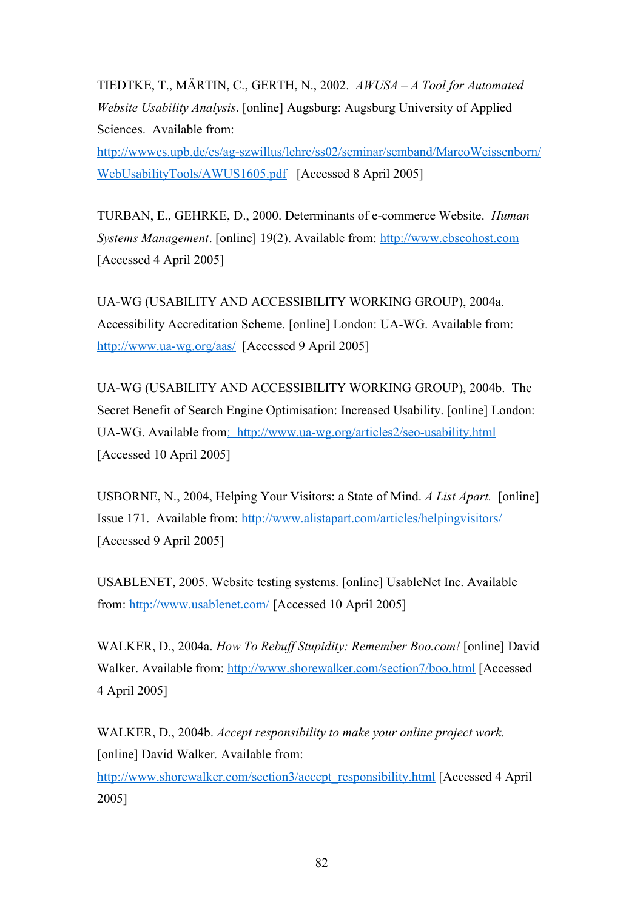TIEDTKE, T., MÄRTIN, C., GERTH, N., 2002. *AWUSA – A Tool for Automated Website Usability Analysis*. [online] Augsburg: Augsburg University of Applied Sciences. Available from: http://wwwcs.upb.de/cs/ag-szwillus/lehre/ss02/seminar/semband/MarcoWeissenborn/WebUsabilityTools/AWUS1605.pdf [Accessed 8 April 2005]

TURBAN, E., GEHRKE, D., 2000. Determinants of e-commerce Website. *Human Systems Management*. [online] 19(2). Available from: http://www.ebscohost.com [Accessed 4 April 2005]

UA-WG (USABILITY AND ACCESSIBILITY WORKING GROUP), 2004a. Accessibility Accreditation Scheme. [online] London: UA-WG. Available from: http://www.ua-wg.org/aas/ [Accessed 9 April 2005]

UA-WG (USABILITY AND ACCESSIBILITY WORKING GROUP), 2004b. The Secret Benefit of Search Engine Optimisation: Increased Usability. [online] London: UA-WG. Available from: http://www.ua-wg.org/articles2/seo-usability.html [Accessed 10 April 2005]

USBORNE, N., 2004, Helping Your Visitors: a State of Mind. *A List Apart.* [online] Issue 171. Available from: http://www.alistapart.com/articles/helpingvisitors/ [Accessed 9 April 2005]

USABLENET, 2005. Website testing systems. [online] UsableNet Inc. Available from: http://www.usablenet.com/ [Accessed 10 April 2005]

WALKER, D., 2004a. *How To Rebuff Stupidity: Remember Boo.com!* [online] David Walker. Available from: http://www.shorewalker.com/section7/boo.html [Accessed 4 April 2005]

WALKER, D., 2004b. *Accept responsibility to make your online project work.* [online] David Walker. Available from: http://www.shorewalker.com/section3/accept_responsibility.html [Accessed 4 April 2005]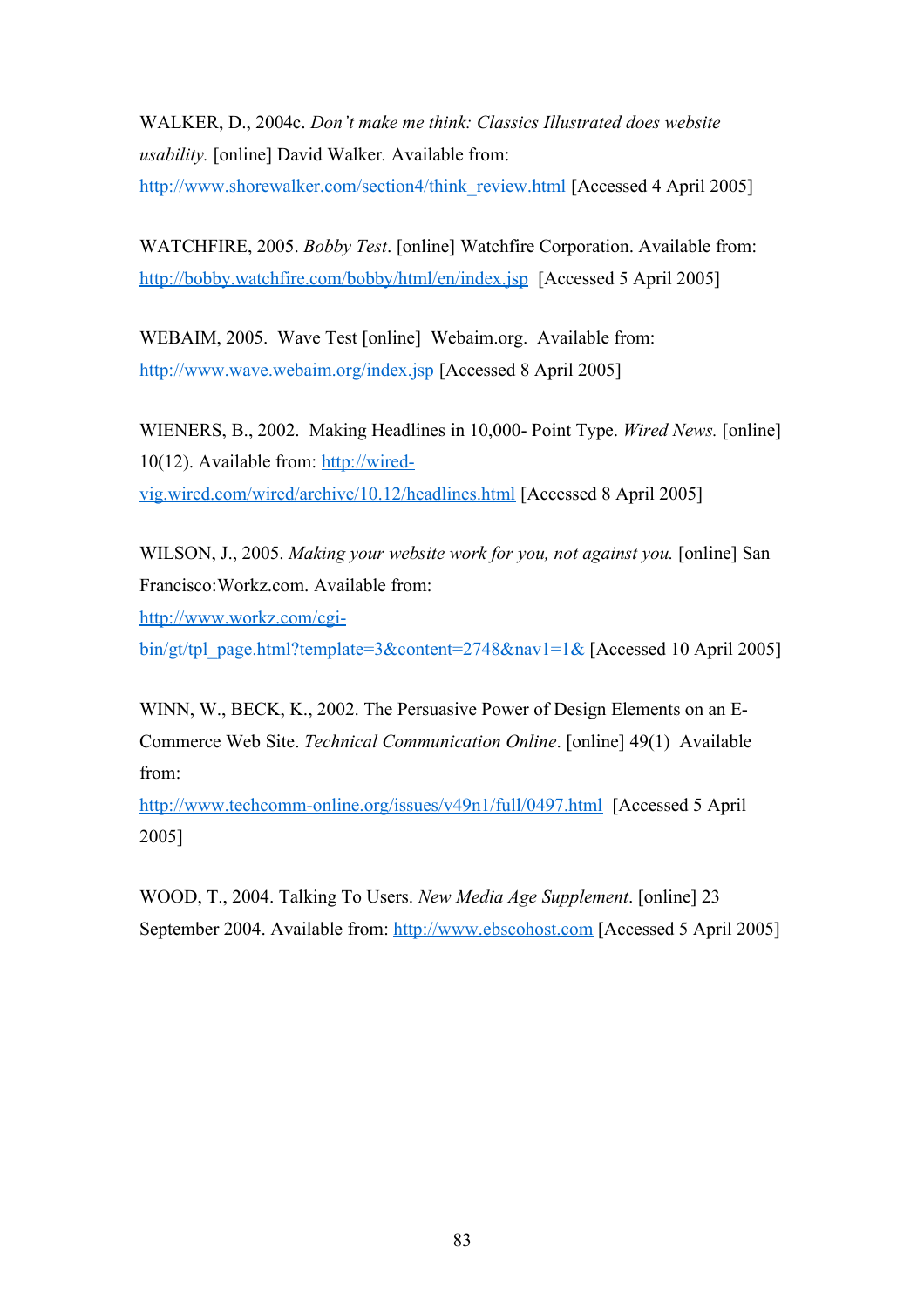WALKER, D., 2004c. *Don't make me think: Classics Illustrated does website usability.* [online] David Walker. Available from: http://www.shorewalker.com/section4/think_review.html [Accessed 4 April 2005]

WATCHFIRE, 2005. *Bobby Test*. [online] Watchfire Corporation. Available from: http://bobby.watchfire.com/bobby/html/en/index.jsp [Accessed 5 April 2005]

WEBAIM, 2005. Wave Test [online] Webaim.org. Available from: http://www.wave.webaim.org/index.jsp [Accessed 8 April 2005]

WIENERS, B., 2002. Making Headlines in 10,000- Point Type. *Wired News.* [online] 10(12). Available from: http://wired-vig.wired.com/wired/archive/10.12/headlines.html [Accessed 8 April 2005]

WILSON, J., 2005. *Making your website work for you, not against you.* [online] San Francisco:Workz.com. Available from: http://www.workz.com/cgi-bin/gt/tpl_page.html?template=3&content=2748&nav1=1& [Accessed 10 April 2005]

WINN, W., BECK, K., 2002. The Persuasive Power of Design Elements on an E-Commerce Web Site. *Technical Communication Online*. [online] 49(1) Available from: http://www.techcomm-online.org/issues/v49n1/full/0497.html [Accessed 5 April 2005]

WOOD, T., 2004. Talking To Users. *New Media Age Supplement*. [online] 23 September 2004. Available from: http://www.ebscohost.com [Accessed 5 April 2005]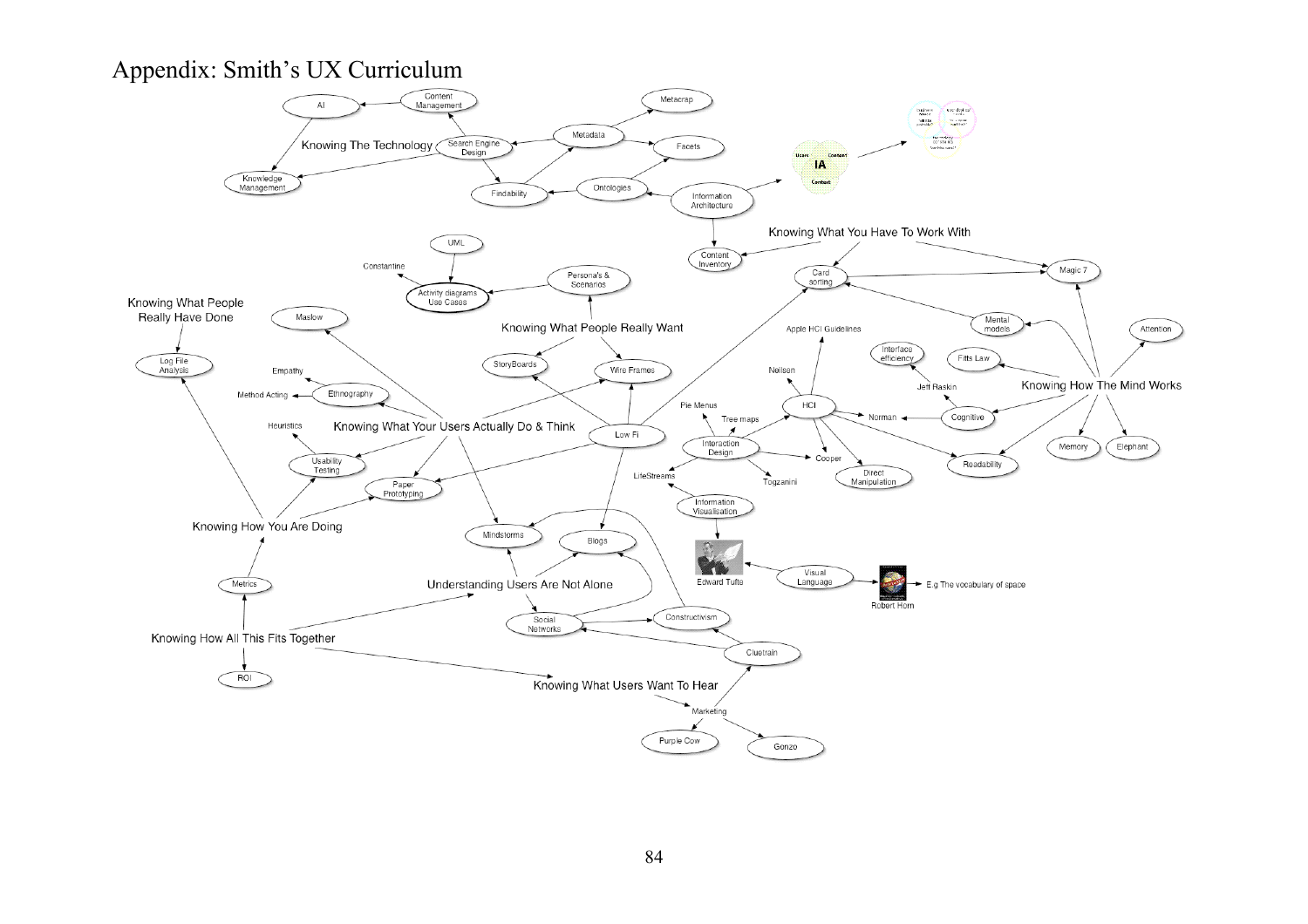# Appendix: Smith's UX Curriculum

AI
Content Management
Metacrap
Knowing The Technology
Search Engine Design
Metadata
Facets
Knowledge Management
Findability
Ontologies
Information Architecture
Users
Content
IA
Context
UML
Content Inventory
Knowing What You Have To Work With
Constantine
Persona's & Scenarios
Card sorting
Magic 7
Activity diagrams Use Cases
Knowing What People Really Have Done
Maslow
Knowing What People Really Want
Apple HCI Guidelines
Mental models
Attention
Log File Analysis
StoryBoards
Interface efficiency
Fitts Law
Empathy
Wire Frames
Neilsen
Jeff Raskin
Knowing How The Mind Works
Method Acting
Ethnography
Pie Menus
HCI
Tree maps
Norman
Cognitive
Heuristics
Knowing What Your Users Actually Do & Think
Low Fi
Interaction Design
Memory
Elephant
Usability Testing
Cooper
Readability
Paper Prototyping
LifeStreams
Direct Manipulation
Togzanini
Information Visualisation
Knowing How You Are Doing
Mindstorms
Blogs
Edward Tufte
Visual Language
E.g The vocabulary of space
Robert Horn
Metrics
Understanding Users Are Not Alone
Social Networks
Constructivism
Knowing How All This Fits Together
Cluetrain
ROI
Knowing What Users Want To Hear
Marketing
Purple Cow
Gonzo